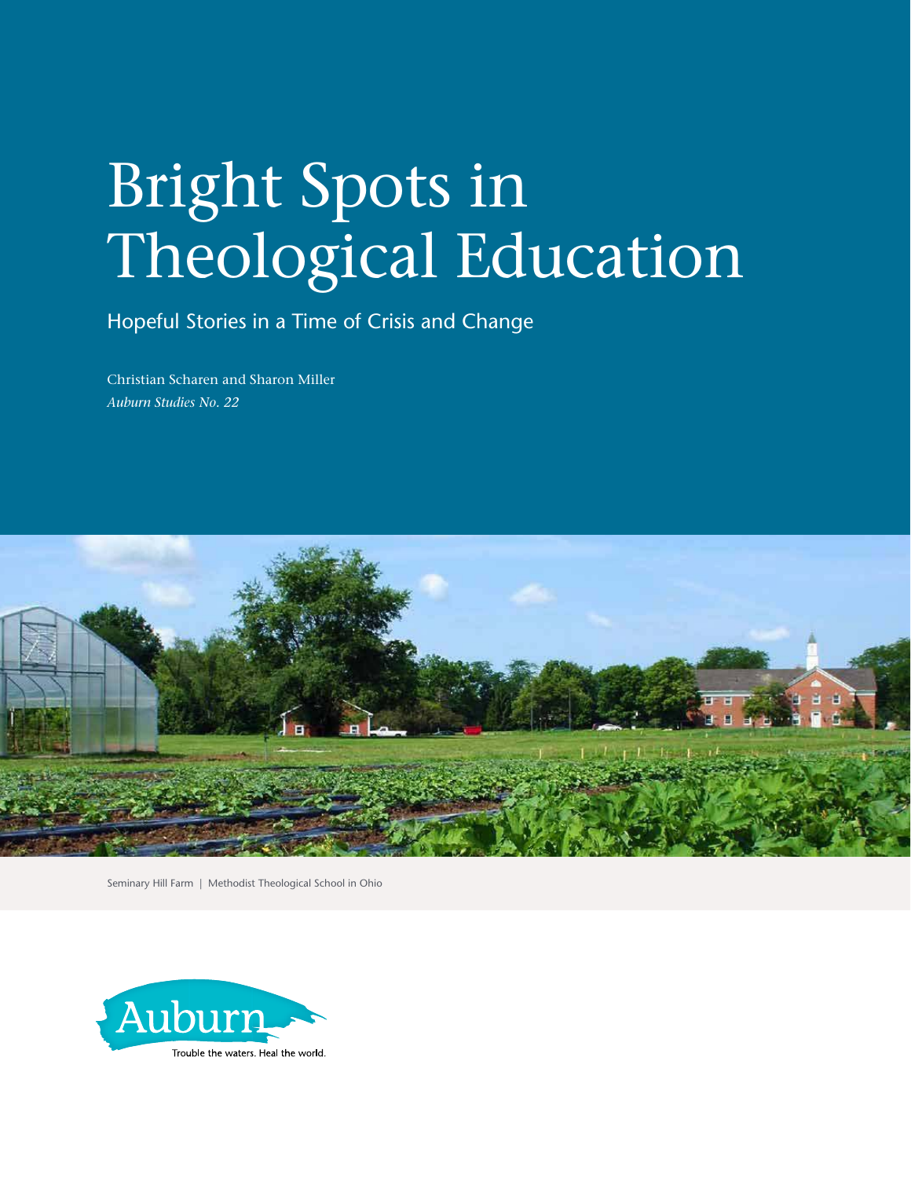# Bright Spots in Theological Education

## Hopeful Stories in a Time of Crisis and Change

Christian Scharen and Sharon Miller

*Auburn Studies No. 22*

Seminary Hill Farm | Methodist Theological School in Ohio

Auburn

Trouble the waters. Heal the world.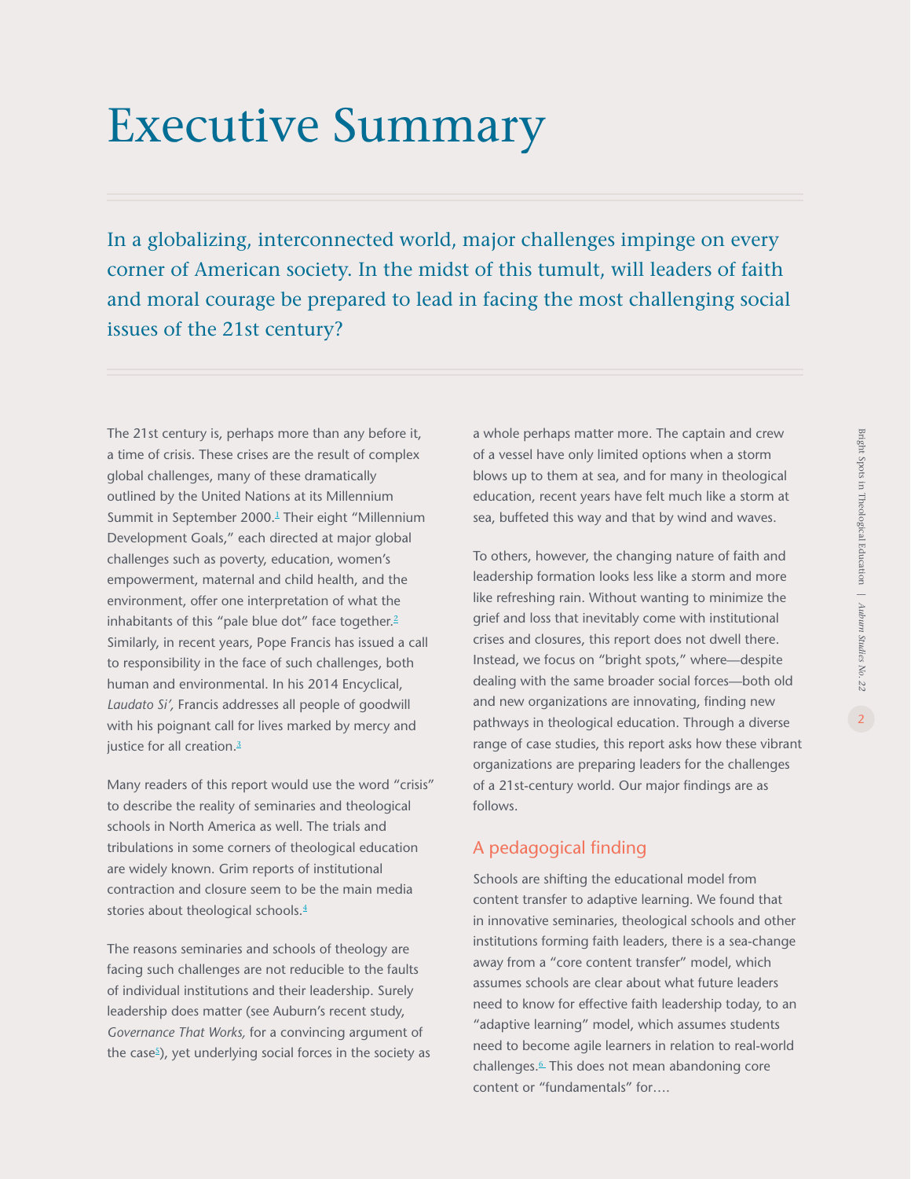# Executive Summary

In a globalizing, interconnected world, major challenges impinge on every corner of American society. In the midst of this tumult, will leaders of faith and moral courage be prepared to lead in facing the most challenging social issues of the 21st century?

The 21st century is, perhaps more than any before it, a time of crisis. These crises are the result of complex global challenges, many of these dramatically outlined by the United Nations at its Millennium Summit in September 2000.[1] Their eight "Millennium Development Goals," each directed at major global challenges such as poverty, education, women's empowerment, maternal and child health, and the environment, offer one interpretation of what the inhabitants of this "pale blue dot" face together.[2] Similarly, in recent years, Pope Francis has issued a call to responsibility in the face of such challenges, both human and environmental. In his 2014 Encyclical, *Laudato Si',* Francis addresses all people of goodwill with his poignant call for lives marked by mercy and justice for all creation.[3]

Many readers of this report would use the word "crisis" to describe the reality of seminaries and theological schools in North America as well. The trials and tribulations in some corners of theological education are widely known. Grim reports of institutional contraction and closure seem to be the main media stories about theological schools.[4]

The reasons seminaries and schools of theology are facing such challenges are not reducible to the faults of individual institutions and their leadership. Surely leadership does matter (see Auburn's recent study, *Governance That Works,* for a convincing argument of the case[5]), yet underlying social forces in the society as a whole perhaps matter more. The captain and crew of a vessel have only limited options when a storm blows up to them at sea, and for many in theological education, recent years have felt much like a storm at sea, buffeted this way and that by wind and waves.

To others, however, the changing nature of faith and leadership formation looks less like a storm and more like refreshing rain. Without wanting to minimize the grief and loss that inevitably come with institutional crises and closures, this report does not dwell there. Instead, we focus on "bright spots," where—despite dealing with the same broader social forces—both old and new organizations are innovating, finding new pathways in theological education. Through a diverse range of case studies, this report asks how these vibrant organizations are preparing leaders for the challenges of a 21st-century world. Our major findings are as follows.

## A pedagogical finding

Schools are shifting the educational model from content transfer to adaptive learning. We found that in innovative seminaries, theological schools and other institutions forming faith leaders, there is a sea-change away from a "core content transfer" model, which assumes schools are clear about what future leaders need to know for effective faith leadership today, to an "adaptive learning" model, which assumes students need to become agile learners in relation to real-world challenges.[6] This does not mean abandoning core content or "fundamentals" for….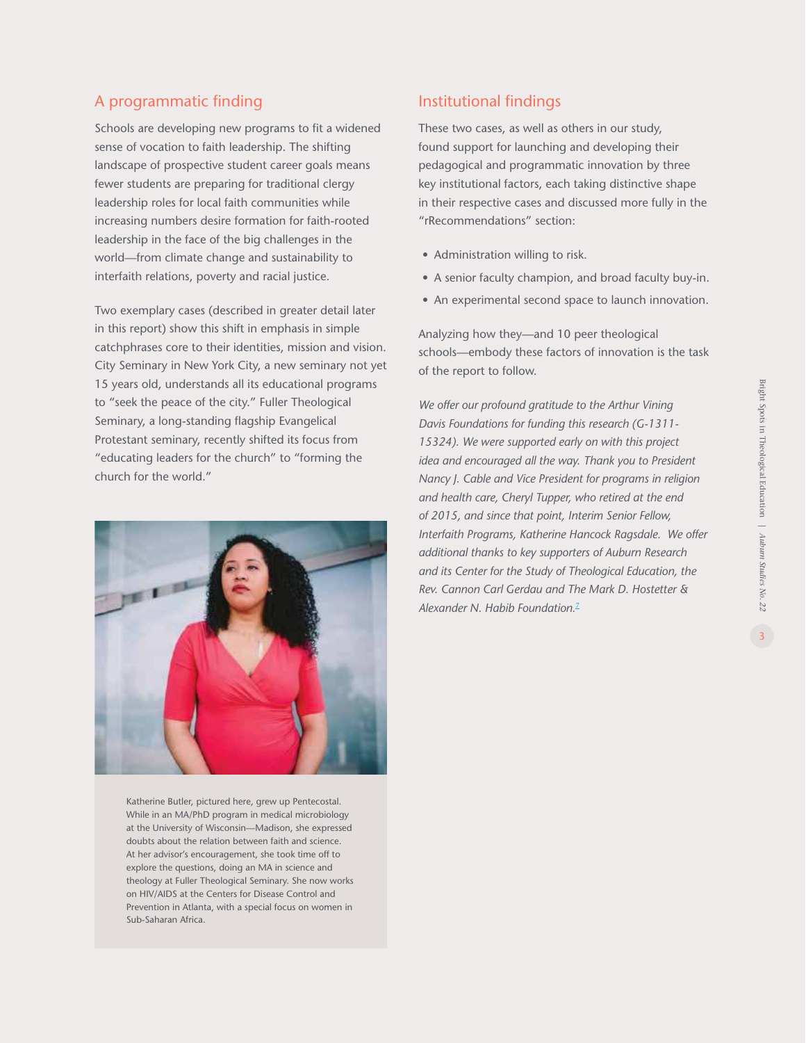## A programmatic finding

Schools are developing new programs to fit a widened sense of vocation to faith leadership. The shifting landscape of prospective student career goals means fewer students are preparing for traditional clergy leadership roles for local faith communities while increasing numbers desire formation for faith-rooted leadership in the face of the big challenges in the world—from climate change and sustainability to interfaith relations, poverty and racial justice.

Two exemplary cases (described in greater detail later in this report) show this shift in emphasis in simple catchphrases core to their identities, mission and vision. City Seminary in New York City, a new seminary not yet 15 years old, understands all its educational programs to "seek the peace of the city." Fuller Theological Seminary, a long-standing flagship Evangelical Protestant seminary, recently shifted its focus from "educating leaders for the church" to "forming the church for the world."

Katherine Butler, pictured here, grew up Pentecostal. While in an MA/PhD program in medical microbiology at the University of Wisconsin—Madison, she expressed doubts about the relation between faith and science. At her advisor's encouragement, she took time off to explore the questions, doing an MA in science and theology at Fuller Theological Seminary. She now works on HIV/AIDS at the Centers for Disease Control and Prevention in Atlanta, with a special focus on women in Sub-Saharan Africa.

## Institutional findings

These two cases, as well as others in our study, found support for launching and developing their pedagogical and programmatic innovation by three key institutional factors, each taking distinctive shape in their respective cases and discussed more fully in the "rRecommendations" section:

- Administration willing to risk.
- A senior faculty champion, and broad faculty buy-in.
- An experimental second space to launch innovation.

Analyzing how they—and 10 peer theological schools—embody these factors of innovation is the task of the report to follow.

*We offer our profound gratitude to the Arthur Vining Davis Foundations for funding this research (G-1311-15324). We were supported early on with this project idea and encouraged all the way. Thank you to President Nancy J. Cable and Vice President for programs in religion and health care, Cheryl Tupper, who retired at the end of 2015, and since that point, Interim Senior Fellow, Interfaith Programs, Katherine Hancock Ragsdale. We offer additional thanks to key supporters of Auburn Research and its Center for the Study of Theological Education, the Rev. Cannon Carl Gerdau and The Mark D. Hostetter & Alexander N. Habib Foundation.*[7]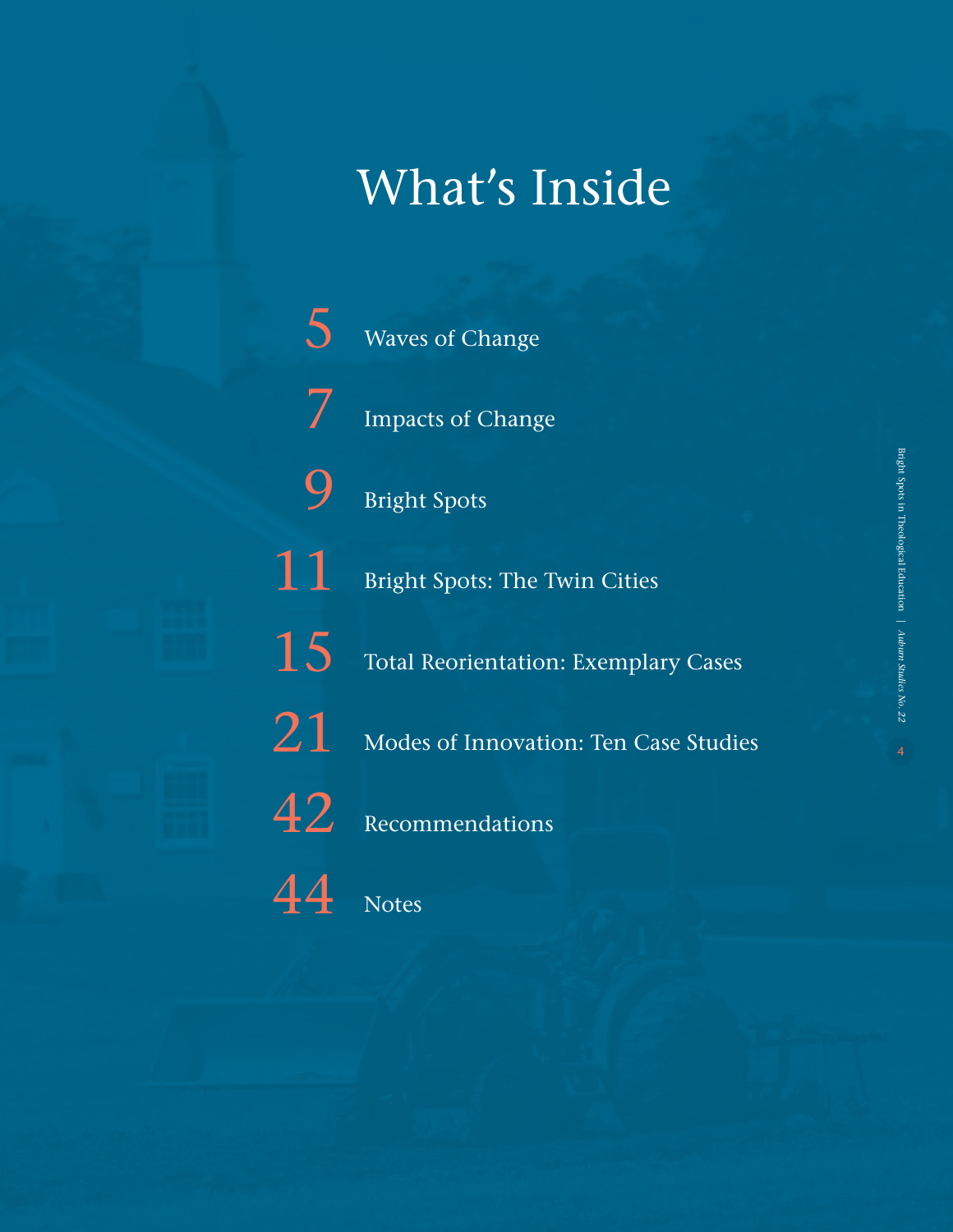# What's Inside

5 Waves of Change

7 Impacts of Change

9 Bright Spots

11 Bright Spots: The Twin Cities

15 Total Reorientation: Exemplary Cases

21 Modes of Innovation: Ten Case Studies

42 Recommendations

44 Notes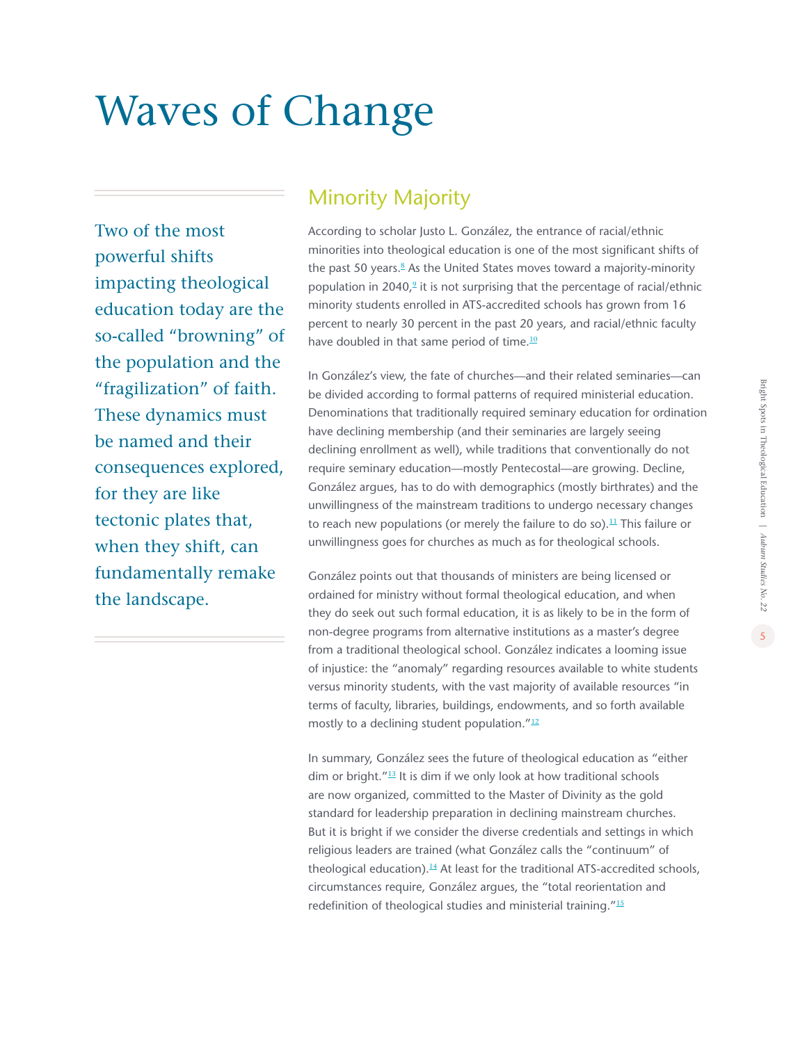# Waves of Change

Two of the most powerful shifts impacting theological education today are the so-called "browning" of the population and the "fragilization" of faith. These dynamics must be named and their consequences explored, for they are like tectonic plates that, when they shift, can fundamentally remake the landscape.

## Minority Majority

According to scholar Justo L. González, the entrance of racial/ethnic minorities into theological education is one of the most significant shifts of the past 50 years.[8] As the United States moves toward a majority-minority population in 2040,[9] it is not surprising that the percentage of racial/ethnic minority students enrolled in ATS-accredited schools has grown from 16 percent to nearly 30 percent in the past 20 years, and racial/ethnic faculty have doubled in that same period of time.[10]

In González's view, the fate of churches—and their related seminaries—can be divided according to formal patterns of required ministerial education. Denominations that traditionally required seminary education for ordination have declining membership (and their seminaries are largely seeing declining enrollment as well), while traditions that conventionally do not require seminary education—mostly Pentecostal—are growing. Decline, González argues, has to do with demographics (mostly birthrates) and the unwillingness of the mainstream traditions to undergo necessary changes to reach new populations (or merely the failure to do so).[11] This failure or unwillingness goes for churches as much as for theological schools.

González points out that thousands of ministers are being licensed or ordained for ministry without formal theological education, and when they do seek out such formal education, it is as likely to be in the form of non-degree programs from alternative institutions as a master's degree from a traditional theological school. González indicates a looming issue of injustice: the "anomaly" regarding resources available to white students versus minority students, with the vast majority of available resources "in terms of faculty, libraries, buildings, endowments, and so forth available mostly to a declining student population."[12]

In summary, González sees the future of theological education as "either dim or bright."[13] It is dim if we only look at how traditional schools are now organized, committed to the Master of Divinity as the gold standard for leadership preparation in declining mainstream churches. But it is bright if we consider the diverse credentials and settings in which religious leaders are trained (what González calls the "continuum" of theological education).[14] At least for the traditional ATS-accredited schools, circumstances require, González argues, the "total reorientation and redefinition of theological studies and ministerial training."[15]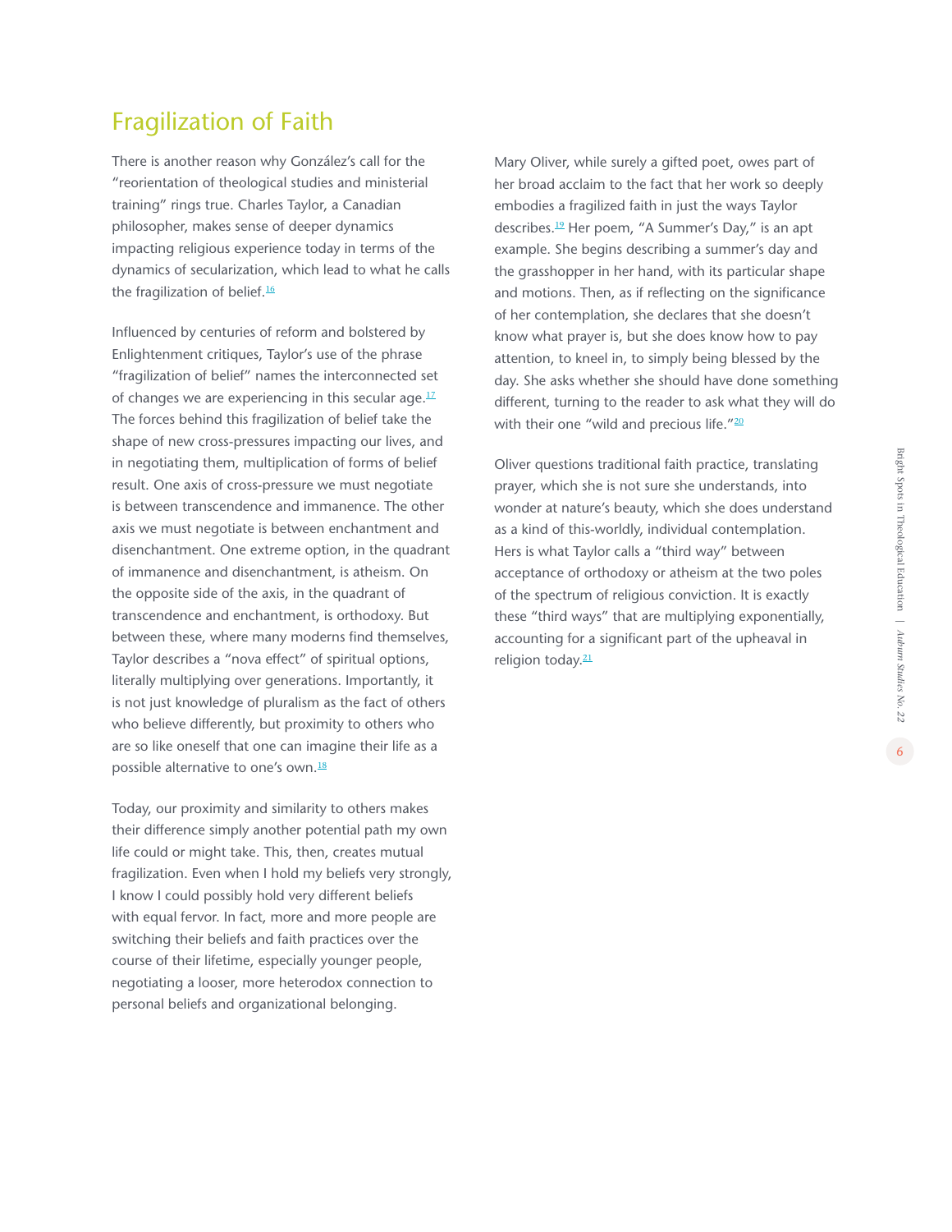## Fragilization of Faith

There is another reason why González's call for the "reorientation of theological studies and ministerial training" rings true. Charles Taylor, a Canadian philosopher, makes sense of deeper dynamics impacting religious experience today in terms of the dynamics of secularization, which lead to what he calls the fragilization of belief.[16]

Influenced by centuries of reform and bolstered by Enlightenment critiques, Taylor's use of the phrase "fragilization of belief" names the interconnected set of changes we are experiencing in this secular age.[17] The forces behind this fragilization of belief take the shape of new cross-pressures impacting our lives, and in negotiating them, multiplication of forms of belief result. One axis of cross-pressure we must negotiate is between transcendence and immanence. The other axis we must negotiate is between enchantment and disenchantment. One extreme option, in the quadrant of immanence and disenchantment, is atheism. On the opposite side of the axis, in the quadrant of transcendence and enchantment, is orthodoxy. But between these, where many moderns find themselves, Taylor describes a "nova effect" of spiritual options, literally multiplying over generations. Importantly, it is not just knowledge of pluralism as the fact of others who believe differently, but proximity to others who are so like oneself that one can imagine their life as a possible alternative to one's own.[18]

Today, our proximity and similarity to others makes their difference simply another potential path my own life could or might take. This, then, creates mutual fragilization. Even when I hold my beliefs very strongly, I know I could possibly hold very different beliefs with equal fervor. In fact, more and more people are switching their beliefs and faith practices over the course of their lifetime, especially younger people, negotiating a looser, more heterodox connection to personal beliefs and organizational belonging.

Mary Oliver, while surely a gifted poet, owes part of her broad acclaim to the fact that her work so deeply embodies a fragilized faith in just the ways Taylor describes.[19] Her poem, "A Summer's Day," is an apt example. She begins describing a summer's day and the grasshopper in her hand, with its particular shape and motions. Then, as if reflecting on the significance of her contemplation, she declares that she doesn't know what prayer is, but she does know how to pay attention, to kneel in, to simply being blessed by the day. She asks whether she should have done something different, turning to the reader to ask what they will do with their one "wild and precious life."[20]

Oliver questions traditional faith practice, translating prayer, which she is not sure she understands, into wonder at nature's beauty, which she does understand as a kind of this-worldly, individual contemplation. Hers is what Taylor calls a "third way" between acceptance of orthodoxy or atheism at the two poles of the spectrum of religious conviction. It is exactly these "third ways" that are multiplying exponentially, accounting for a significant part of the upheaval in religion today.[21]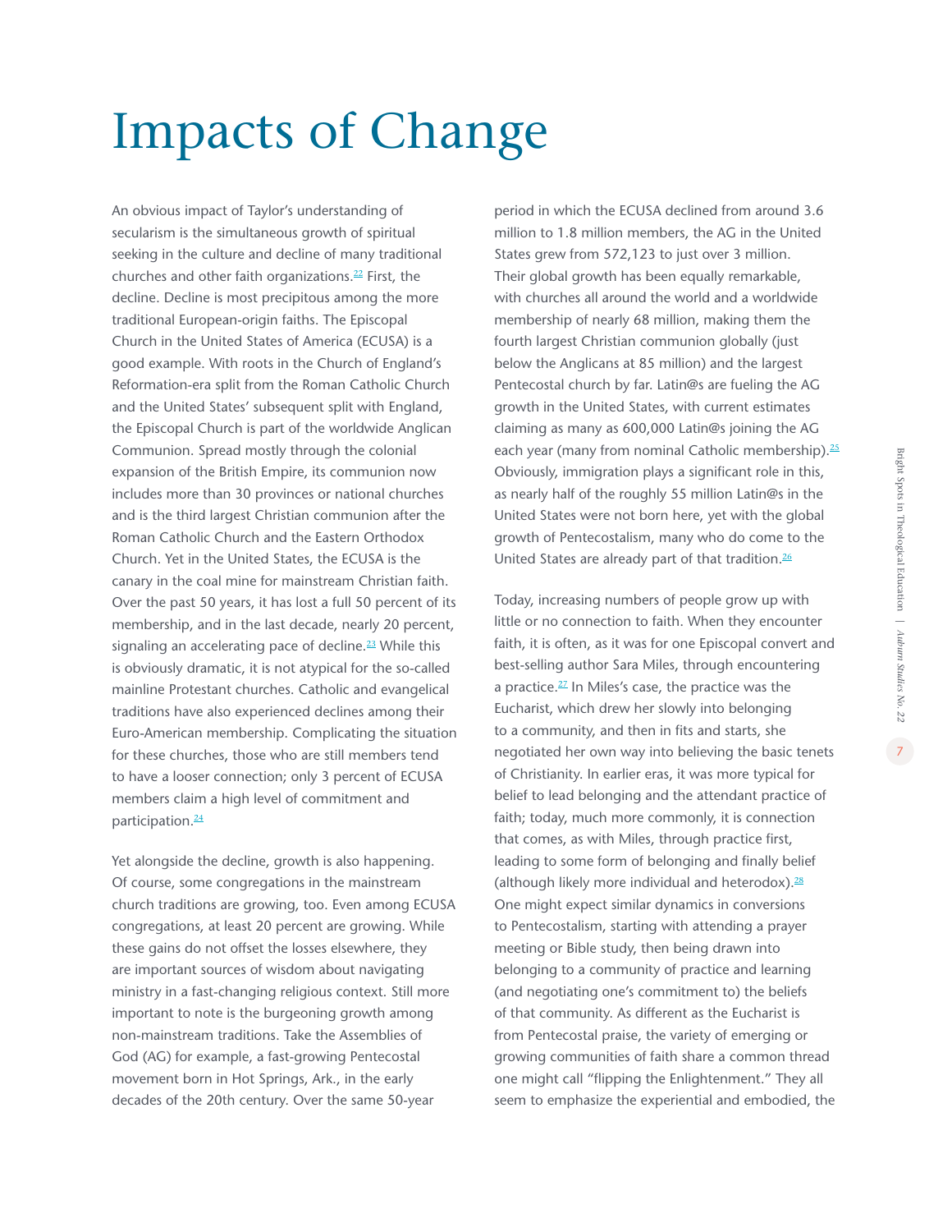# Impacts of Change

An obvious impact of Taylor's understanding of secularism is the simultaneous growth of spiritual seeking in the culture and decline of many traditional churches and other faith organizations.[22] First, the decline. Decline is most precipitous among the more traditional European-origin faiths. The Episcopal Church in the United States of America (ECUSA) is a good example. With roots in the Church of England's Reformation-era split from the Roman Catholic Church and the United States' subsequent split with England, the Episcopal Church is part of the worldwide Anglican Communion. Spread mostly through the colonial expansion of the British Empire, its communion now includes more than 30 provinces or national churches and is the third largest Christian communion after the Roman Catholic Church and the Eastern Orthodox Church. Yet in the United States, the ECUSA is the canary in the coal mine for mainstream Christian faith. Over the past 50 years, it has lost a full 50 percent of its membership, and in the last decade, nearly 20 percent, signaling an accelerating pace of decline.[23] While this is obviously dramatic, it is not atypical for the so-called mainline Protestant churches. Catholic and evangelical traditions have also experienced declines among their Euro-American membership. Complicating the situation for these churches, those who are still members tend to have a looser connection; only 3 percent of ECUSA members claim a high level of commitment and participation.[24]

Yet alongside the decline, growth is also happening. Of course, some congregations in the mainstream church traditions are growing, too. Even among ECUSA congregations, at least 20 percent are growing. While these gains do not offset the losses elsewhere, they are important sources of wisdom about navigating ministry in a fast-changing religious context. Still more important to note is the burgeoning growth among non-mainstream traditions. Take the Assemblies of God (AG) for example, a fast-growing Pentecostal movement born in Hot Springs, Ark., in the early decades of the 20th century. Over the same 50-year period in which the ECUSA declined from around 3.6 million to 1.8 million members, the AG in the United States grew from 572,123 to just over 3 million. Their global growth has been equally remarkable, with churches all around the world and a worldwide membership of nearly 68 million, making them the fourth largest Christian communion globally (just below the Anglicans at 85 million) and the largest Pentecostal church by far. Latin@s are fueling the AG growth in the United States, with current estimates claiming as many as 600,000 Latin@s joining the AG each year (many from nominal Catholic membership).[25] Obviously, immigration plays a significant role in this, as nearly half of the roughly 55 million Latin@s in the United States were not born here, yet with the global growth of Pentecostalism, many who do come to the United States are already part of that tradition.[26]

Today, increasing numbers of people grow up with little or no connection to faith. When they encounter faith, it is often, as it was for one Episcopal convert and best-selling author Sara Miles, through encountering a practice.[27] In Miles's case, the practice was the Eucharist, which drew her slowly into belonging to a community, and then in fits and starts, she negotiated her own way into believing the basic tenets of Christianity. In earlier eras, it was more typical for belief to lead belonging and the attendant practice of faith; today, much more commonly, it is connection that comes, as with Miles, through practice first, leading to some form of belonging and finally belief (although likely more individual and heterodox).[28] One might expect similar dynamics in conversions to Pentecostalism, starting with attending a prayer meeting or Bible study, then being drawn into belonging to a community of practice and learning (and negotiating one's commitment to) the beliefs of that community. As different as the Eucharist is from Pentecostal praise, the variety of emerging or growing communities of faith share a common thread one might call "flipping the Enlightenment." They all seem to emphasize the experiential and embodied, the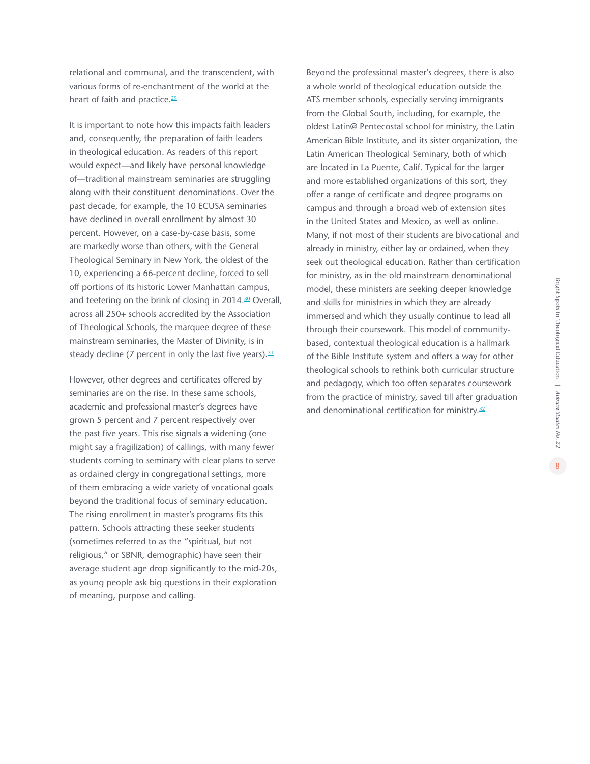relational and communal, and the transcendent, with various forms of re-enchantment of the world at the heart of faith and practice.[29]

It is important to note how this impacts faith leaders and, consequently, the preparation of faith leaders in theological education. As readers of this report would expect—and likely have personal knowledge of—traditional mainstream seminaries are struggling along with their constituent denominations. Over the past decade, for example, the 10 ECUSA seminaries have declined in overall enrollment by almost 30 percent. However, on a case-by-case basis, some are markedly worse than others, with the General Theological Seminary in New York, the oldest of the 10, experiencing a 66-percent decline, forced to sell off portions of its historic Lower Manhattan campus, and teetering on the brink of closing in 2014.[30] Overall, across all 250+ schools accredited by the Association of Theological Schools, the marquee degree of these mainstream seminaries, the Master of Divinity, is in steady decline (7 percent in only the last five years).[31]

However, other degrees and certificates offered by seminaries are on the rise. In these same schools, academic and professional master's degrees have grown 5 percent and 7 percent respectively over the past five years. This rise signals a widening (one might say a fragilization) of callings, with many fewer students coming to seminary with clear plans to serve as ordained clergy in congregational settings, more of them embracing a wide variety of vocational goals beyond the traditional focus of seminary education. The rising enrollment in master's programs fits this pattern. Schools attracting these seeker students (sometimes referred to as the "spiritual, but not religious," or SBNR, demographic) have seen their average student age drop significantly to the mid-20s, as young people ask big questions in their exploration of meaning, purpose and calling.

Beyond the professional master's degrees, there is also a whole world of theological education outside the ATS member schools, especially serving immigrants from the Global South, including, for example, the oldest Latin@ Pentecostal school for ministry, the Latin American Bible Institute, and its sister organization, the Latin American Theological Seminary, both of which are located in La Puente, Calif. Typical for the larger and more established organizations of this sort, they offer a range of certificate and degree programs on campus and through a broad web of extension sites in the United States and Mexico, as well as online. Many, if not most of their students are bivocational and already in ministry, either lay or ordained, when they seek out theological education. Rather than certification for ministry, as in the old mainstream denominational model, these ministers are seeking deeper knowledge and skills for ministries in which they are already immersed and which they usually continue to lead all through their coursework. This model of community-based, contextual theological education is a hallmark of the Bible Institute system and offers a way for other theological schools to rethink both curricular structure and pedagogy, which too often separates coursework from the practice of ministry, saved till after graduation and denominational certification for ministry.[32]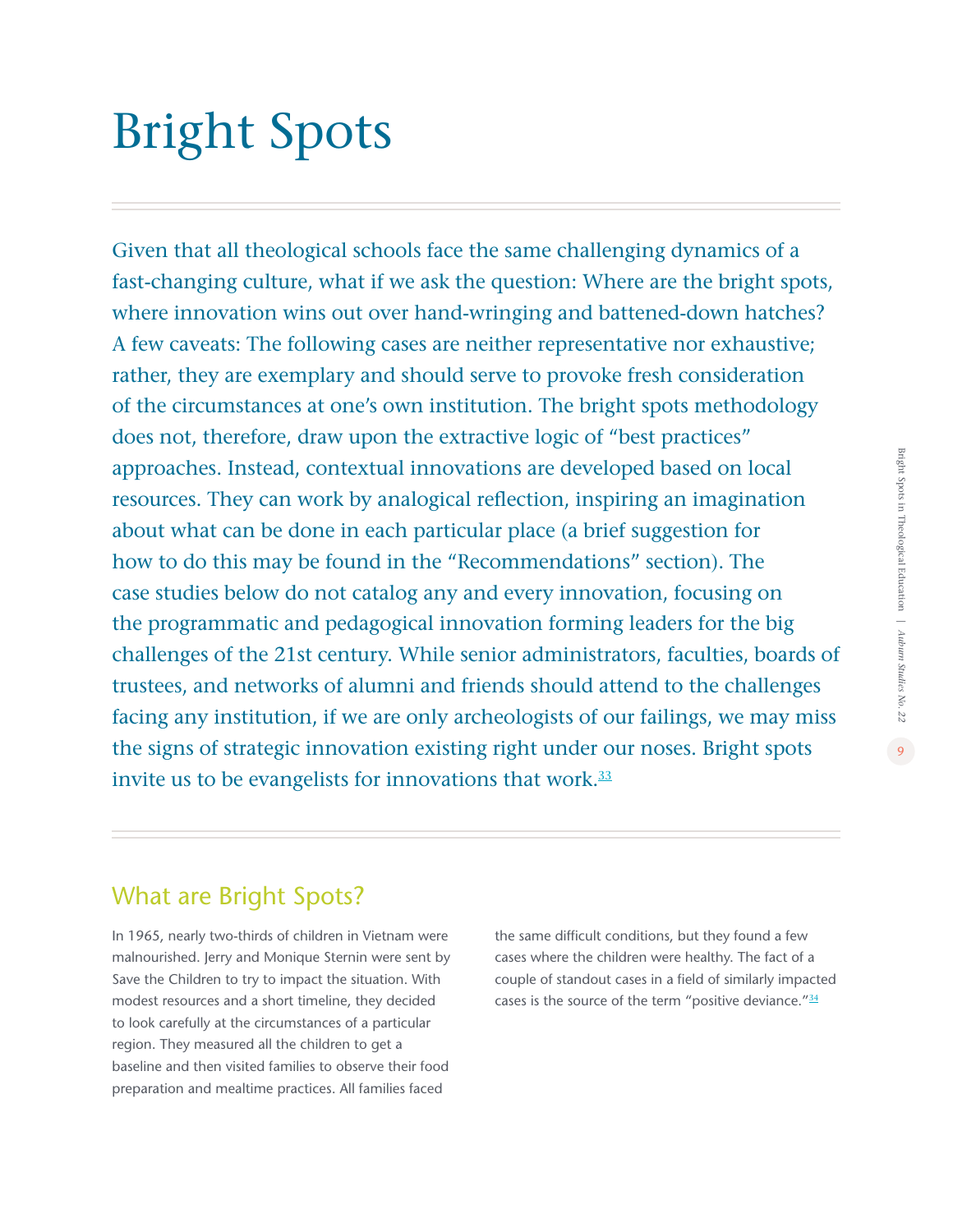# Bright Spots

Given that all theological schools face the same challenging dynamics of a fast-changing culture, what if we ask the question: Where are the bright spots, where innovation wins out over hand-wringing and battened-down hatches? A few caveats: The following cases are neither representative nor exhaustive; rather, they are exemplary and should serve to provoke fresh consideration of the circumstances at one's own institution. The bright spots methodology does not, therefore, draw upon the extractive logic of "best practices" approaches. Instead, contextual innovations are developed based on local resources. They can work by analogical reflection, inspiring an imagination about what can be done in each particular place (a brief suggestion for how to do this may be found in the "Recommendations" section). The case studies below do not catalog any and every innovation, focusing on the programmatic and pedagogical innovation forming leaders for the big challenges of the 21st century. While senior administrators, faculties, boards of trustees, and networks of alumni and friends should attend to the challenges facing any institution, if we are only archeologists of our failings, we may miss the signs of strategic innovation existing right under our noses. Bright spots invite us to be evangelists for innovations that work.[33]

## What are Bright Spots?

In 1965, nearly two-thirds of children in Vietnam were malnourished. Jerry and Monique Sternin were sent by Save the Children to try to impact the situation. With modest resources and a short timeline, they decided to look carefully at the circumstances of a particular region. They measured all the children to get a baseline and then visited families to observe their food preparation and mealtime practices. All families faced the same difficult conditions, but they found a few cases where the children were healthy. The fact of a couple of standout cases in a field of similarly impacted cases is the source of the term "positive deviance."[34]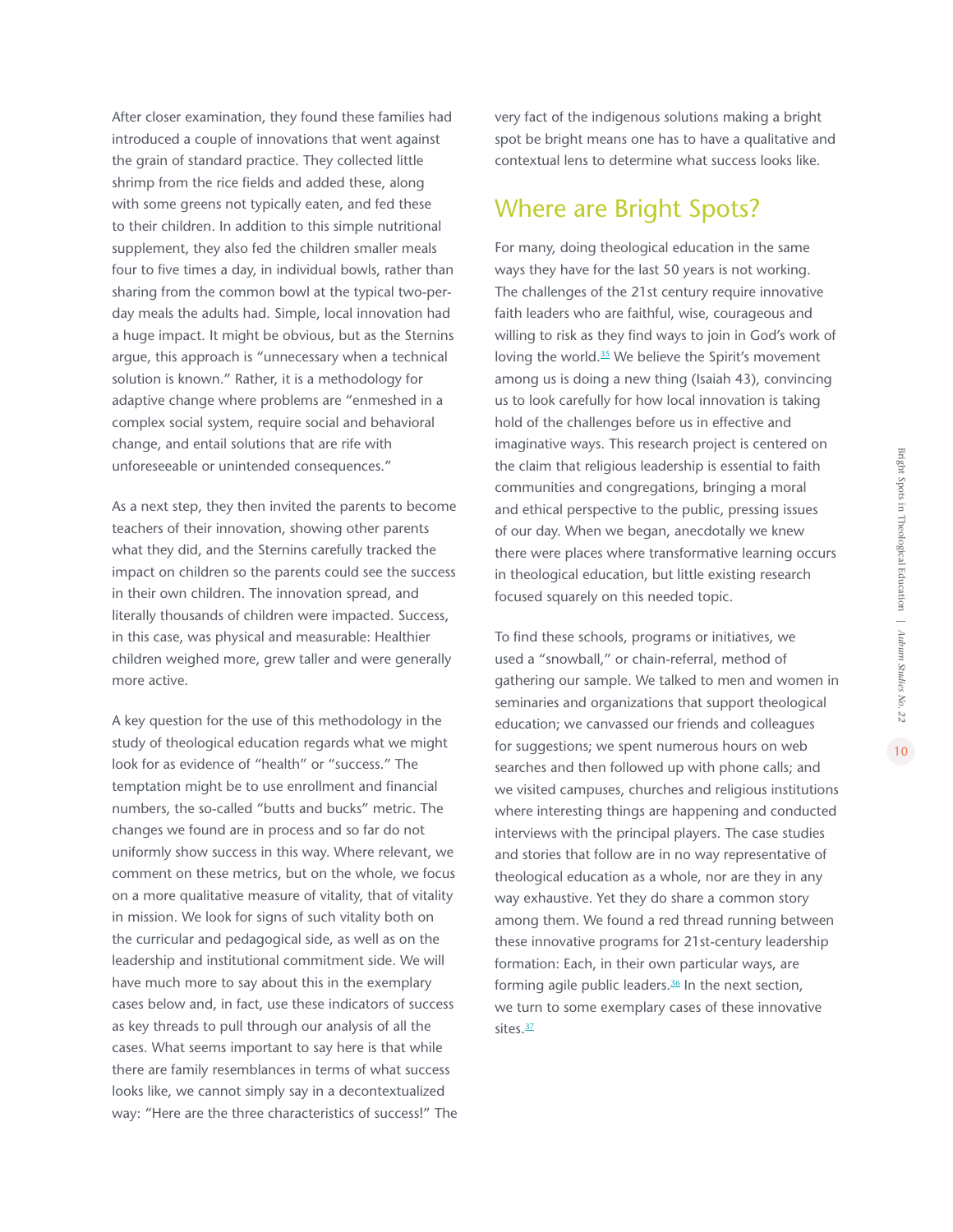After closer examination, they found these families had introduced a couple of innovations that went against the grain of standard practice. They collected little shrimp from the rice fields and added these, along with some greens not typically eaten, and fed these to their children. In addition to this simple nutritional supplement, they also fed the children smaller meals four to five times a day, in individual bowls, rather than sharing from the common bowl at the typical two-per-day meals the adults had. Simple, local innovation had a huge impact. It might be obvious, but as the Sternins argue, this approach is "unnecessary when a technical solution is known." Rather, it is a methodology for adaptive change where problems are "enmeshed in a complex social system, require social and behavioral change, and entail solutions that are rife with unforeseeable or unintended consequences."

As a next step, they then invited the parents to become teachers of their innovation, showing other parents what they did, and the Sternins carefully tracked the impact on children so the parents could see the success in their own children. The innovation spread, and literally thousands of children were impacted. Success, in this case, was physical and measurable: Healthier children weighed more, grew taller and were generally more active.

A key question for the use of this methodology in the study of theological education regards what we might look for as evidence of "health" or "success." The temptation might be to use enrollment and financial numbers, the so-called "butts and bucks" metric. The changes we found are in process and so far do not uniformly show success in this way. Where relevant, we comment on these metrics, but on the whole, we focus on a more qualitative measure of vitality, that of vitality in mission. We look for signs of such vitality both on the curricular and pedagogical side, as well as on the leadership and institutional commitment side. We will have much more to say about this in the exemplary cases below and, in fact, use these indicators of success as key threads to pull through our analysis of all the cases. What seems important to say here is that while there are family resemblances in terms of what success looks like, we cannot simply say in a decontextualized way: "Here are the three characteristics of success!" The very fact of the indigenous solutions making a bright spot be bright means one has to have a qualitative and contextual lens to determine what success looks like.

## Where are Bright Spots?

For many, doing theological education in the same ways they have for the last 50 years is not working. The challenges of the 21st century require innovative faith leaders who are faithful, wise, courageous and willing to risk as they find ways to join in God's work of loving the world.[35] We believe the Spirit's movement among us is doing a new thing (Isaiah 43), convincing us to look carefully for how local innovation is taking hold of the challenges before us in effective and imaginative ways. This research project is centered on the claim that religious leadership is essential to faith communities and congregations, bringing a moral and ethical perspective to the public, pressing issues of our day. When we began, anecdotally we knew there were places where transformative learning occurs in theological education, but little existing research focused squarely on this needed topic.

To find these schools, programs or initiatives, we used a "snowball," or chain-referral, method of gathering our sample. We talked to men and women in seminaries and organizations that support theological education; we canvassed our friends and colleagues for suggestions; we spent numerous hours on web searches and then followed up with phone calls; and we visited campuses, churches and religious institutions where interesting things are happening and conducted interviews with the principal players. The case studies and stories that follow are in no way representative of theological education as a whole, nor are they in any way exhaustive. Yet they do share a common story among them. We found a red thread running between these innovative programs for 21st-century leadership formation: Each, in their own particular ways, are forming agile public leaders.[36] In the next section, we turn to some exemplary cases of these innovative sites.[37]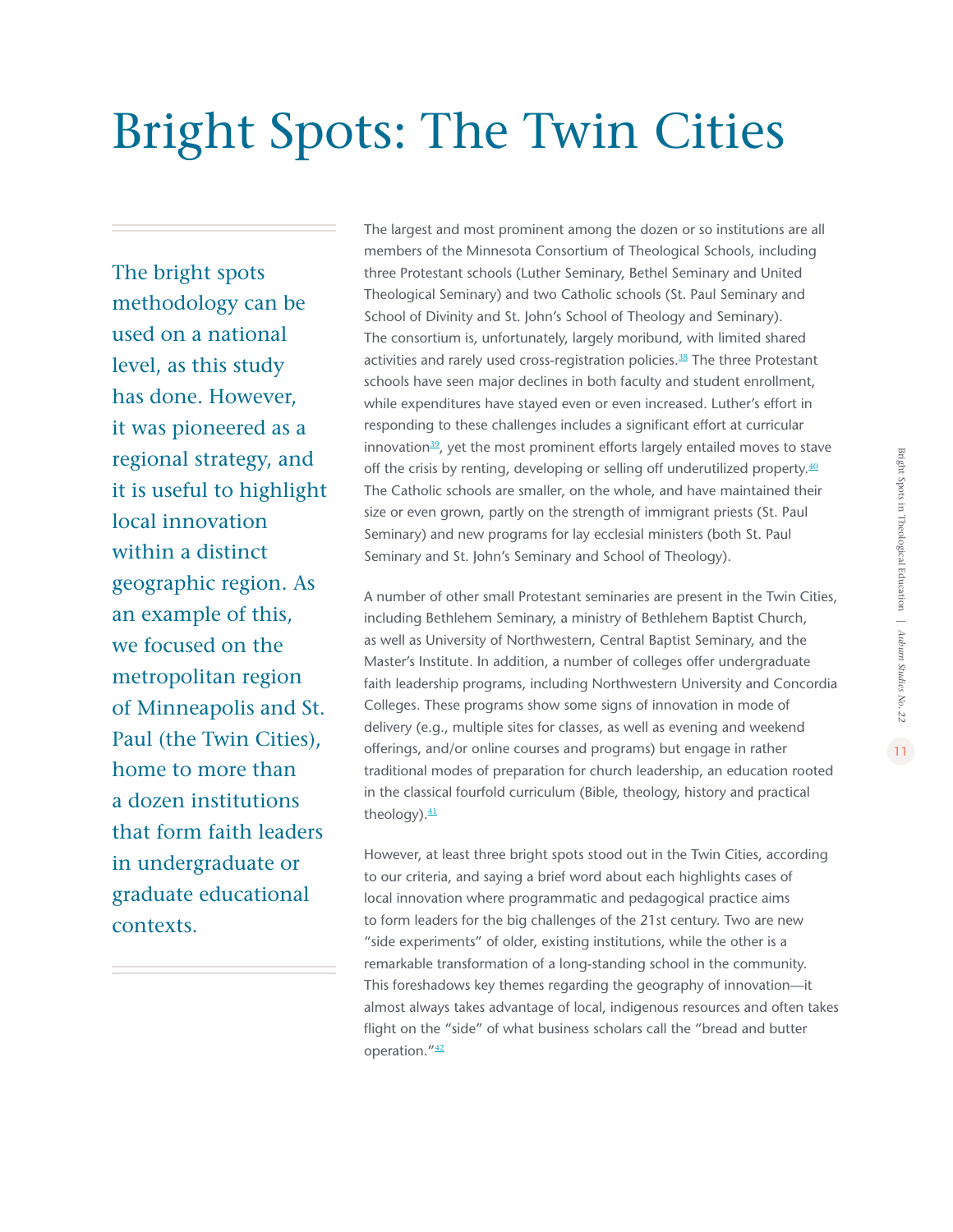# Bright Spots: The Twin Cities

The bright spots methodology can be used on a national level, as this study has done. However, it was pioneered as a regional strategy, and it is useful to highlight local innovation within a distinct geographic region. As an example of this, we focused on the metropolitan region of Minneapolis and St. Paul (the Twin Cities), home to more than a dozen institutions that form faith leaders in undergraduate or graduate educational contexts.

The largest and most prominent among the dozen or so institutions are all members of the Minnesota Consortium of Theological Schools, including three Protestant schools (Luther Seminary, Bethel Seminary and United Theological Seminary) and two Catholic schools (St. Paul Seminary and School of Divinity and St. John's School of Theology and Seminary). The consortium is, unfortunately, largely moribund, with limited shared activities and rarely used cross-registration policies.[38] The three Protestant schools have seen major declines in both faculty and student enrollment, while expenditures have stayed even or even increased. Luther's effort in responding to these challenges includes a significant effort at curricular innovation[39], yet the most prominent efforts largely entailed moves to stave off the crisis by renting, developing or selling off underutilized property.[40] The Catholic schools are smaller, on the whole, and have maintained their size or even grown, partly on the strength of immigrant priests (St. Paul Seminary) and new programs for lay ecclesial ministers (both St. Paul Seminary and St. John's Seminary and School of Theology).

A number of other small Protestant seminaries are present in the Twin Cities, including Bethlehem Seminary, a ministry of Bethlehem Baptist Church, as well as University of Northwestern, Central Baptist Seminary, and the Master's Institute. In addition, a number of colleges offer undergraduate faith leadership programs, including Northwestern University and Concordia Colleges. These programs show some signs of innovation in mode of delivery (e.g., multiple sites for classes, as well as evening and weekend offerings, and/or online courses and programs) but engage in rather traditional modes of preparation for church leadership, an education rooted in the classical fourfold curriculum (Bible, theology, history and practical theology).[41]

However, at least three bright spots stood out in the Twin Cities, according to our criteria, and saying a brief word about each highlights cases of local innovation where programmatic and pedagogical practice aims to form leaders for the big challenges of the 21st century. Two are new "side experiments" of older, existing institutions, while the other is a remarkable transformation of a long-standing school in the community. This foreshadows key themes regarding the geography of innovation—it almost always takes advantage of local, indigenous resources and often takes flight on the "side" of what business scholars call the "bread and butter operation."[42]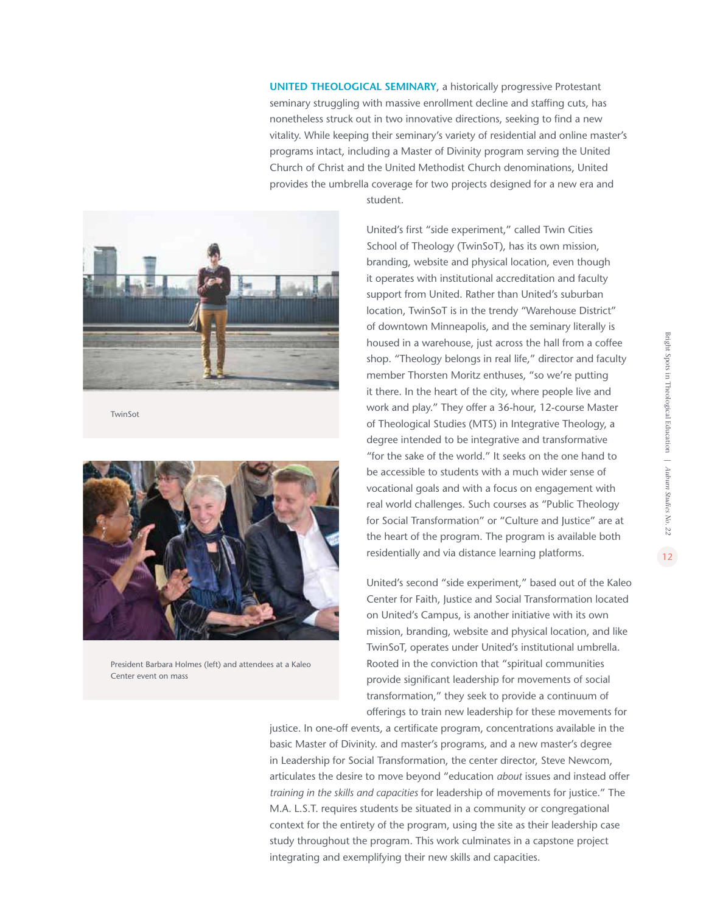**UNITED THEOLOGICAL SEMINARY**, a historically progressive Protestant seminary struggling with massive enrollment decline and staffing cuts, has nonetheless struck out in two innovative directions, seeking to find a new vitality. While keeping their seminary's variety of residential and online master's programs intact, including a Master of Divinity program serving the United Church of Christ and the United Methodist Church denominations, United provides the umbrella coverage for two projects designed for a new era and student.

TwinSot

President Barbara Holmes (left) and attendees at a Kaleo Center event on mass

United's first "side experiment," called Twin Cities School of Theology (TwinSoT), has its own mission, branding, website and physical location, even though it operates with institutional accreditation and faculty support from United. Rather than United's suburban location, TwinSoT is in the trendy "Warehouse District" of downtown Minneapolis, and the seminary literally is housed in a warehouse, just across the hall from a coffee shop. "Theology belongs in real life," director and faculty member Thorsten Moritz enthuses, "so we're putting it there. In the heart of the city, where people live and work and play." They offer a 36-hour, 12-course Master of Theological Studies (MTS) in Integrative Theology, a degree intended to be integrative and transformative "for the sake of the world." It seeks on the one hand to be accessible to students with a much wider sense of vocational goals and with a focus on engagement with real world challenges. Such courses as "Public Theology for Social Transformation" or "Culture and Justice" are at the heart of the program. The program is available both residentially and via distance learning platforms.

United's second "side experiment," based out of the Kaleo Center for Faith, Justice and Social Transformation located on United's Campus, is another initiative with its own mission, branding, website and physical location, and like TwinSoT, operates under United's institutional umbrella. Rooted in the conviction that "spiritual communities provide significant leadership for movements of social transformation," they seek to provide a continuum of offerings to train new leadership for these movements for justice. In one-off events, a certificate program, concentrations available in the basic Master of Divinity. and master's programs, and a new master's degree in Leadership for Social Transformation, the center director, Steve Newcom, articulates the desire to move beyond "education *about* issues and instead offer *training in the skills and capacities* for leadership of movements for justice." The M.A. L.S.T. requires students be situated in a community or congregational context for the entirety of the program, using the site as their leadership case study throughout the program. This work culminates in a capstone project integrating and exemplifying their new skills and capacities.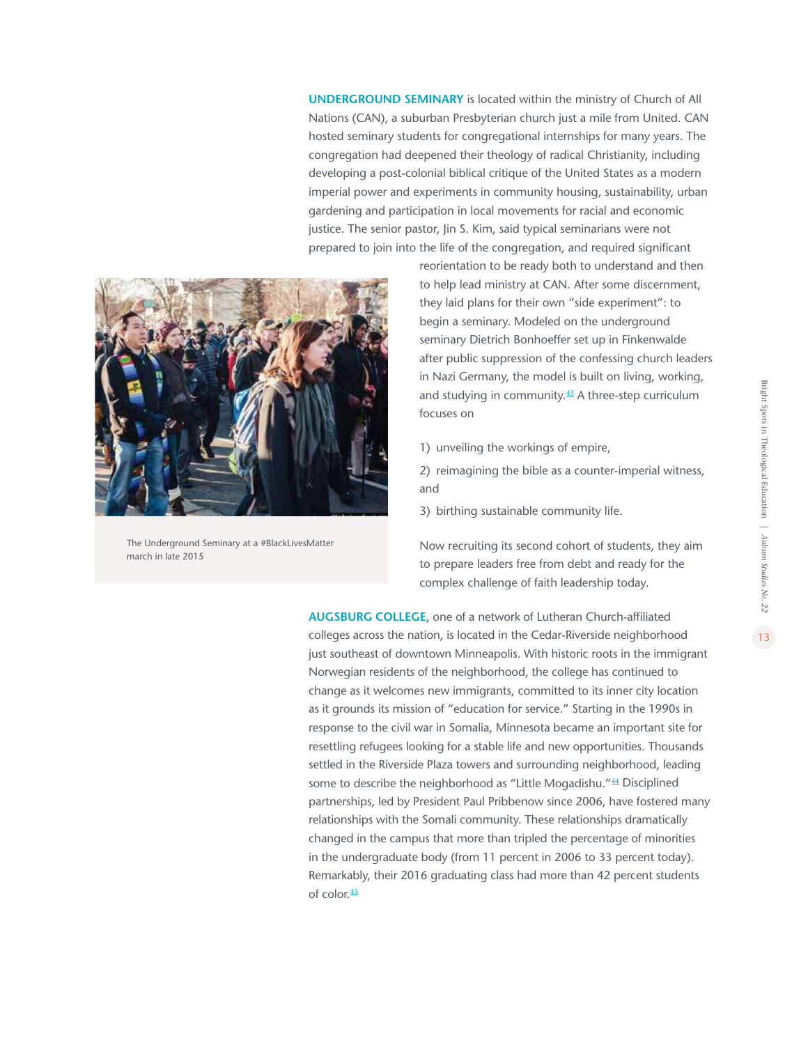**UNDERGROUND SEMINARY** is located within the ministry of Church of All Nations (CAN), a suburban Presbyterian church just a mile from United. CAN hosted seminary students for congregational internships for many years. The congregation had deepened their theology of radical Christianity, including developing a post-colonial biblical critique of the United States as a modern imperial power and experiments in community housing, sustainability, urban gardening and participation in local movements for racial and economic justice. The senior pastor, Jin S. Kim, said typical seminarians were not prepared to join into the life of the congregation, and required significant reorientation to be ready both to understand and then to help lead ministry at CAN. After some discernment, they laid plans for their own "side experiment": to begin a seminary. Modeled on the underground seminary Dietrich Bonhoeffer set up in Finkenwalde after public suppression of the confessing church leaders in Nazi Germany, the model is built on living, working, and studying in community.[43] A three-step curriculum focuses on

1) unveiling the workings of empire,

2) reimagining the bible as a counter-imperial witness, and

3) birthing sustainable community life.

Now recruiting its second cohort of students, they aim to prepare leaders free from debt and ready for the complex challenge of faith leadership today.

The Underground Seminary at a #BlackLivesMatter march in late 2015

**AUGSBURG COLLEGE**, one of a network of Lutheran Church-affiliated colleges across the nation, is located in the Cedar-Riverside neighborhood just southeast of downtown Minneapolis. With historic roots in the immigrant Norwegian residents of the neighborhood, the college has continued to change as it welcomes new immigrants, committed to its inner city location as it grounds its mission of "education for service." Starting in the 1990s in response to the civil war in Somalia, Minnesota became an important site for resettling refugees looking for a stable life and new opportunities. Thousands settled in the Riverside Plaza towers and surrounding neighborhood, leading some to describe the neighborhood as "Little Mogadishu."[44] Disciplined partnerships, led by President Paul Pribbenow since 2006, have fostered many relationships with the Somali community. These relationships dramatically changed in the campus that more than tripled the percentage of minorities in the undergraduate body (from 11 percent in 2006 to 33 percent today). Remarkably, their 2016 graduating class had more than 42 percent students of color.[45]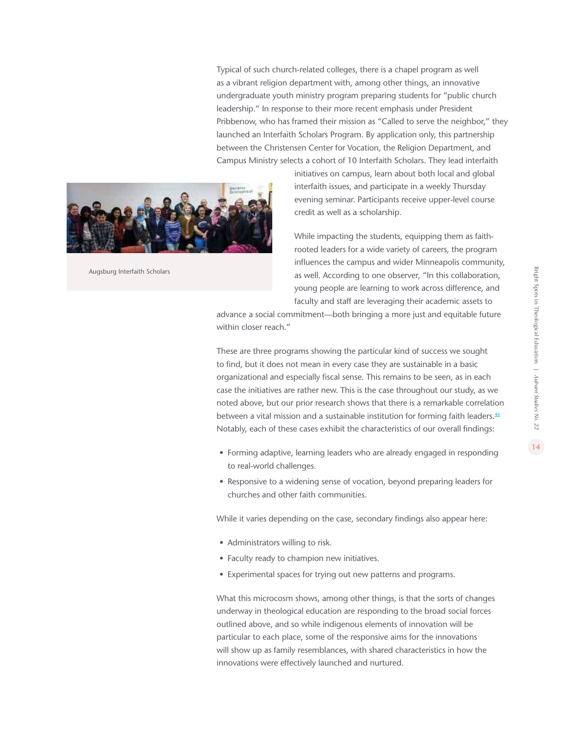Typical of such church-related colleges, there is a chapel program as well as a vibrant religion department with, among other things, an innovative undergraduate youth ministry program preparing students for "public church leadership." In response to their more recent emphasis under President Pribbenow, who has framed their mission as "Called to serve the neighbor," they launched an Interfaith Scholars Program. By application only, this partnership between the Christensen Center for Vocation, the Religion Department, and Campus Ministry selects a cohort of 10 Interfaith Scholars. They lead interfaith initiatives on campus, learn about both local and global interfaith issues, and participate in a weekly Thursday evening seminar. Participants receive upper-level course credit as well as a scholarship.

Augsburg Interfaith Scholars

While impacting the students, equipping them as faith-rooted leaders for a wide variety of careers, the program influences the campus and wider Minneapolis community, as well. According to one observer, "In this collaboration, young people are learning to work across difference, and faculty and staff are leveraging their academic assets to advance a social commitment—both bringing a more just and equitable future within closer reach."

These are three programs showing the particular kind of success we sought to find, but it does not mean in every case they are sustainable in a basic organizational and especially fiscal sense. This remains to be seen, as in each case the initiatives are rather new. This is the case throughout our study, as we noted above, but our prior research shows that there is a remarkable correlation between a vital mission and a sustainable institution for forming faith leaders.[46] Notably, each of these cases exhibit the characteristics of our overall findings:

- Forming adaptive, learning leaders who are already engaged in responding to real-world challenges.
- Responsive to a widening sense of vocation, beyond preparing leaders for churches and other faith communities.

While it varies depending on the case, secondary findings also appear here:

- Administrators willing to risk.
- Faculty ready to champion new initiatives.
- Experimental spaces for trying out new patterns and programs.

What this microcosm shows, among other things, is that the sorts of changes underway in theological education are responding to the broad social forces outlined above, and so while indigenous elements of innovation will be particular to each place, some of the responsive aims for the innovations will show up as family resemblances, with shared characteristics in how the innovations were effectively launched and nurtured.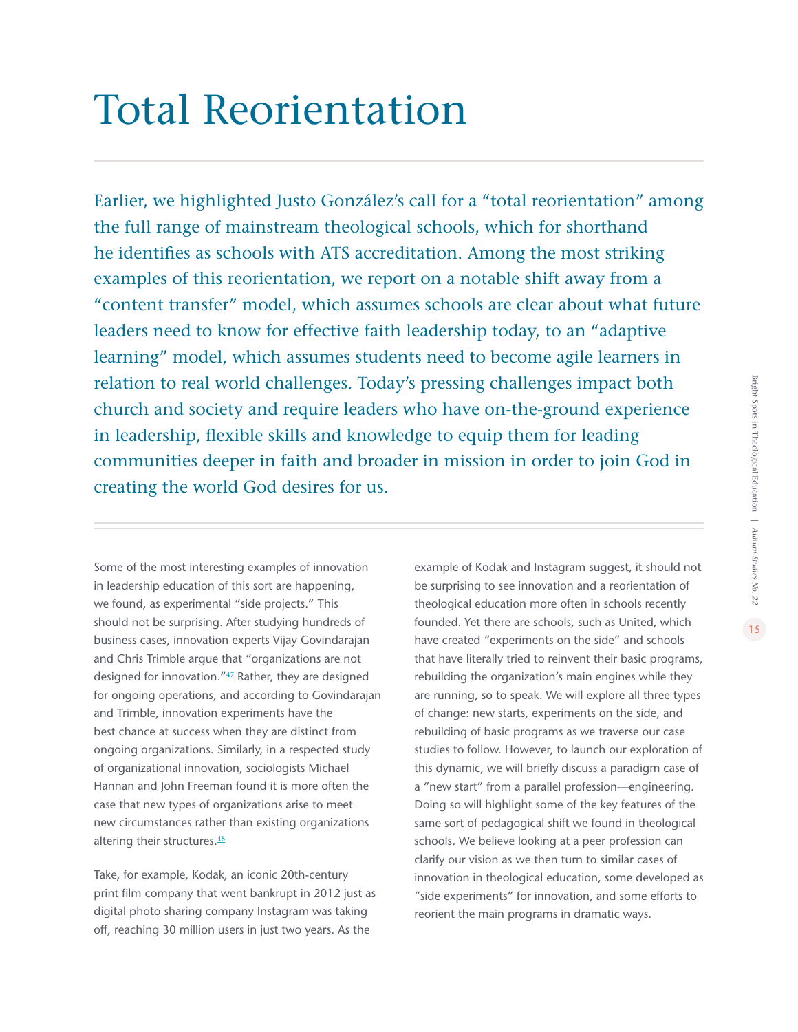# Total Reorientation

Earlier, we highlighted Justo González's call for a "total reorientation" among the full range of mainstream theological schools, which for shorthand he identifies as schools with ATS accreditation. Among the most striking examples of this reorientation, we report on a notable shift away from a "content transfer" model, which assumes schools are clear about what future leaders need to know for effective faith leadership today, to an "adaptive learning" model, which assumes students need to become agile learners in relation to real world challenges. Today's pressing challenges impact both church and society and require leaders who have on-the-ground experience in leadership, flexible skills and knowledge to equip them for leading communities deeper in faith and broader in mission in order to join God in creating the world God desires for us.

Some of the most interesting examples of innovation in leadership education of this sort are happening, we found, as experimental "side projects." This should not be surprising. After studying hundreds of business cases, innovation experts Vijay Govindarajan and Chris Trimble argue that "organizations are not designed for innovation."[47] Rather, they are designed for ongoing operations, and according to Govindarajan and Trimble, innovation experiments have the best chance at success when they are distinct from ongoing organizations. Similarly, in a respected study of organizational innovation, sociologists Michael Hannan and John Freeman found it is more often the case that new types of organizations arise to meet new circumstances rather than existing organizations altering their structures.[48]

Take, for example, Kodak, an iconic 20th-century print film company that went bankrupt in 2012 just as digital photo sharing company Instagram was taking off, reaching 30 million users in just two years. As the example of Kodak and Instagram suggest, it should not be surprising to see innovation and a reorientation of theological education more often in schools recently founded. Yet there are schools, such as United, which have created "experiments on the side" and schools that have literally tried to reinvent their basic programs, rebuilding the organization's main engines while they are running, so to speak. We will explore all three types of change: new starts, experiments on the side, and rebuilding of basic programs as we traverse our case studies to follow. However, to launch our exploration of this dynamic, we will briefly discuss a paradigm case of a "new start" from a parallel profession—engineering. Doing so will highlight some of the key features of the same sort of pedagogical shift we found in theological schools. We believe looking at a peer profession can clarify our vision as we then turn to similar cases of innovation in theological education, some developed as "side experiments" for innovation, and some efforts to reorient the main programs in dramatic ways.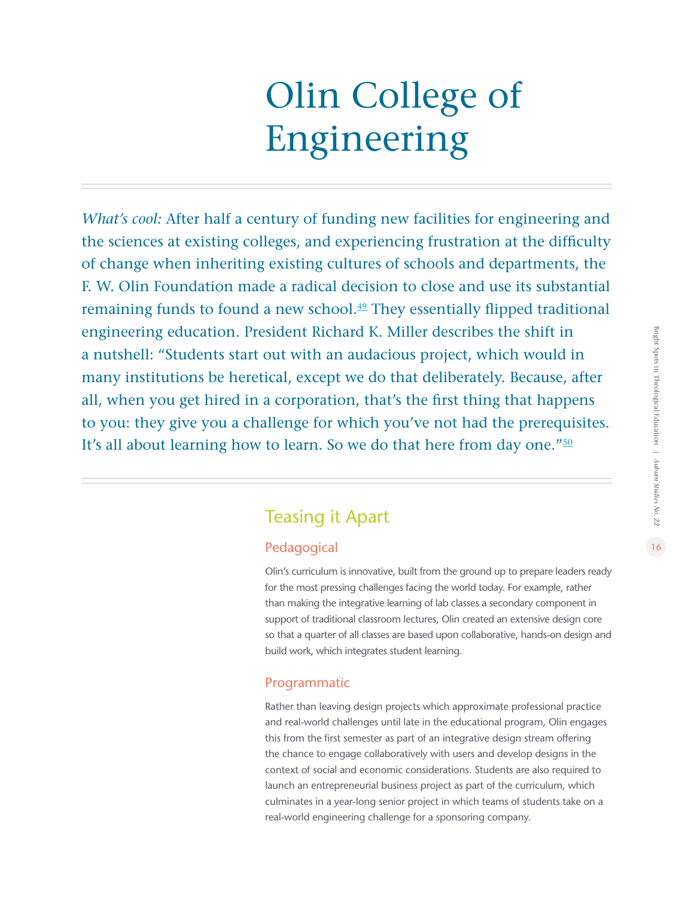# Olin College of Engineering

*What's cool:* After half a century of funding new facilities for engineering and the sciences at existing colleges, and experiencing frustration at the difficulty of change when inheriting existing cultures of schools and departments, the F. W. Olin Foundation made a radical decision to close and use its substantial remaining funds to found a new school.[49] They essentially flipped traditional engineering education. President Richard K. Miller describes the shift in a nutshell: "Students start out with an audacious project, which would in many institutions be heretical, except we do that deliberately. Because, after all, when you get hired in a corporation, that's the first thing that happens to you: they give you a challenge for which you've not had the prerequisites. It's all about learning how to learn. So we do that here from day one."[50]

## Teasing it Apart

### Pedagogical

Olin's curriculum is innovative, built from the ground up to prepare leaders ready for the most pressing challenges facing the world today. For example, rather than making the integrative learning of lab classes a secondary component in support of traditional classroom lectures, Olin created an extensive design core so that a quarter of all classes are based upon collaborative, hands-on design and build work, which integrates student learning.

### Programmatic

Rather than leaving design projects which approximate professional practice and real-world challenges until late in the educational program, Olin engages this from the first semester as part of an integrative design stream offering the chance to engage collaboratively with users and develop designs in the context of social and economic considerations. Students are also required to launch an entrepreneurial business project as part of the curriculum, which culminates in a year-long senior project in which teams of students take on a real-world engineering challenge for a sponsoring company.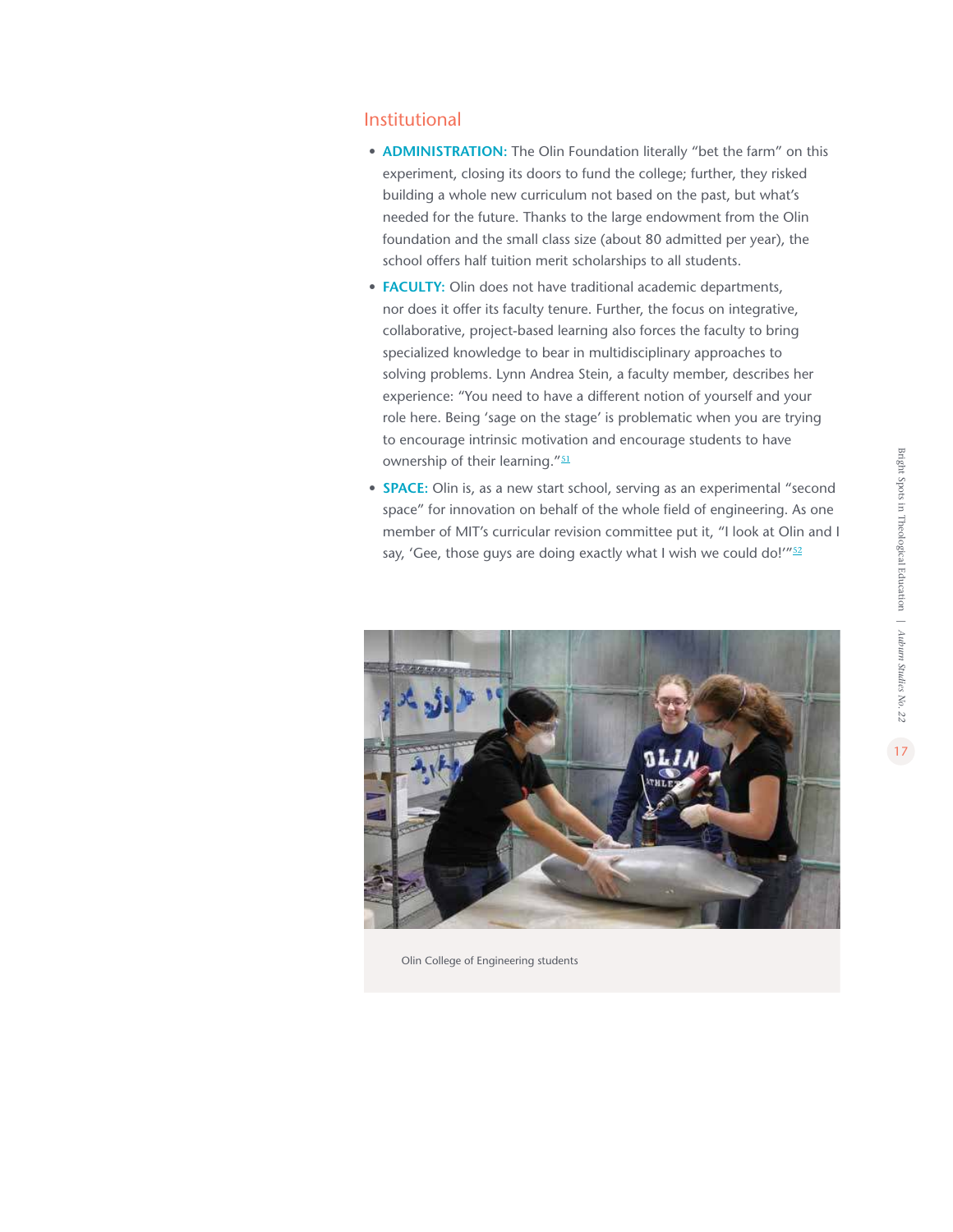## Institutional

- **ADMINISTRATION:** The Olin Foundation literally "bet the farm" on this experiment, closing its doors to fund the college; further, they risked building a whole new curriculum not based on the past, but what's needed for the future. Thanks to the large endowment from the Olin foundation and the small class size (about 80 admitted per year), the school offers half tuition merit scholarships to all students.
- **FACULTY:** Olin does not have traditional academic departments, nor does it offer its faculty tenure. Further, the focus on integrative, collaborative, project-based learning also forces the faculty to bring specialized knowledge to bear in multidisciplinary approaches to solving problems. Lynn Andrea Stein, a faculty member, describes her experience: "You need to have a different notion of yourself and your role here. Being 'sage on the stage' is problematic when you are trying to encourage intrinsic motivation and encourage students to have ownership of their learning."[51]
- **SPACE:** Olin is, as a new start school, serving as an experimental "second space" for innovation on behalf of the whole field of engineering. As one member of MIT's curricular revision committee put it, "I look at Olin and I say, 'Gee, those guys are doing exactly what I wish we could do!'"[52]

Olin College of Engineering students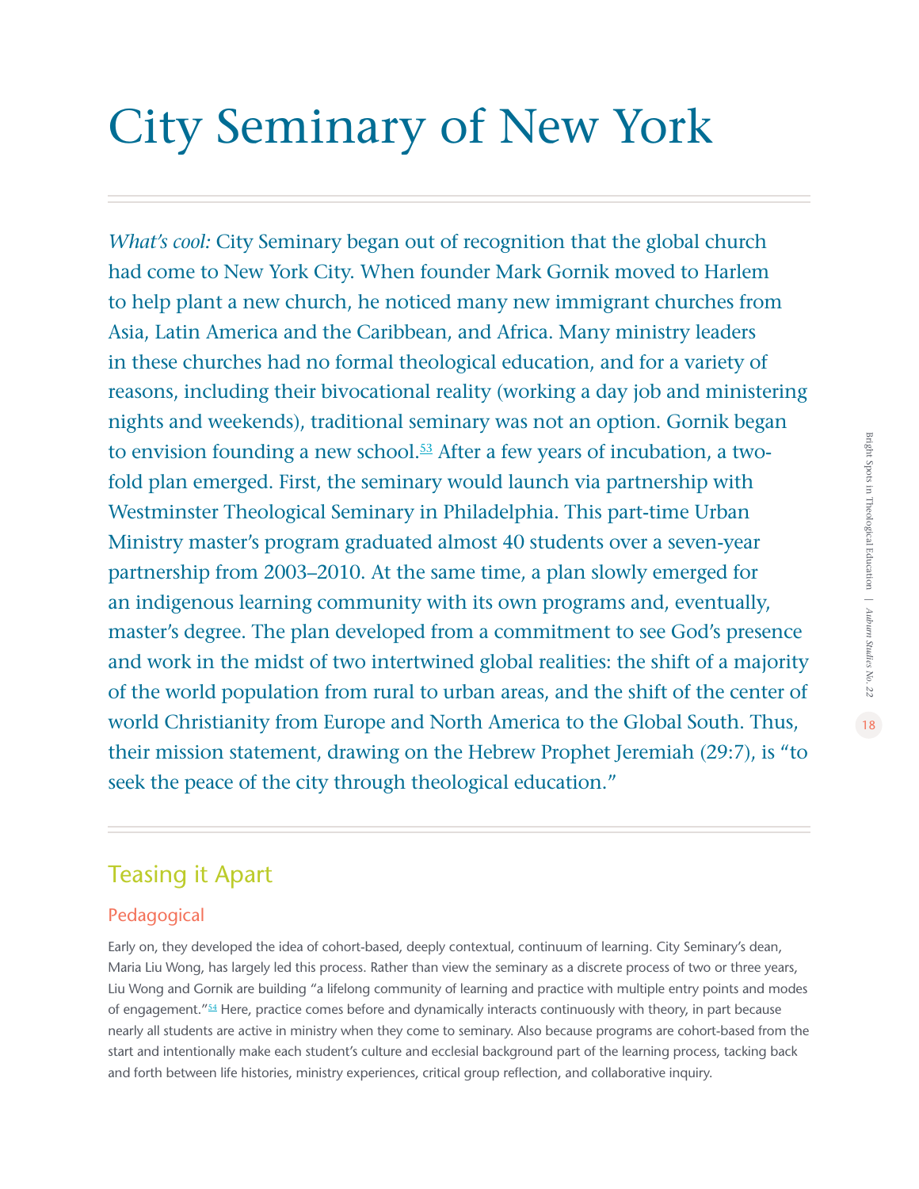# City Seminary of New York

*What's cool:* City Seminary began out of recognition that the global church had come to New York City. When founder Mark Gornik moved to Harlem to help plant a new church, he noticed many new immigrant churches from Asia, Latin America and the Caribbean, and Africa. Many ministry leaders in these churches had no formal theological education, and for a variety of reasons, including their bivocational reality (working a day job and ministering nights and weekends), traditional seminary was not an option. Gornik began to envision founding a new school.[53] After a few years of incubation, a two-fold plan emerged. First, the seminary would launch via partnership with Westminster Theological Seminary in Philadelphia. This part-time Urban Ministry master's program graduated almost 40 students over a seven-year partnership from 2003–2010. At the same time, a plan slowly emerged for an indigenous learning community with its own programs and, eventually, master's degree. The plan developed from a commitment to see God's presence and work in the midst of two intertwined global realities: the shift of a majority of the world population from rural to urban areas, and the shift of the center of world Christianity from Europe and North America to the Global South. Thus, their mission statement, drawing on the Hebrew Prophet Jeremiah (29:7), is "to seek the peace of the city through theological education."

## Teasing it Apart

### Pedagogical

Early on, they developed the idea of cohort-based, deeply contextual, continuum of learning. City Seminary's dean, Maria Liu Wong, has largely led this process. Rather than view the seminary as a discrete process of two or three years, Liu Wong and Gornik are building "a lifelong community of learning and practice with multiple entry points and modes of engagement."[54] Here, practice comes before and dynamically interacts continuously with theory, in part because nearly all students are active in ministry when they come to seminary. Also because programs are cohort-based from the start and intentionally make each student's culture and ecclesial background part of the learning process, tacking back and forth between life histories, ministry experiences, critical group reflection, and collaborative inquiry.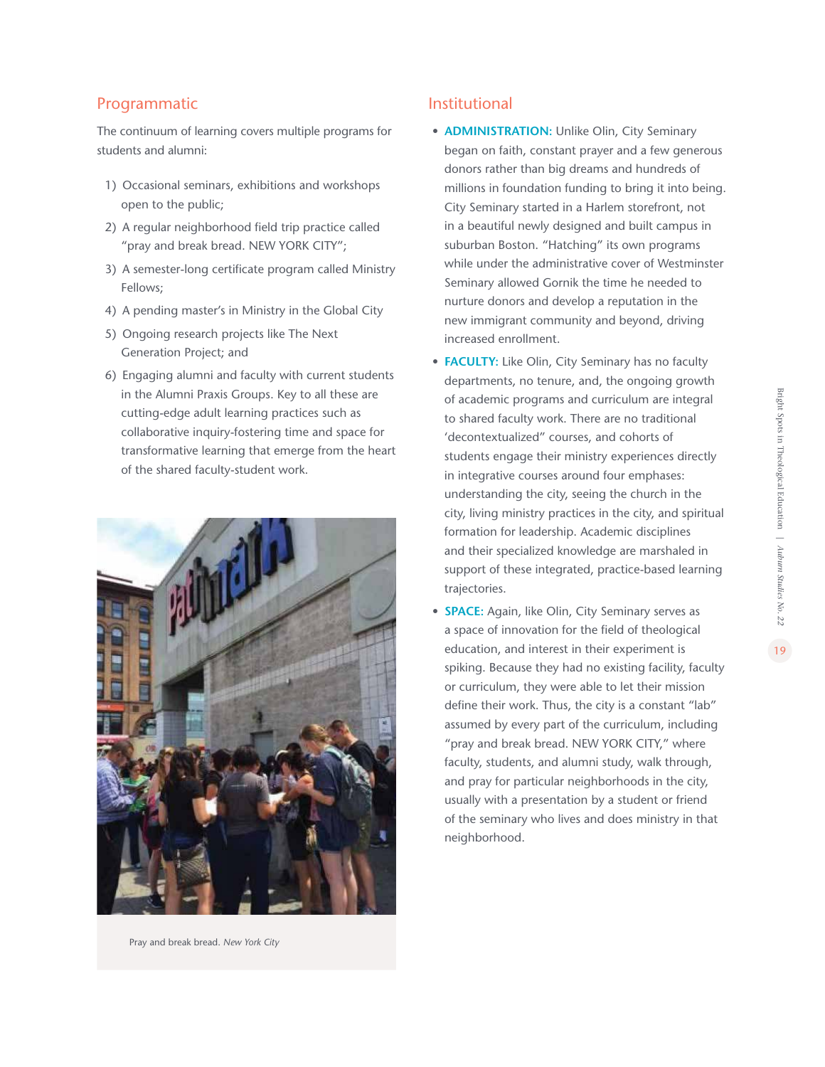## Programmatic

The continuum of learning covers multiple programs for students and alumni:

1) Occasional seminars, exhibitions and workshops open to the public;
2) A regular neighborhood field trip practice called "pray and break bread. NEW YORK CITY";
3) A semester-long certificate program called Ministry Fellows;
4) A pending master's in Ministry in the Global City
5) Ongoing research projects like The Next Generation Project; and
6) Engaging alumni and faculty with current students in the Alumni Praxis Groups. Key to all these are cutting-edge adult learning practices such as collaborative inquiry-fostering time and space for transformative learning that emerge from the heart of the shared faculty-student work.

Pray and break bread. *New York City*

## Institutional

- **ADMINISTRATION:** Unlike Olin, City Seminary began on faith, constant prayer and a few generous donors rather than big dreams and hundreds of millions in foundation funding to bring it into being. City Seminary started in a Harlem storefront, not in a beautiful newly designed and built campus in suburban Boston. "Hatching" its own programs while under the administrative cover of Westminster Seminary allowed Gornik the time he needed to nurture donors and develop a reputation in the new immigrant community and beyond, driving increased enrollment.
- **FACULTY:** Like Olin, City Seminary has no faculty departments, no tenure, and, the ongoing growth of academic programs and curriculum are integral to shared faculty work. There are no traditional 'decontextualized" courses, and cohorts of students engage their ministry experiences directly in integrative courses around four emphases: understanding the city, seeing the church in the city, living ministry practices in the city, and spiritual formation for leadership. Academic disciplines and their specialized knowledge are marshaled in support of these integrated, practice-based learning trajectories.
- **SPACE:** Again, like Olin, City Seminary serves as a space of innovation for the field of theological education, and interest in their experiment is spiking. Because they had no existing facility, faculty or curriculum, they were able to let their mission define their work. Thus, the city is a constant "lab" assumed by every part of the curriculum, including "pray and break bread. NEW YORK CITY," where faculty, students, and alumni study, walk through, and pray for particular neighborhoods in the city, usually with a presentation by a student or friend of the seminary who lives and does ministry in that neighborhood.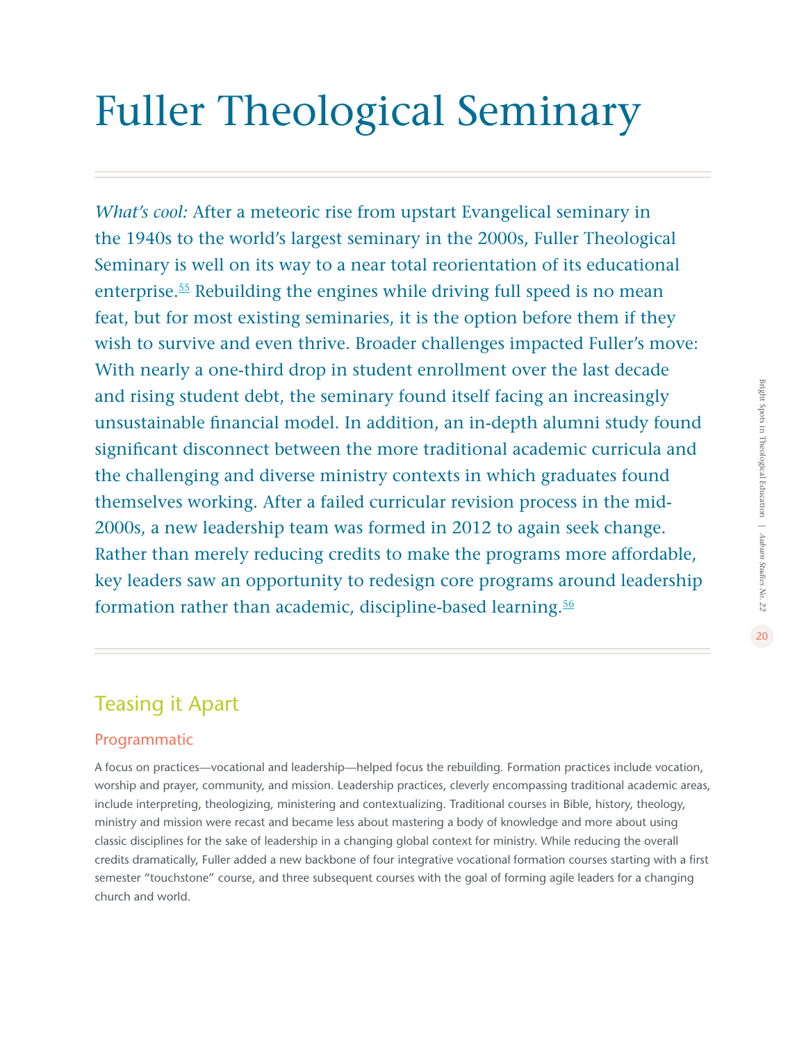# Fuller Theological Seminary

*What's cool:* After a meteoric rise from upstart Evangelical seminary in the 1940s to the world's largest seminary in the 2000s, Fuller Theological Seminary is well on its way to a near total reorientation of its educational enterprise.[55] Rebuilding the engines while driving full speed is no mean feat, but for most existing seminaries, it is the option before them if they wish to survive and even thrive. Broader challenges impacted Fuller's move: With nearly a one-third drop in student enrollment over the last decade and rising student debt, the seminary found itself facing an increasingly unsustainable financial model. In addition, an in-depth alumni study found significant disconnect between the more traditional academic curricula and the challenging and diverse ministry contexts in which graduates found themselves working. After a failed curricular revision process in the mid-2000s, a new leadership team was formed in 2012 to again seek change. Rather than merely reducing credits to make the programs more affordable, key leaders saw an opportunity to redesign core programs around leadership formation rather than academic, discipline-based learning.[56]

## Teasing it Apart

### Programmatic

A focus on practices—vocational and leadership—helped focus the rebuilding. Formation practices include vocation, worship and prayer, community, and mission. Leadership practices, cleverly encompassing traditional academic areas, include interpreting, theologizing, ministering and contextualizing. Traditional courses in Bible, history, theology, ministry and mission were recast and became less about mastering a body of knowledge and more about using classic disciplines for the sake of leadership in a changing global context for ministry. While reducing the overall credits dramatically, Fuller added a new backbone of four integrative vocational formation courses starting with a first semester "touchstone" course, and three subsequent courses with the goal of forming agile leaders for a changing church and world.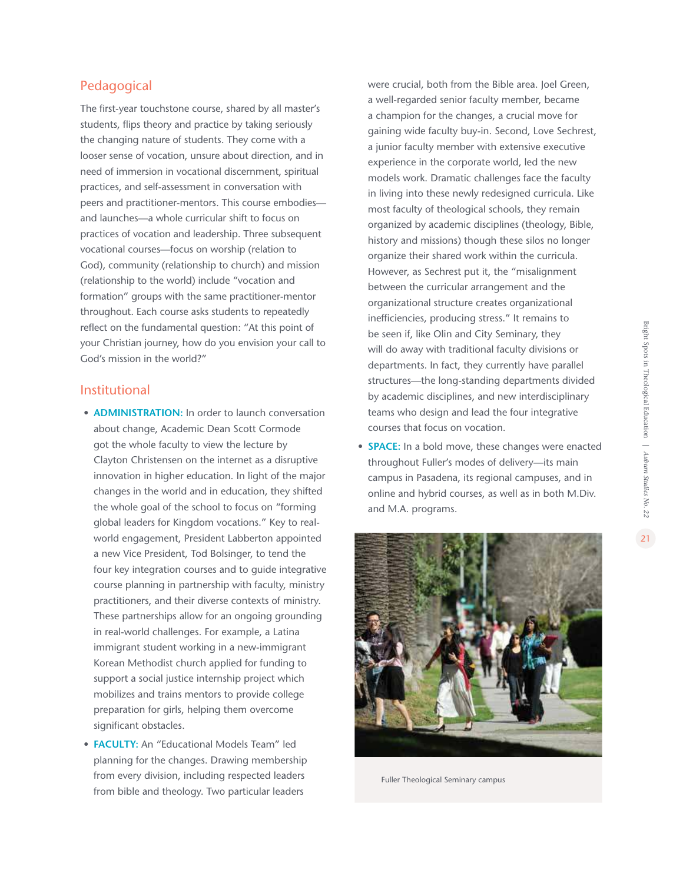## Pedagogical

The first-year touchstone course, shared by all master's students, flips theory and practice by taking seriously the changing nature of students. They come with a looser sense of vocation, unsure about direction, and in need of immersion in vocational discernment, spiritual practices, and self-assessment in conversation with peers and practitioner-mentors. This course embodies—and launches—a whole curricular shift to focus on practices of vocation and leadership. Three subsequent vocational courses—focus on worship (relation to God), community (relationship to church) and mission (relationship to the world) include "vocation and formation" groups with the same practitioner-mentor throughout. Each course asks students to repeatedly reflect on the fundamental question: "At this point of your Christian journey, how do you envision your call to God's mission in the world?"

## Institutional

- **ADMINISTRATION:** In order to launch conversation about change, Academic Dean Scott Cormode got the whole faculty to view the lecture by Clayton Christensen on the internet as a disruptive innovation in higher education. In light of the major changes in the world and in education, they shifted the whole goal of the school to focus on "forming global leaders for Kingdom vocations." Key to real-world engagement, President Labberton appointed a new Vice President, Tod Bolsinger, to tend the four key integration courses and to guide integrative course planning in partnership with faculty, ministry practitioners, and their diverse contexts of ministry. These partnerships allow for an ongoing grounding in real-world challenges. For example, a Latina immigrant student working in a new-immigrant Korean Methodist church applied for funding to support a social justice internship project which mobilizes and trains mentors to provide college preparation for girls, helping them overcome significant obstacles.
- **FACULTY:** An "Educational Models Team" led planning for the changes. Drawing membership from every division, including respected leaders from bible and theology. Two particular leaders were crucial, both from the Bible area. Joel Green, a well-regarded senior faculty member, became a champion for the changes, a crucial move for gaining wide faculty buy-in. Second, Love Sechrest, a junior faculty member with extensive executive experience in the corporate world, led the new models work. Dramatic challenges face the faculty in living into these newly redesigned curricula. Like most faculty of theological schools, they remain organized by academic disciplines (theology, Bible, history and missions) though these silos no longer organize their shared work within the curricula. However, as Sechrest put it, the "misalignment between the curricular arrangement and the organizational structure creates organizational inefficiencies, producing stress." It remains to be seen if, like Olin and City Seminary, they will do away with traditional faculty divisions or departments. In fact, they currently have parallel structures—the long-standing departments divided by academic disciplines, and new interdisciplinary teams who design and lead the four integrative courses that focus on vocation.
- **SPACE:** In a bold move, these changes were enacted throughout Fuller's modes of delivery—its main campus in Pasadena, its regional campuses, and in online and hybrid courses, as well as in both M.Div. and M.A. programs.

Fuller Theological Seminary campus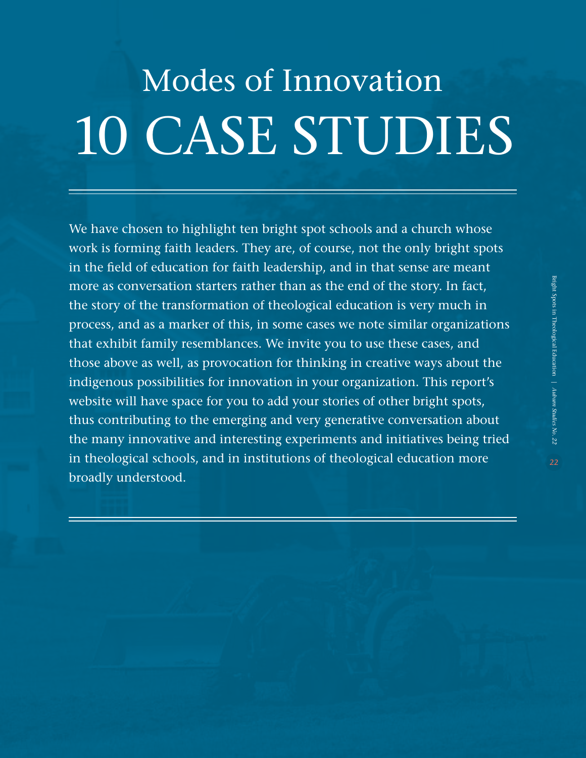# Modes of Innovation
# 10 CASE STUDIES

We have chosen to highlight ten bright spot schools and a church whose work is forming faith leaders. They are, of course, not the only bright spots in the field of education for faith leadership, and in that sense are meant more as conversation starters rather than as the end of the story. In fact, the story of the transformation of theological education is very much in process, and as a marker of this, in some cases we note similar organizations that exhibit family resemblances. We invite you to use these cases, and those above as well, as provocation for thinking in creative ways about the indigenous possibilities for innovation in your organization. This report's website will have space for you to add your stories of other bright spots, thus contributing to the emerging and very generative conversation about the many innovative and interesting experiments and initiatives being tried in theological schools, and in institutions of theological education more broadly understood.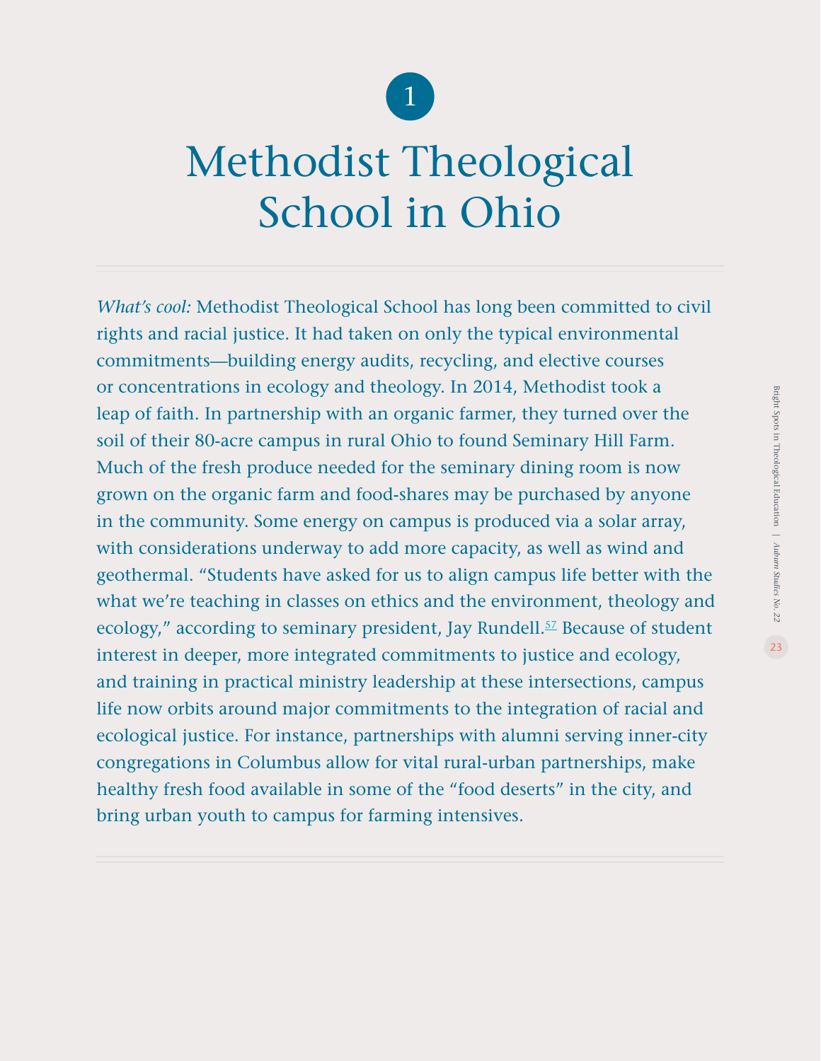1

# Methodist Theological School in Ohio

*What's cool:* Methodist Theological School has long been committed to civil rights and racial justice. It had taken on only the typical environmental commitments—building energy audits, recycling, and elective courses or concentrations in ecology and theology. In 2014, Methodist took a leap of faith. In partnership with an organic farmer, they turned over the soil of their 80-acre campus in rural Ohio to found Seminary Hill Farm. Much of the fresh produce needed for the seminary dining room is now grown on the organic farm and food-shares may be purchased by anyone in the community. Some energy on campus is produced via a solar array, with considerations underway to add more capacity, as well as wind and geothermal. "Students have asked for us to align campus life better with the what we're teaching in classes on ethics and the environment, theology and ecology," according to seminary president, Jay Rundell.[57] Because of student interest in deeper, more integrated commitments to justice and ecology, and training in practical ministry leadership at these intersections, campus life now orbits around major commitments to the integration of racial and ecological justice. For instance, partnerships with alumni serving inner-city congregations in Columbus allow for vital rural-urban partnerships, make healthy fresh food available in some of the "food deserts" in the city, and bring urban youth to campus for farming intensives.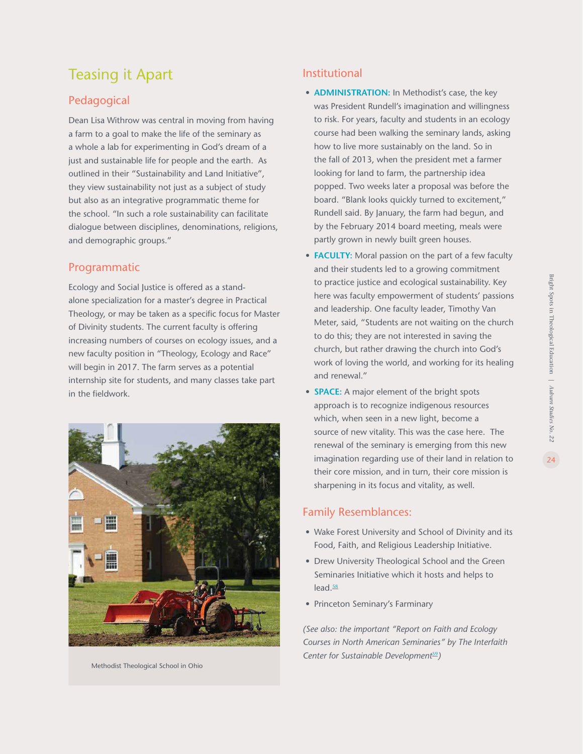## Teasing it Apart

### Pedagogical

Dean Lisa Withrow was central in moving from having a farm to a goal to make the life of the seminary as a whole a lab for experimenting in God's dream of a just and sustainable life for people and the earth. As outlined in their "Sustainability and Land Initiative", they view sustainability not just as a subject of study but also as an integrative programmatic theme for the school. "In such a role sustainability can facilitate dialogue between disciplines, denominations, religions, and demographic groups."

### Programmatic

Ecology and Social Justice is offered as a stand-alone specialization for a master's degree in Practical Theology, or may be taken as a specific focus for Master of Divinity students. The current faculty is offering increasing numbers of courses on ecology issues, and a new faculty position in "Theology, Ecology and Race" will begin in 2017. The farm serves as a potential internship site for students, and many classes take part in the fieldwork.

Methodist Theological School in Ohio

### Institutional

- **ADMINISTRATION:** In Methodist's case, the key was President Rundell's imagination and willingness to risk. For years, faculty and students in an ecology course had been walking the seminary lands, asking how to live more sustainably on the land. So in the fall of 2013, when the president met a farmer looking for land to farm, the partnership idea popped. Two weeks later a proposal was before the board. "Blank looks quickly turned to excitement," Rundell said. By January, the farm had begun, and by the February 2014 board meeting, meals were partly grown in newly built green houses.
- **FACULTY:** Moral passion on the part of a few faculty and their students led to a growing commitment to practice justice and ecological sustainability. Key here was faculty empowerment of students' passions and leadership. One faculty leader, Timothy Van Meter, said, "Students are not waiting on the church to do this; they are not interested in saving the church, but rather drawing the church into God's work of loving the world, and working for its healing and renewal."
- **SPACE:** A major element of the bright spots approach is to recognize indigenous resources which, when seen in a new light, become a source of new vitality. This was the case here. The renewal of the seminary is emerging from this new imagination regarding use of their land in relation to their core mission, and in turn, their core mission is sharpening in its focus and vitality, as well.

### Family Resemblances:

- Wake Forest University and School of Divinity and its Food, Faith, and Religious Leadership Initiative.
- Drew University Theological School and the Green Seminaries Initiative which it hosts and helps to lead.[58]
- Princeton Seminary's Farminary

*(See also: the important "Report on Faith and Ecology Courses in North American Seminaries" by The Interfaith Center for Sustainable Development[59])*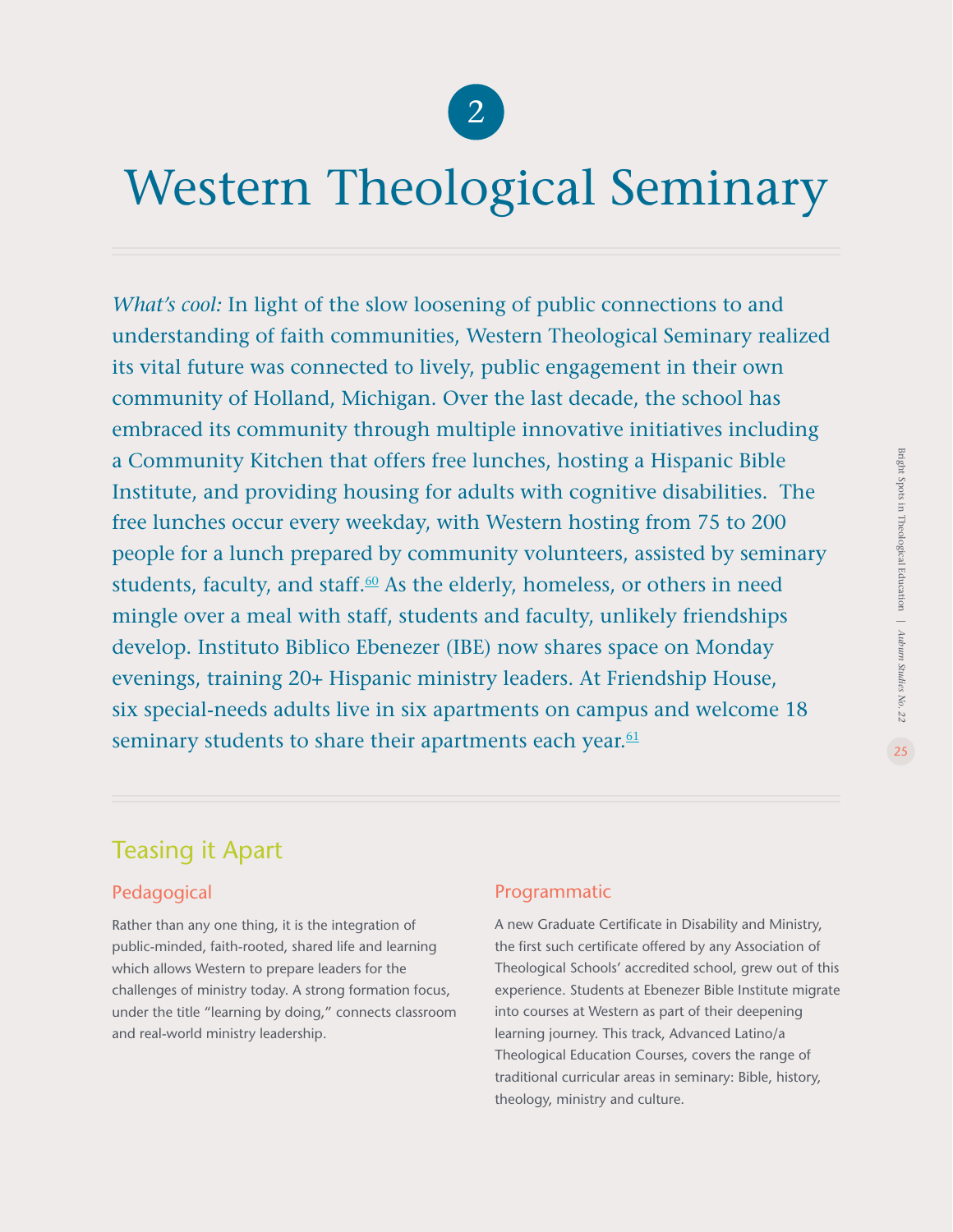2

# Western Theological Seminary

*What's cool:* In light of the slow loosening of public connections to and understanding of faith communities, Western Theological Seminary realized its vital future was connected to lively, public engagement in their own community of Holland, Michigan. Over the last decade, the school has embraced its community through multiple innovative initiatives including a Community Kitchen that offers free lunches, hosting a Hispanic Bible Institute, and providing housing for adults with cognitive disabilities. The free lunches occur every weekday, with Western hosting from 75 to 200 people for a lunch prepared by community volunteers, assisted by seminary students, faculty, and staff.[60] As the elderly, homeless, or others in need mingle over a meal with staff, students and faculty, unlikely friendships develop. Instituto Biblico Ebenezer (IBE) now shares space on Monday evenings, training 20+ Hispanic ministry leaders. At Friendship House, six special-needs adults live in six apartments on campus and welcome 18 seminary students to share their apartments each year.[61]

## Teasing it Apart

### Pedagogical

Rather than any one thing, it is the integration of public-minded, faith-rooted, shared life and learning which allows Western to prepare leaders for the challenges of ministry today. A strong formation focus, under the title "learning by doing," connects classroom and real-world ministry leadership.

### Programmatic

A new Graduate Certificate in Disability and Ministry, the first such certificate offered by any Association of Theological Schools' accredited school, grew out of this experience. Students at Ebenezer Bible Institute migrate into courses at Western as part of their deepening learning journey. This track, Advanced Latino/a Theological Education Courses, covers the range of traditional curricular areas in seminary: Bible, history, theology, ministry and culture.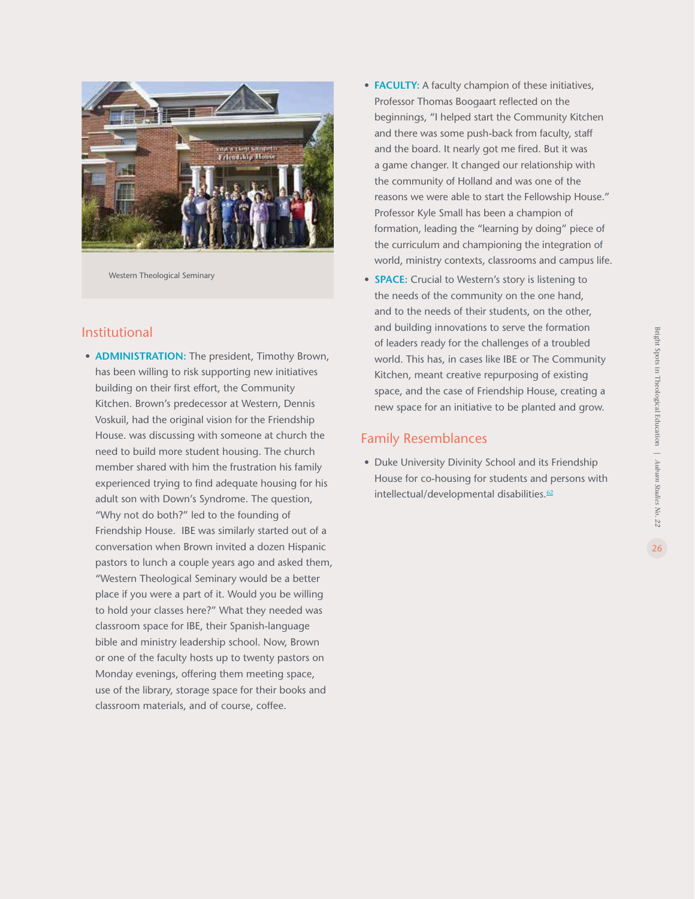Western Theological Seminary

## Institutional

- **ADMINISTRATION:** The president, Timothy Brown, has been willing to risk supporting new initiatives building on their first effort, the Community Kitchen. Brown's predecessor at Western, Dennis Voskuil, had the original vision for the Friendship House. was discussing with someone at church the need to build more student housing. The church member shared with him the frustration his family experienced trying to find adequate housing for his adult son with Down's Syndrome. The question, "Why not do both?" led to the founding of Friendship House. IBE was similarly started out of a conversation when Brown invited a dozen Hispanic pastors to lunch a couple years ago and asked them, "Western Theological Seminary would be a better place if you were a part of it. Would you be willing to hold your classes here?" What they needed was classroom space for IBE, their Spanish-language bible and ministry leadership school. Now, Brown or one of the faculty hosts up to twenty pastors on Monday evenings, offering them meeting space, use of the library, storage space for their books and classroom materials, and of course, coffee.
- **FACULTY:** A faculty champion of these initiatives, Professor Thomas Boogaart reflected on the beginnings, "I helped start the Community Kitchen and there was some push-back from faculty, staff and the board. It nearly got me fired. But it was a game changer. It changed our relationship with the community of Holland and was one of the reasons we were able to start the Fellowship House." Professor Kyle Small has been a champion of formation, leading the "learning by doing" piece of the curriculum and championing the integration of world, ministry contexts, classrooms and campus life.
- **SPACE:** Crucial to Western's story is listening to the needs of the community on the one hand, and to the needs of their students, on the other, and building innovations to serve the formation of leaders ready for the challenges of a troubled world. This has, in cases like IBE or The Community Kitchen, meant creative repurposing of existing space, and the case of Friendship House, creating a new space for an initiative to be planted and grow.

## Family Resemblances

- Duke University Divinity School and its Friendship House for co-housing for students and persons with intellectual/developmental disabilities.[62]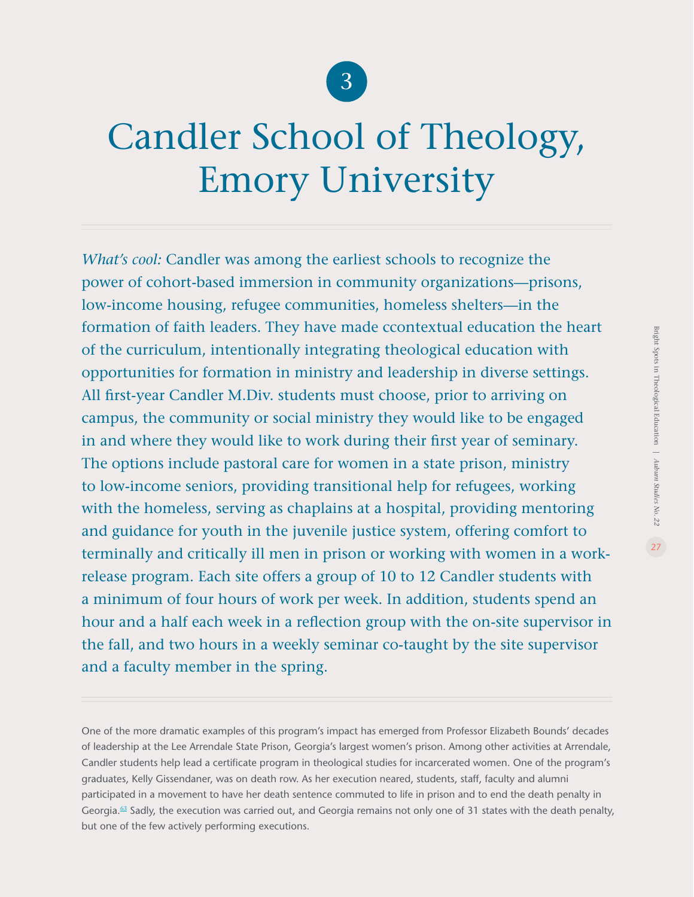3

# Candler School of Theology, Emory University

*What's cool:* Candler was among the earliest schools to recognize the power of cohort-based immersion in community organizations—prisons, low-income housing, refugee communities, homeless shelters—in the formation of faith leaders. They have made ccontextual education the heart of the curriculum, intentionally integrating theological education with opportunities for formation in ministry and leadership in diverse settings. All first-year Candler M.Div. students must choose, prior to arriving on campus, the community or social ministry they would like to be engaged in and where they would like to work during their first year of seminary. The options include pastoral care for women in a state prison, ministry to low-income seniors, providing transitional help for refugees, working with the homeless, serving as chaplains at a hospital, providing mentoring and guidance for youth in the juvenile justice system, offering comfort to terminally and critically ill men in prison or working with women in a work-release program. Each site offers a group of 10 to 12 Candler students with a minimum of four hours of work per week. In addition, students spend an hour and a half each week in a reflection group with the on-site supervisor in the fall, and two hours in a weekly seminar co-taught by the site supervisor and a faculty member in the spring.

One of the more dramatic examples of this program's impact has emerged from Professor Elizabeth Bounds' decades of leadership at the Lee Arrendale State Prison, Georgia's largest women's prison. Among other activities at Arrendale, Candler students help lead a certificate program in theological studies for incarcerated women. One of the program's graduates, Kelly Gissendaner, was on death row. As her execution neared, students, staff, faculty and alumni participated in a movement to have her death sentence commuted to life in prison and to end the death penalty in Georgia.[63] Sadly, the execution was carried out, and Georgia remains not only one of 31 states with the death penalty, but one of the few actively performing executions.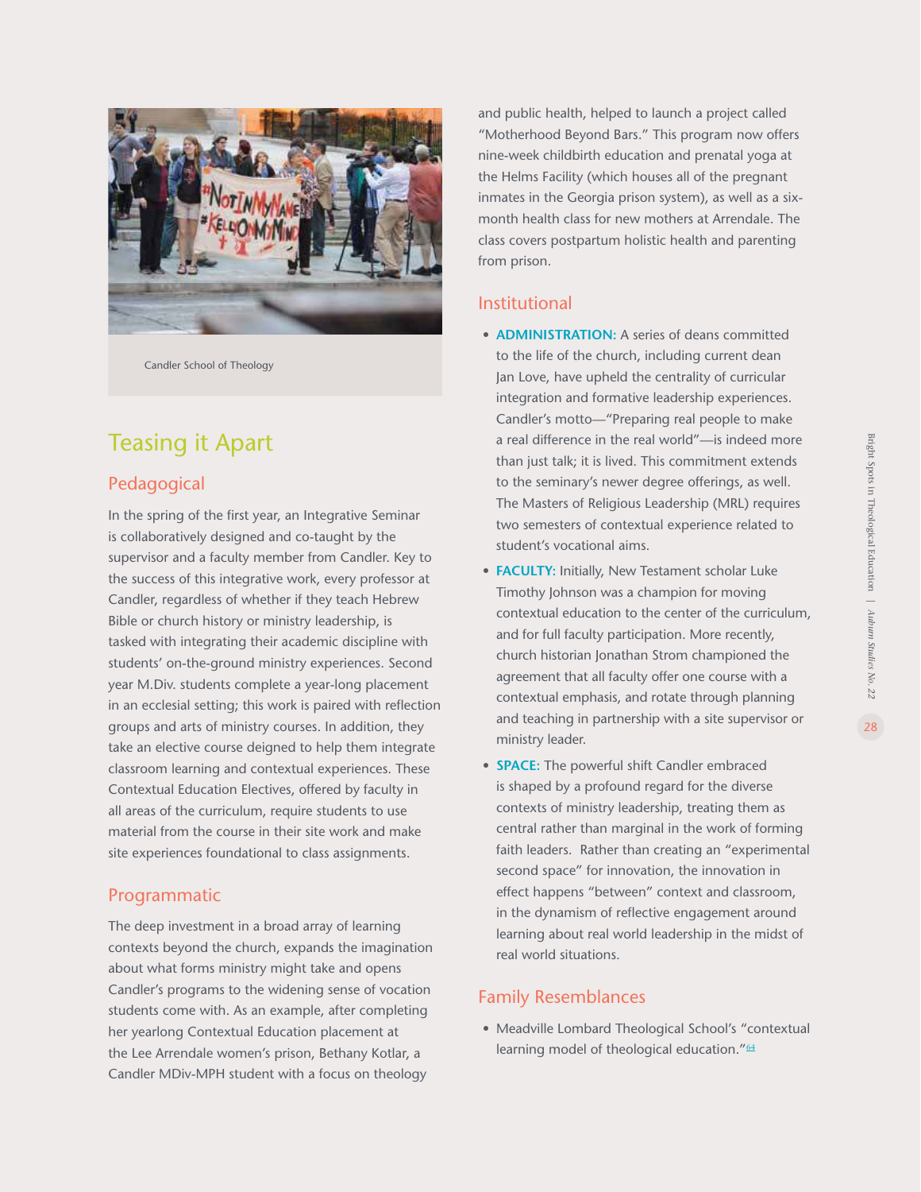Candler School of Theology

## Teasing it Apart

### Pedagogical

In the spring of the first year, an Integrative Seminar is collaboratively designed and co-taught by the supervisor and a faculty member from Candler. Key to the success of this integrative work, every professor at Candler, regardless of whether if they teach Hebrew Bible or church history or ministry leadership, is tasked with integrating their academic discipline with students' on-the-ground ministry experiences. Second year M.Div. students complete a year-long placement in an ecclesial setting; this work is paired with reflection groups and arts of ministry courses. In addition, they take an elective course deigned to help them integrate classroom learning and contextual experiences. These Contextual Education Electives, offered by faculty in all areas of the curriculum, require students to use material from the course in their site work and make site experiences foundational to class assignments.

### Programmatic

The deep investment in a broad array of learning contexts beyond the church, expands the imagination about what forms ministry might take and opens Candler's programs to the widening sense of vocation students come with. As an example, after completing her yearlong Contextual Education placement at the Lee Arrendale women's prison, Bethany Kotlar, a Candler MDiv-MPH student with a focus on theology and public health, helped to launch a project called "Motherhood Beyond Bars." This program now offers nine-week childbirth education and prenatal yoga at the Helms Facility (which houses all of the pregnant inmates in the Georgia prison system), as well as a six-month health class for new mothers at Arrendale. The class covers postpartum holistic health and parenting from prison.

### Institutional

- **ADMINISTRATION:** A series of deans committed to the life of the church, including current dean Jan Love, have upheld the centrality of curricular integration and formative leadership experiences. Candler's motto—"Preparing real people to make a real difference in the real world"—is indeed more than just talk; it is lived. This commitment extends to the seminary's newer degree offerings, as well. The Masters of Religious Leadership (MRL) requires two semesters of contextual experience related to student's vocational aims.
- **FACULTY:** Initially, New Testament scholar Luke Timothy Johnson was a champion for moving contextual education to the center of the curriculum, and for full faculty participation. More recently, church historian Jonathan Strom championed the agreement that all faculty offer one course with a contextual emphasis, and rotate through planning and teaching in partnership with a site supervisor or ministry leader.
- **SPACE:** The powerful shift Candler embraced is shaped by a profound regard for the diverse contexts of ministry leadership, treating them as central rather than marginal in the work of forming faith leaders. Rather than creating an "experimental second space" for innovation, the innovation in effect happens "between" context and classroom, in the dynamism of reflective engagement around learning about real world leadership in the midst of real world situations.

### Family Resemblances

- Meadville Lombard Theological School's "contextual learning model of theological education."[64]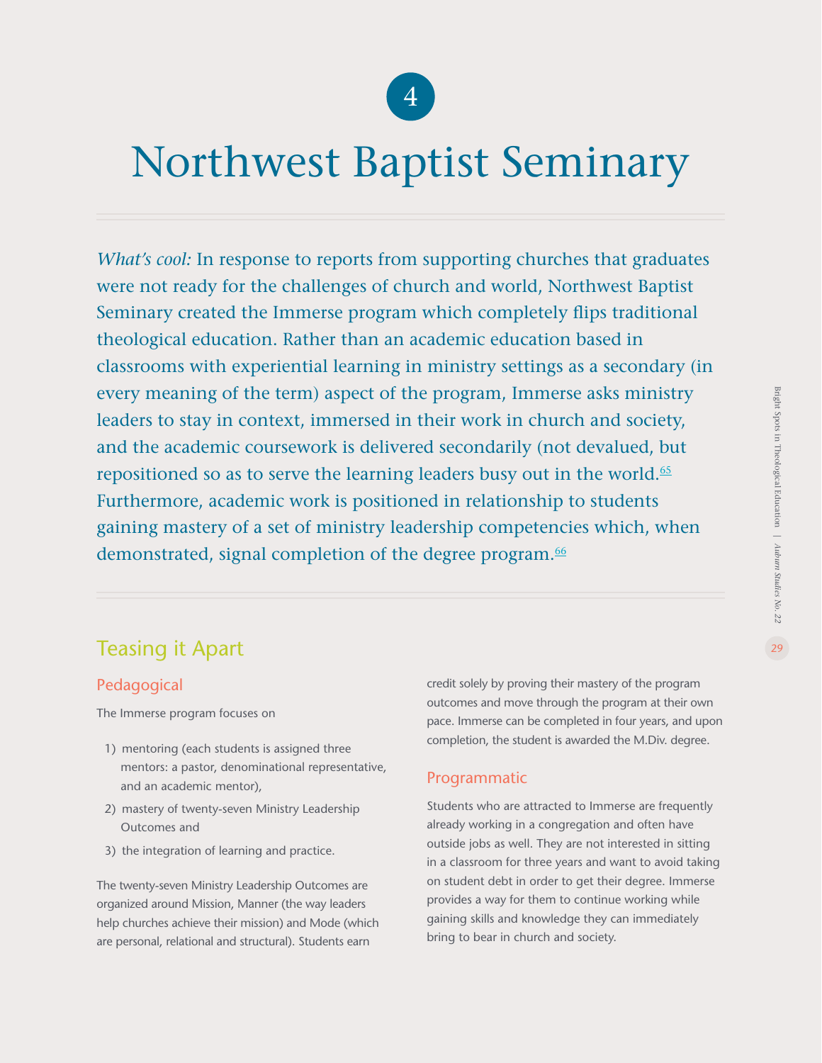# 4

# Northwest Baptist Seminary

*What's cool:* In response to reports from supporting churches that graduates were not ready for the challenges of church and world, Northwest Baptist Seminary created the Immerse program which completely flips traditional theological education. Rather than an academic education based in classrooms with experiential learning in ministry settings as a secondary (in every meaning of the term) aspect of the program, Immerse asks ministry leaders to stay in context, immersed in their work in church and society, and the academic coursework is delivered secondarily (not devalued, but repositioned so as to serve the learning leaders busy out in the world.[65] Furthermore, academic work is positioned in relationship to students gaining mastery of a set of ministry leadership competencies which, when demonstrated, signal completion of the degree program.[66]

## Teasing it Apart

### Pedagogical

The Immerse program focuses on

1) mentoring (each students is assigned three mentors: a pastor, denominational representative, and an academic mentor),
2) mastery of twenty-seven Ministry Leadership Outcomes and
3) the integration of learning and practice.

The twenty-seven Ministry Leadership Outcomes are organized around Mission, Manner (the way leaders help churches achieve their mission) and Mode (which are personal, relational and structural). Students earn credit solely by proving their mastery of the program outcomes and move through the program at their own pace. Immerse can be completed in four years, and upon completion, the student is awarded the M.Div. degree.

### Programmatic

Students who are attracted to Immerse are frequently already working in a congregation and often have outside jobs as well. They are not interested in sitting in a classroom for three years and want to avoid taking on student debt in order to get their degree. Immerse provides a way for them to continue working while gaining skills and knowledge they can immediately bring to bear in church and society.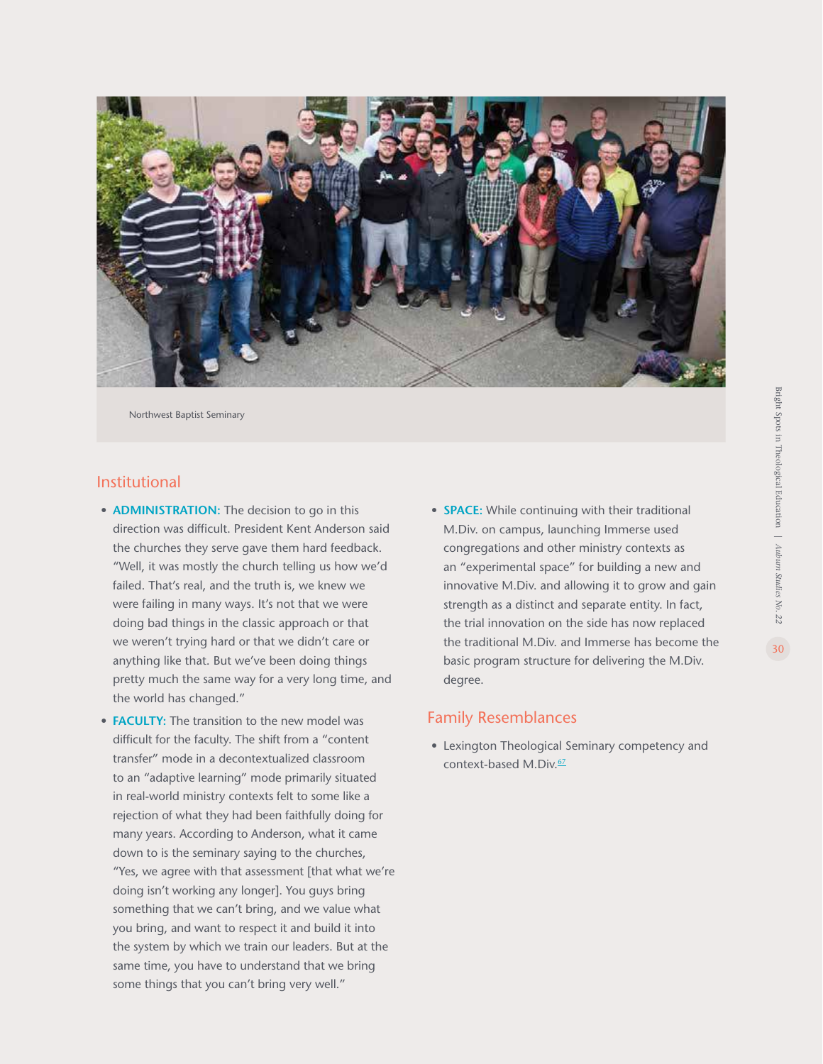Northwest Baptist Seminary

## Institutional

- **ADMINISTRATION:** The decision to go in this direction was difficult. President Kent Anderson said the churches they serve gave them hard feedback. "Well, it was mostly the church telling us how we'd failed. That's real, and the truth is, we knew we were failing in many ways. It's not that we were doing bad things in the classic approach or that we weren't trying hard or that we didn't care or anything like that. But we've been doing things pretty much the same way for a very long time, and the world has changed."
- **FACULTY:** The transition to the new model was difficult for the faculty. The shift from a "content transfer" mode in a decontextualized classroom to an "adaptive learning" mode primarily situated in real-world ministry contexts felt to some like a rejection of what they had been faithfully doing for many years. According to Anderson, what it came down to is the seminary saying to the churches, "Yes, we agree with that assessment [that what we're doing isn't working any longer]. You guys bring something that we can't bring, and we value what you bring, and want to respect it and build it into the system by which we train our leaders. But at the same time, you have to understand that we bring some things that you can't bring very well."
- **SPACE:** While continuing with their traditional M.Div. on campus, launching Immerse used congregations and other ministry contexts as an "experimental space" for building a new and innovative M.Div. and allowing it to grow and gain strength as a distinct and separate entity. In fact, the trial innovation on the side has now replaced the traditional M.Div. and Immerse has become the basic program structure for delivering the M.Div. degree.

## Family Resemblances

- Lexington Theological Seminary competency and context-based M.Div.[67]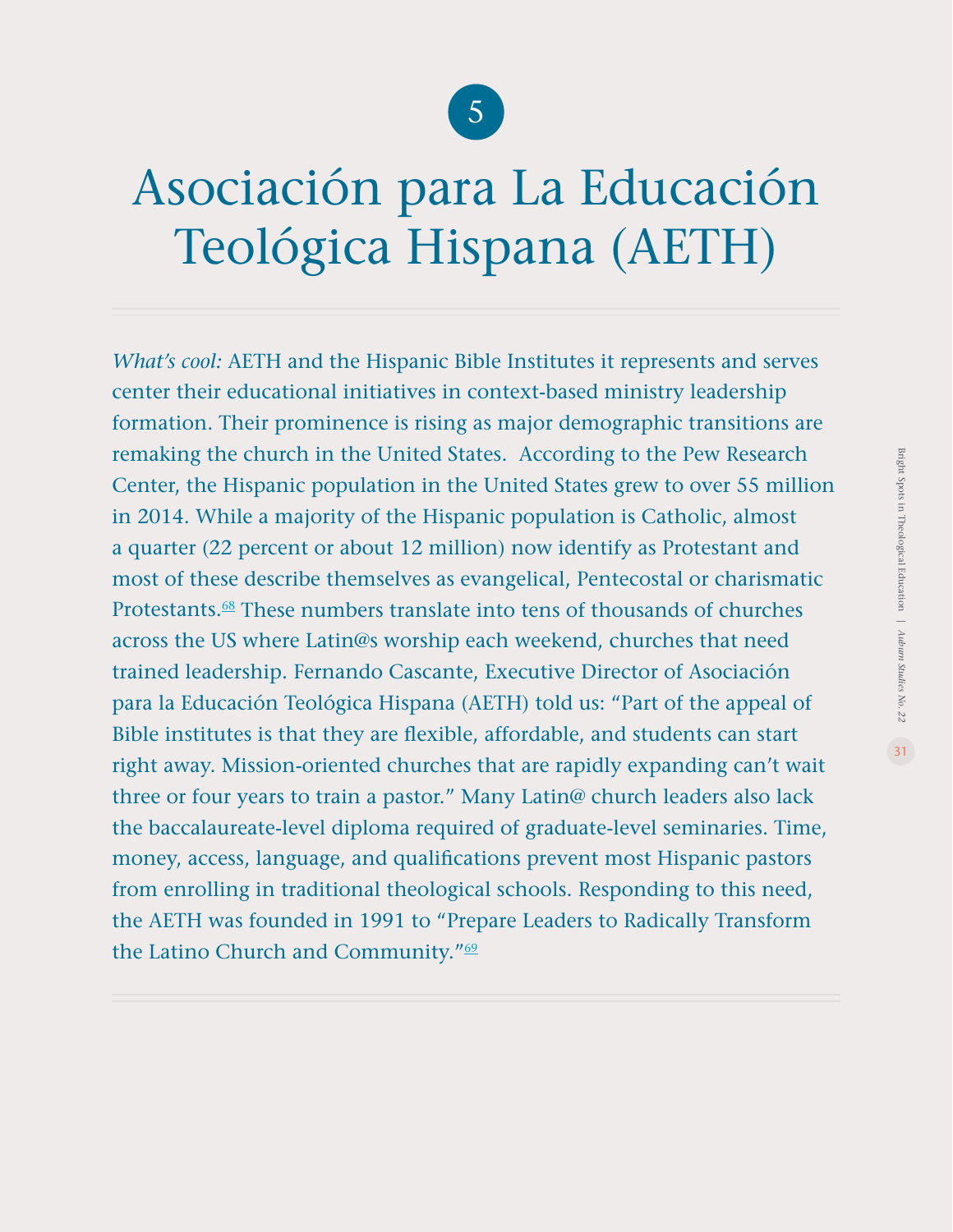5

# Asociación para La Educación Teológica Hispana (AETH)

*What's cool:* AETH and the Hispanic Bible Institutes it represents and serves center their educational initiatives in context-based ministry leadership formation. Their prominence is rising as major demographic transitions are remaking the church in the United States. According to the Pew Research Center, the Hispanic population in the United States grew to over 55 million in 2014. While a majority of the Hispanic population is Catholic, almost a quarter (22 percent or about 12 million) now identify as Protestant and most of these describe themselves as evangelical, Pentecostal or charismatic Protestants.[68] These numbers translate into tens of thousands of churches across the US where Latin@s worship each weekend, churches that need trained leadership. Fernando Cascante, Executive Director of Asociación para la Educación Teológica Hispana (AETH) told us: "Part of the appeal of Bible institutes is that they are flexible, affordable, and students can start right away. Mission-oriented churches that are rapidly expanding can't wait three or four years to train a pastor." Many Latin@ church leaders also lack the baccalaureate-level diploma required of graduate-level seminaries. Time, money, access, language, and qualifications prevent most Hispanic pastors from enrolling in traditional theological schools. Responding to this need, the AETH was founded in 1991 to "Prepare Leaders to Radically Transform the Latino Church and Community."[69]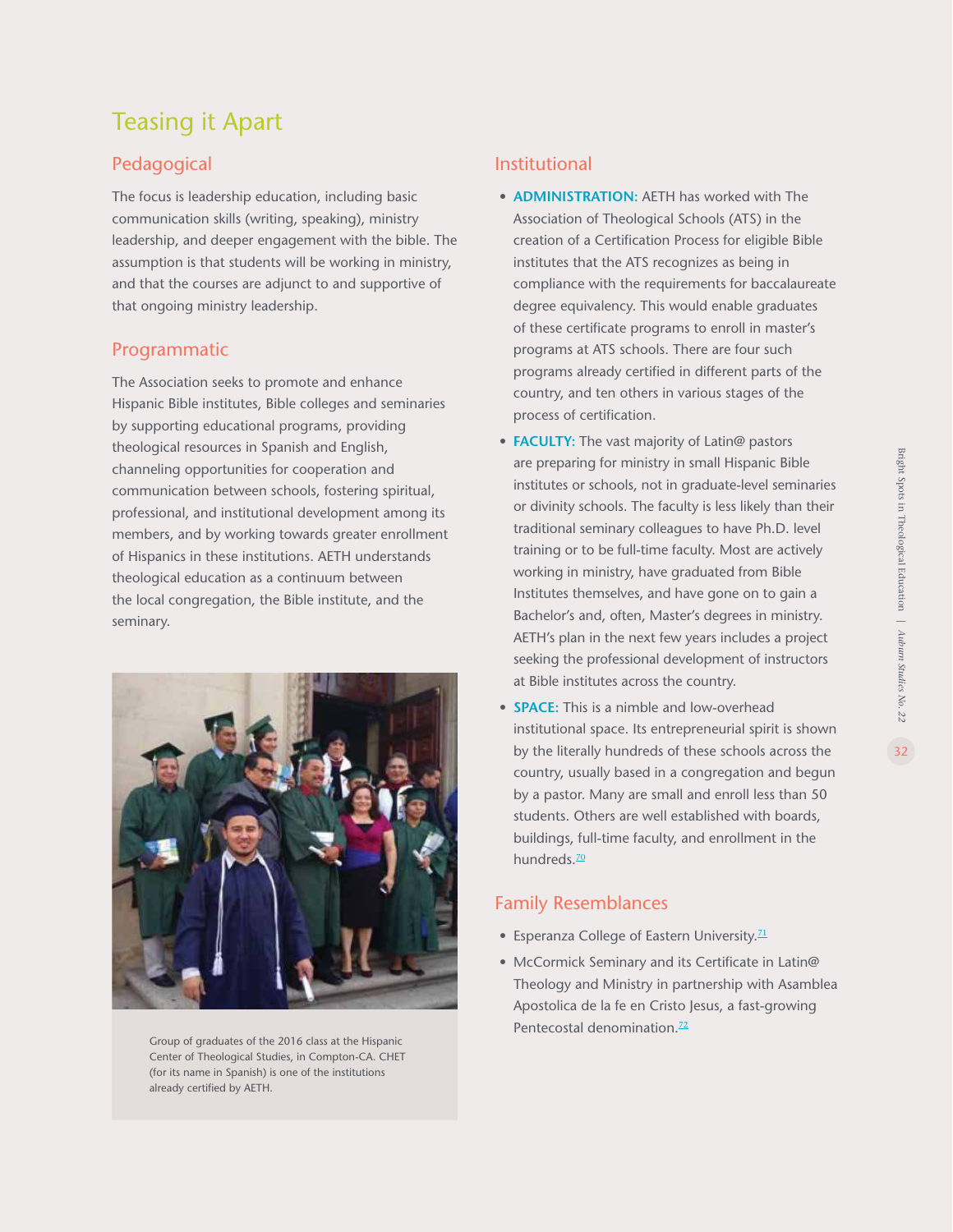# Teasing it Apart

## Pedagogical

The focus is leadership education, including basic communication skills (writing, speaking), ministry leadership, and deeper engagement with the bible. The assumption is that students will be working in ministry, and that the courses are adjunct to and supportive of that ongoing ministry leadership.

## Programmatic

The Association seeks to promote and enhance Hispanic Bible institutes, Bible colleges and seminaries by supporting educational programs, providing theological resources in Spanish and English, channeling opportunities for cooperation and communication between schools, fostering spiritual, professional, and institutional development among its members, and by working towards greater enrollment of Hispanics in these institutions. AETH understands theological education as a continuum between the local congregation, the Bible institute, and the seminary.

Group of graduates of the 2016 class at the Hispanic Center of Theological Studies, in Compton-CA. CHET (for its name in Spanish) is one of the institutions already certified by AETH.

## Institutional

- **ADMINISTRATION:** AETH has worked with The Association of Theological Schools (ATS) in the creation of a Certification Process for eligible Bible institutes that the ATS recognizes as being in compliance with the requirements for baccalaureate degree equivalency. This would enable graduates of these certificate programs to enroll in master's programs at ATS schools. There are four such programs already certified in different parts of the country, and ten others in various stages of the process of certification.
- **FACULTY:** The vast majority of Latin@ pastors are preparing for ministry in small Hispanic Bible institutes or schools, not in graduate-level seminaries or divinity schools. The faculty is less likely than their traditional seminary colleagues to have Ph.D. level training or to be full-time faculty. Most are actively working in ministry, have graduated from Bible Institutes themselves, and have gone on to gain a Bachelor's and, often, Master's degrees in ministry. AETH's plan in the next few years includes a project seeking the professional development of instructors at Bible institutes across the country.
- **SPACE:** This is a nimble and low-overhead institutional space. Its entrepreneurial spirit is shown by the literally hundreds of these schools across the country, usually based in a congregation and begun by a pastor. Many are small and enroll less than 50 students. Others are well established with boards, buildings, full-time faculty, and enrollment in the hundreds.[70]

## Family Resemblances

- Esperanza College of Eastern University.[71]
- McCormick Seminary and its Certificate in Latin@ Theology and Ministry in partnership with Asamblea Apostolica de la fe en Cristo Jesus, a fast-growing Pentecostal denomination.[72]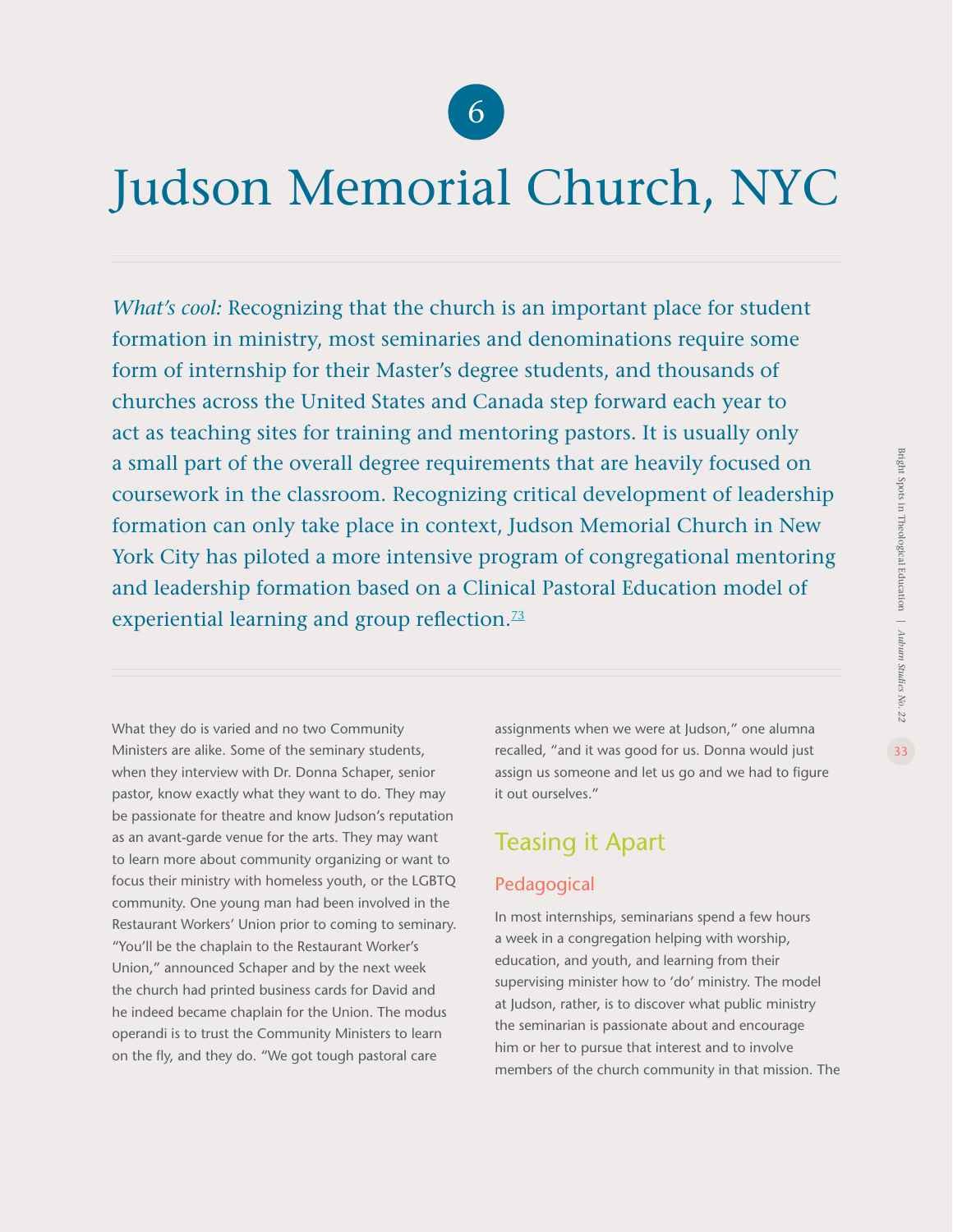# 6

# Judson Memorial Church, NYC

*What's cool:* Recognizing that the church is an important place for student formation in ministry, most seminaries and denominations require some form of internship for their Master's degree students, and thousands of churches across the United States and Canada step forward each year to act as teaching sites for training and mentoring pastors. It is usually only a small part of the overall degree requirements that are heavily focused on coursework in the classroom. Recognizing critical development of leadership formation can only take place in context, Judson Memorial Church in New York City has piloted a more intensive program of congregational mentoring and leadership formation based on a Clinical Pastoral Education model of experiential learning and group reflection.[73]

What they do is varied and no two Community Ministers are alike. Some of the seminary students, when they interview with Dr. Donna Schaper, senior pastor, know exactly what they want to do. They may be passionate for theatre and know Judson's reputation as an avant-garde venue for the arts. They may want to learn more about community organizing or want to focus their ministry with homeless youth, or the LGBTQ community. One young man had been involved in the Restaurant Workers' Union prior to coming to seminary. "You'll be the chaplain to the Restaurant Worker's Union," announced Schaper and by the next week the church had printed business cards for David and he indeed became chaplain for the Union. The modus operandi is to trust the Community Ministers to learn on the fly, and they do. "We got tough pastoral care assignments when we were at Judson," one alumna recalled, "and it was good for us. Donna would just assign us someone and let us go and we had to figure it out ourselves."

## Teasing it Apart

### Pedagogical

In most internships, seminarians spend a few hours a week in a congregation helping with worship, education, and youth, and learning from their supervising minister how to 'do' ministry. The model at Judson, rather, is to discover what public ministry the seminarian is passionate about and encourage him or her to pursue that interest and to involve members of the church community in that mission. The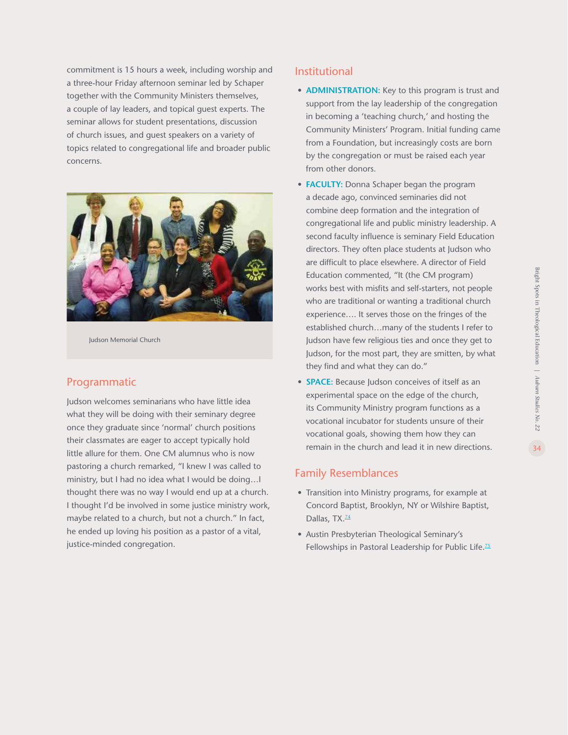commitment is 15 hours a week, including worship and a three-hour Friday afternoon seminar led by Schaper together with the Community Ministers themselves, a couple of lay leaders, and topical guest experts. The seminar allows for student presentations, discussion of church issues, and guest speakers on a variety of topics related to congregational life and broader public concerns.

Judson Memorial Church

## Programmatic

Judson welcomes seminarians who have little idea what they will be doing with their seminary degree once they graduate since 'normal' church positions their classmates are eager to accept typically hold little allure for them. One CM alumnus who is now pastoring a church remarked, "I knew I was called to ministry, but I had no idea what I would be doing…I thought there was no way I would end up at a church. I thought I'd be involved in some justice ministry work, maybe related to a church, but not a church." In fact, he ended up loving his position as a pastor of a vital, justice-minded congregation.

## Institutional

- **ADMINISTRATION:** Key to this program is trust and support from the lay leadership of the congregation in becoming a 'teaching church,' and hosting the Community Ministers' Program. Initial funding came from a Foundation, but increasingly costs are born by the congregation or must be raised each year from other donors.
- **FACULTY:** Donna Schaper began the program a decade ago, convinced seminaries did not combine deep formation and the integration of congregational life and public ministry leadership. A second faculty influence is seminary Field Education directors. They often place students at Judson who are difficult to place elsewhere. A director of Field Education commented, "It (the CM program) works best with misfits and self-starters, not people who are traditional or wanting a traditional church experience…. It serves those on the fringes of the established church…many of the students I refer to Judson have few religious ties and once they get to Judson, for the most part, they are smitten, by what they find and what they can do."
- **SPACE:** Because Judson conceives of itself as an experimental space on the edge of the church, its Community Ministry program functions as a vocational incubator for students unsure of their vocational goals, showing them how they can remain in the church and lead it in new directions.

## Family Resemblances

- Transition into Ministry programs, for example at Concord Baptist, Brooklyn, NY or Wilshire Baptist, Dallas, TX.[74]
- Austin Presbyterian Theological Seminary's Fellowships in Pastoral Leadership for Public Life.[75]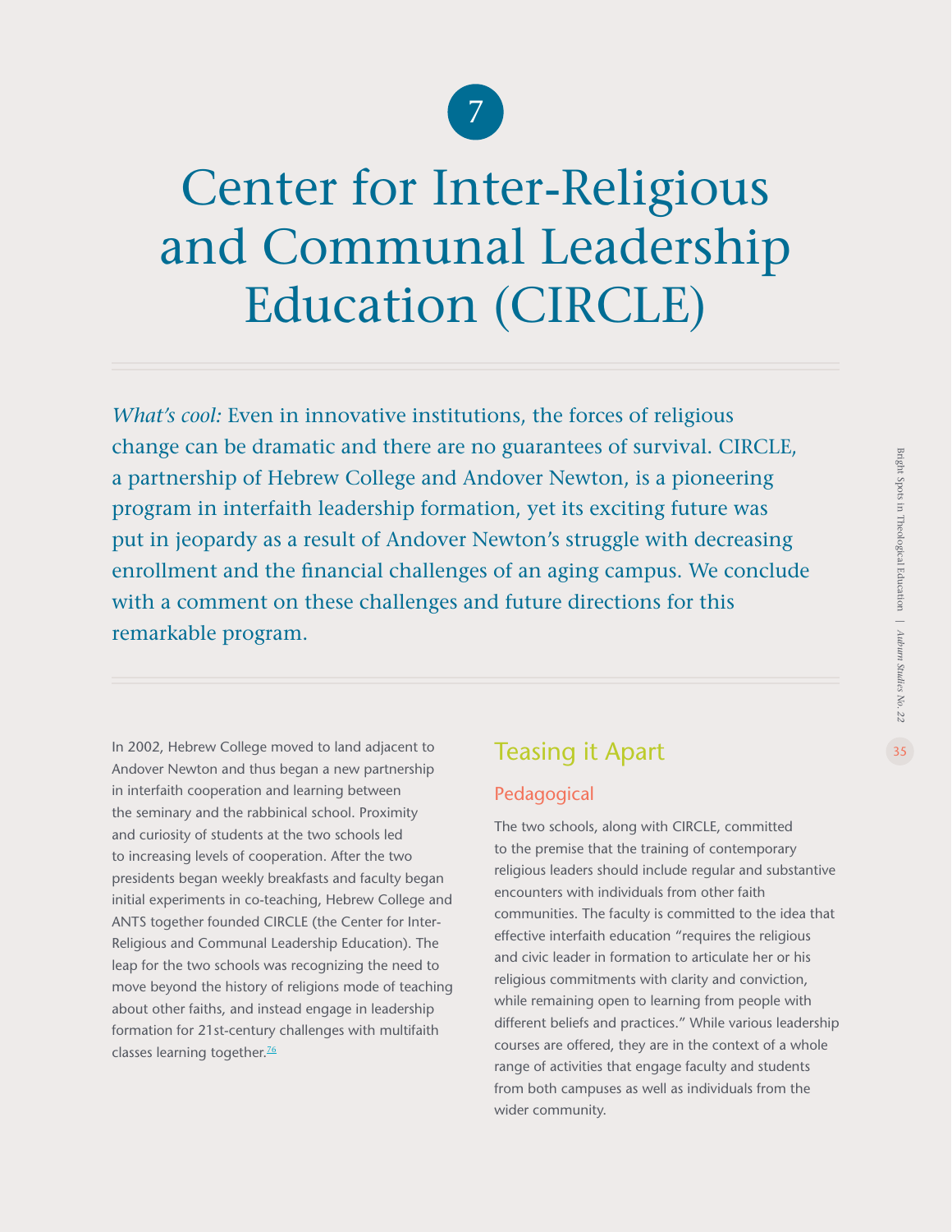7

# Center for Inter-Religious and Communal Leadership Education (CIRCLE)

*What's cool:* Even in innovative institutions, the forces of religious change can be dramatic and there are no guarantees of survival. CIRCLE, a partnership of Hebrew College and Andover Newton, is a pioneering program in interfaith leadership formation, yet its exciting future was put in jeopardy as a result of Andover Newton's struggle with decreasing enrollment and the financial challenges of an aging campus. We conclude with a comment on these challenges and future directions for this remarkable program.

In 2002, Hebrew College moved to land adjacent to Andover Newton and thus began a new partnership in interfaith cooperation and learning between the seminary and the rabbinical school. Proximity and curiosity of students at the two schools led to increasing levels of cooperation. After the two presidents began weekly breakfasts and faculty began initial experiments in co-teaching, Hebrew College and ANTS together founded CIRCLE (the Center for Inter-Religious and Communal Leadership Education). The leap for the two schools was recognizing the need to move beyond the history of religions mode of teaching about other faiths, and instead engage in leadership formation for 21st-century challenges with multifaith classes learning together.[76]

## Teasing it Apart

### Pedagogical

The two schools, along with CIRCLE, committed to the premise that the training of contemporary religious leaders should include regular and substantive encounters with individuals from other faith communities. The faculty is committed to the idea that effective interfaith education "requires the religious and civic leader in formation to articulate her or his religious commitments with clarity and conviction, while remaining open to learning from people with different beliefs and practices." While various leadership courses are offered, they are in the context of a whole range of activities that engage faculty and students from both campuses as well as individuals from the wider community.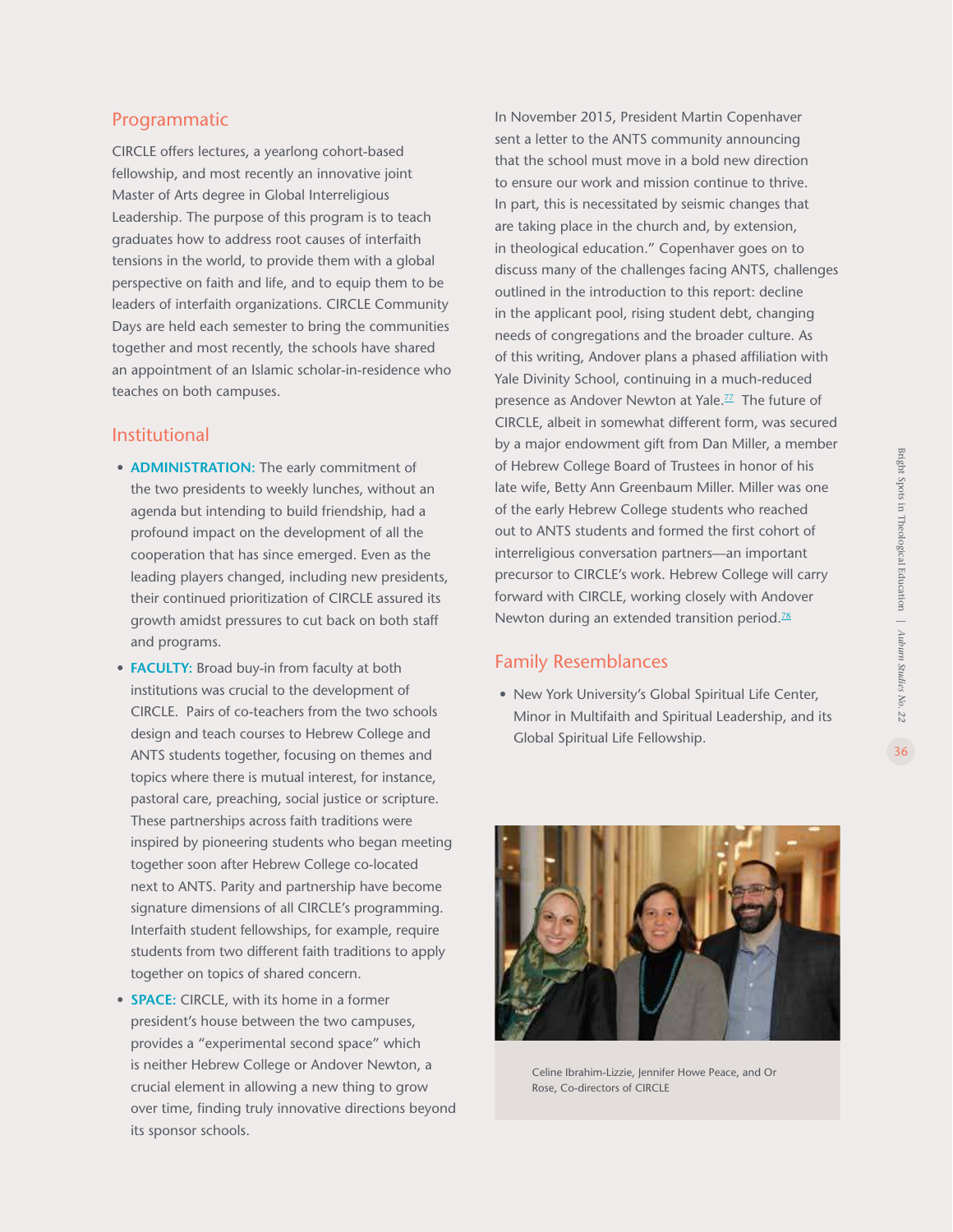## Programmatic

CIRCLE offers lectures, a yearlong cohort-based fellowship, and most recently an innovative joint Master of Arts degree in Global Interreligious Leadership. The purpose of this program is to teach graduates how to address root causes of interfaith tensions in the world, to provide them with a global perspective on faith and life, and to equip them to be leaders of interfaith organizations. CIRCLE Community Days are held each semester to bring the communities together and most recently, the schools have shared an appointment of an Islamic scholar-in-residence who teaches on both campuses.

## Institutional

- **ADMINISTRATION:** The early commitment of the two presidents to weekly lunches, without an agenda but intending to build friendship, had a profound impact on the development of all the cooperation that has since emerged. Even as the leading players changed, including new presidents, their continued prioritization of CIRCLE assured its growth amidst pressures to cut back on both staff and programs.
- **FACULTY:** Broad buy-in from faculty at both institutions was crucial to the development of CIRCLE. Pairs of co-teachers from the two schools design and teach courses to Hebrew College and ANTS students together, focusing on themes and topics where there is mutual interest, for instance, pastoral care, preaching, social justice or scripture. These partnerships across faith traditions were inspired by pioneering students who began meeting together soon after Hebrew College co-located next to ANTS. Parity and partnership have become signature dimensions of all CIRCLE's programming. Interfaith student fellowships, for example, require students from two different faith traditions to apply together on topics of shared concern.
- **SPACE:** CIRCLE, with its home in a former president's house between the two campuses, provides a "experimental second space" which is neither Hebrew College or Andover Newton, a crucial element in allowing a new thing to grow over time, finding truly innovative directions beyond its sponsor schools.

In November 2015, President Martin Copenhaver sent a letter to the ANTS community announcing that the school must move in a bold new direction to ensure our work and mission continue to thrive. In part, this is necessitated by seismic changes that are taking place in the church and, by extension, in theological education." Copenhaver goes on to discuss many of the challenges facing ANTS, challenges outlined in the introduction to this report: decline in the applicant pool, rising student debt, changing needs of congregations and the broader culture. As of this writing, Andover plans a phased affiliation with Yale Divinity School, continuing in a much-reduced presence as Andover Newton at Yale.[77] The future of CIRCLE, albeit in somewhat different form, was secured by a major endowment gift from Dan Miller, a member of Hebrew College Board of Trustees in honor of his late wife, Betty Ann Greenbaum Miller. Miller was one of the early Hebrew College students who reached out to ANTS students and formed the first cohort of interreligious conversation partners—an important precursor to CIRCLE's work. Hebrew College will carry forward with CIRCLE, working closely with Andover Newton during an extended transition period.[78]

## Family Resemblances

- New York University's Global Spiritual Life Center, Minor in Multifaith and Spiritual Leadership, and its Global Spiritual Life Fellowship.

Celine Ibrahim-Lizzie, Jennifer Howe Peace, and Or Rose, Co-directors of CIRCLE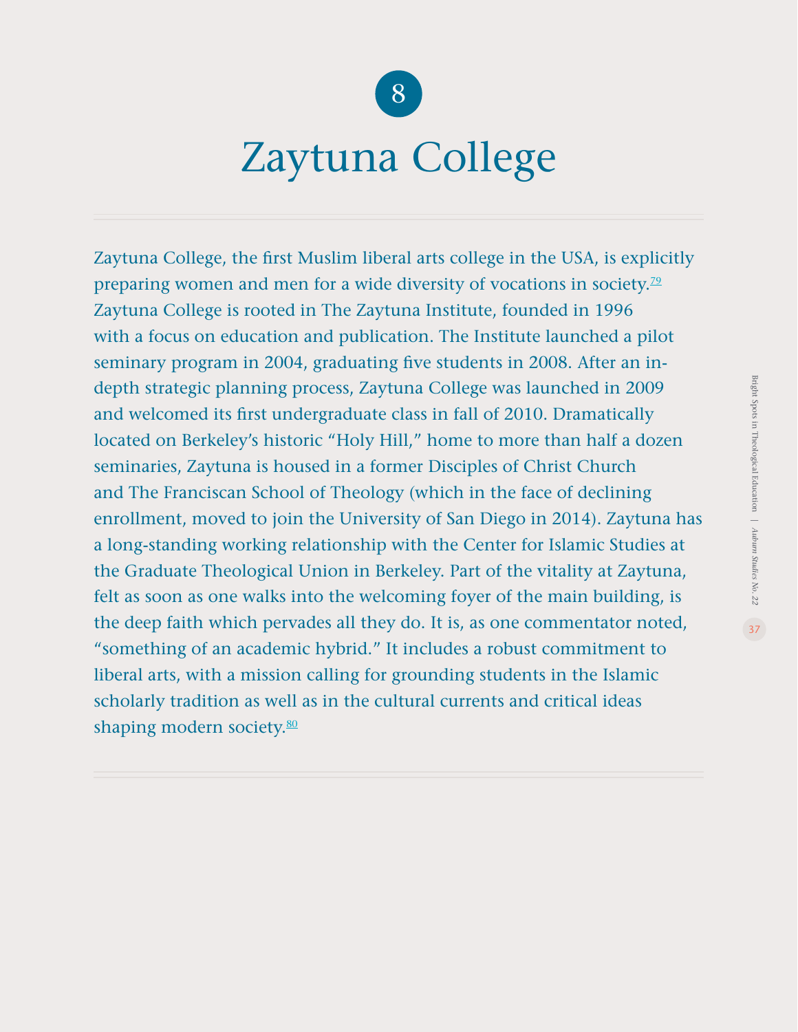# 8 Zaytuna College

Zaytuna College, the first Muslim liberal arts college in the USA, is explicitly preparing women and men for a wide diversity of vocations in society.[79] Zaytuna College is rooted in The Zaytuna Institute, founded in 1996 with a focus on education and publication. The Institute launched a pilot seminary program in 2004, graduating five students in 2008. After an in-depth strategic planning process, Zaytuna College was launched in 2009 and welcomed its first undergraduate class in fall of 2010. Dramatically located on Berkeley's historic "Holy Hill," home to more than half a dozen seminaries, Zaytuna is housed in a former Disciples of Christ Church and The Franciscan School of Theology (which in the face of declining enrollment, moved to join the University of San Diego in 2014). Zaytuna has a long-standing working relationship with the Center for Islamic Studies at the Graduate Theological Union in Berkeley. Part of the vitality at Zaytuna, felt as soon as one walks into the welcoming foyer of the main building, is the deep faith which pervades all they do. It is, as one commentator noted, "something of an academic hybrid." It includes a robust commitment to liberal arts, with a mission calling for grounding students in the Islamic scholarly tradition as well as in the cultural currents and critical ideas shaping modern society.[80]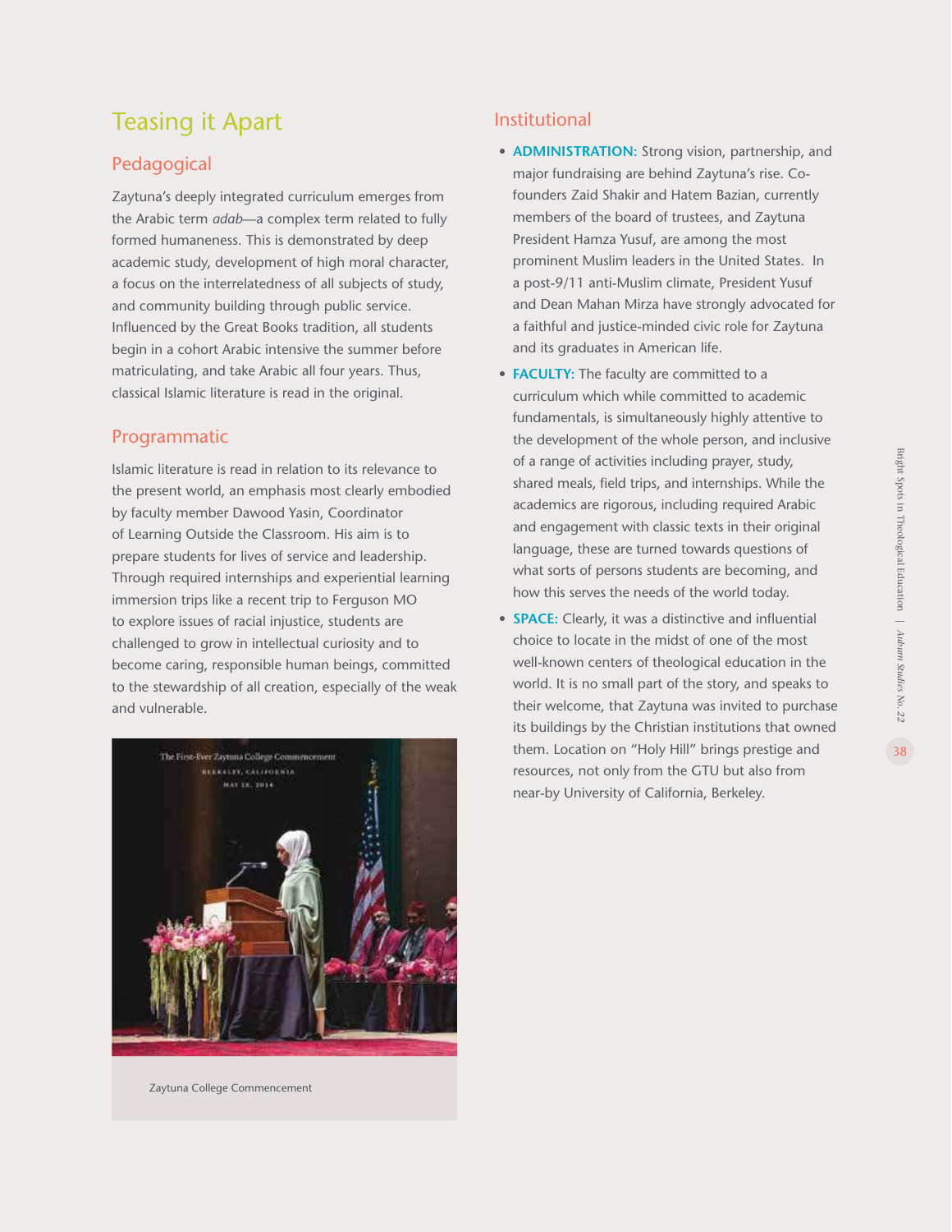## Teasing it Apart

### Pedagogical

Zaytuna's deeply integrated curriculum emerges from the Arabic term *adab*—a complex term related to fully formed humaneness. This is demonstrated by deep academic study, development of high moral character, a focus on the interrelatedness of all subjects of study, and community building through public service. Influenced by the Great Books tradition, all students begin in a cohort Arabic intensive the summer before matriculating, and take Arabic all four years. Thus, classical Islamic literature is read in the original.

### Programmatic

Islamic literature is read in relation to its relevance to the present world, an emphasis most clearly embodied by faculty member Dawood Yasin, Coordinator of Learning Outside the Classroom. His aim is to prepare students for lives of service and leadership. Through required internships and experiential learning immersion trips like a recent trip to Ferguson MO to explore issues of racial injustice, students are challenged to grow in intellectual curiosity and to become caring, responsible human beings, committed to the stewardship of all creation, especially of the weak and vulnerable.

Zaytuna College Commencement

### Institutional

- **ADMINISTRATION:** Strong vision, partnership, and major fundraising are behind Zaytuna's rise. Co-founders Zaid Shakir and Hatem Bazian, currently members of the board of trustees, and Zaytuna President Hamza Yusuf, are among the most prominent Muslim leaders in the United States. In a post-9/11 anti-Muslim climate, President Yusuf and Dean Mahan Mirza have strongly advocated for a faithful and justice-minded civic role for Zaytuna and its graduates in American life.
- **FACULTY:** The faculty are committed to a curriculum which while committed to academic fundamentals, is simultaneously highly attentive to the development of the whole person, and inclusive of a range of activities including prayer, study, shared meals, field trips, and internships. While the academics are rigorous, including required Arabic and engagement with classic texts in their original language, these are turned towards questions of what sorts of persons students are becoming, and how this serves the needs of the world today.
- **SPACE:** Clearly, it was a distinctive and influential choice to locate in the midst of one of the most well-known centers of theological education in the world. It is no small part of the story, and speaks to their welcome, that Zaytuna was invited to purchase its buildings by the Christian institutions that owned them. Location on "Holy Hill" brings prestige and resources, not only from the GTU but also from near-by University of California, Berkeley.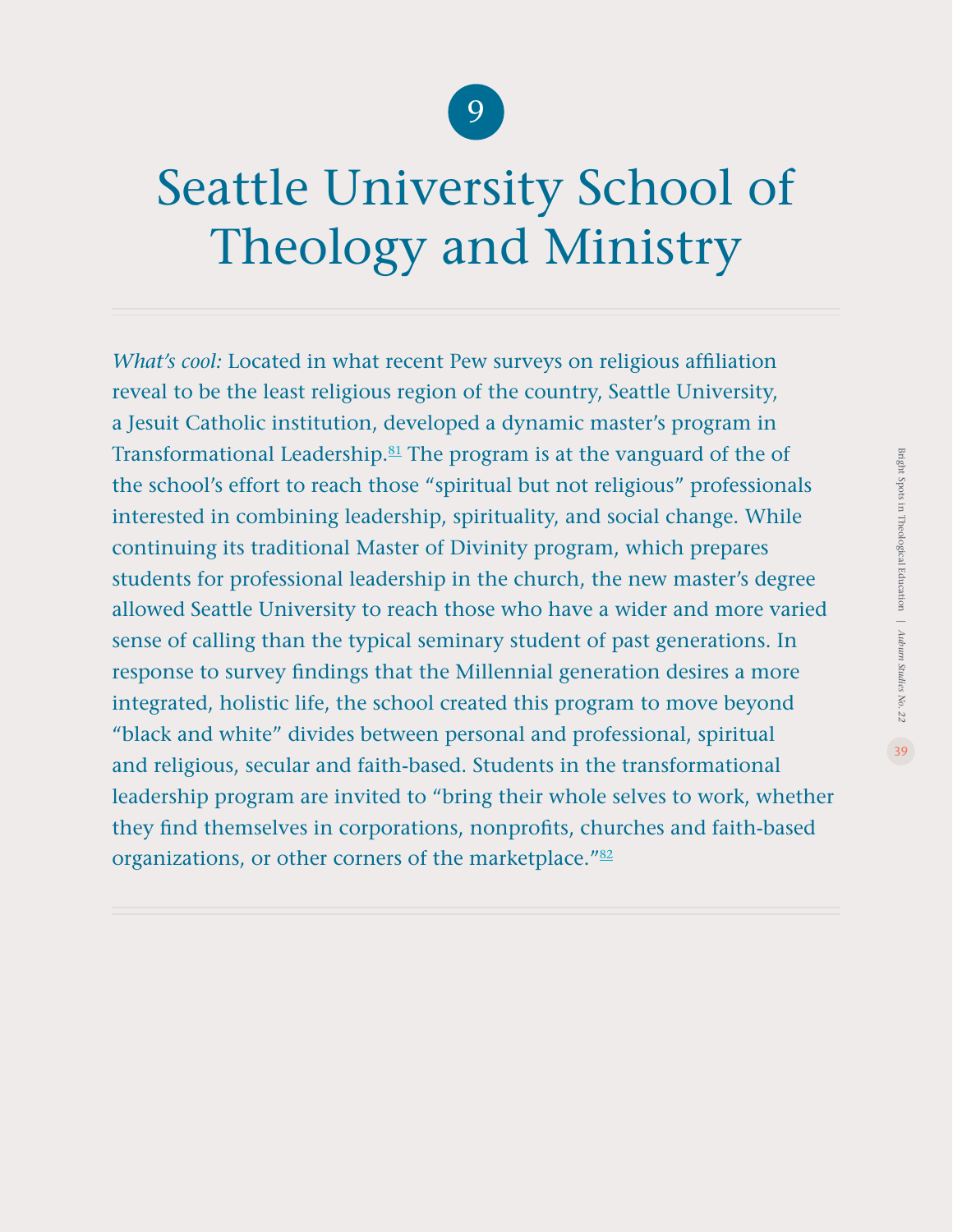# 9

# Seattle University School of Theology and Ministry

*What's cool:* Located in what recent Pew surveys on religious affiliation reveal to be the least religious region of the country, Seattle University, a Jesuit Catholic institution, developed a dynamic master's program in Transformational Leadership.[81] The program is at the vanguard of the of the school's effort to reach those "spiritual but not religious" professionals interested in combining leadership, spirituality, and social change. While continuing its traditional Master of Divinity program, which prepares students for professional leadership in the church, the new master's degree allowed Seattle University to reach those who have a wider and more varied sense of calling than the typical seminary student of past generations. In response to survey findings that the Millennial generation desires a more integrated, holistic life, the school created this program to move beyond "black and white" divides between personal and professional, spiritual and religious, secular and faith-based. Students in the transformational leadership program are invited to "bring their whole selves to work, whether they find themselves in corporations, nonprofits, churches and faith-based organizations, or other corners of the marketplace."[82]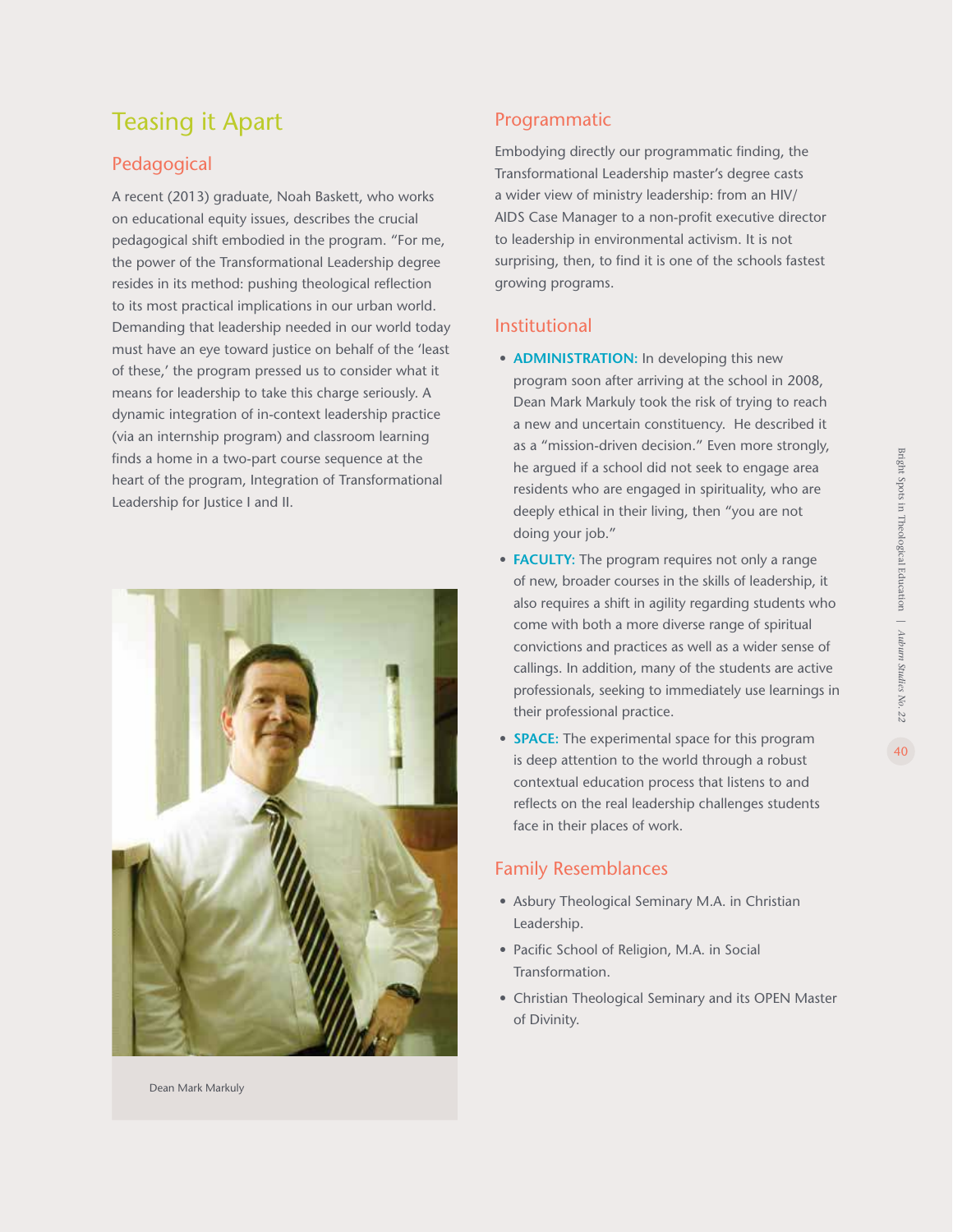# Teasing it Apart

## Pedagogical

A recent (2013) graduate, Noah Baskett, who works on educational equity issues, describes the crucial pedagogical shift embodied in the program. "For me, the power of the Transformational Leadership degree resides in its method: pushing theological reflection to its most practical implications in our urban world. Demanding that leadership needed in our world today must have an eye toward justice on behalf of the 'least of these,' the program pressed us to consider what it means for leadership to take this charge seriously. A dynamic integration of in-context leadership practice (via an internship program) and classroom learning finds a home in a two-part course sequence at the heart of the program, Integration of Transformational Leadership for Justice I and II.

Dean Mark Markuly

## Programmatic

Embodying directly our programmatic finding, the Transformational Leadership master's degree casts a wider view of ministry leadership: from an HIV/AIDS Case Manager to a non-profit executive director to leadership in environmental activism. It is not surprising, then, to find it is one of the schools fastest growing programs.

## Institutional

- **ADMINISTRATION:** In developing this new program soon after arriving at the school in 2008, Dean Mark Markuly took the risk of trying to reach a new and uncertain constituency. He described it as a "mission-driven decision." Even more strongly, he argued if a school did not seek to engage area residents who are engaged in spirituality, who are deeply ethical in their living, then "you are not doing your job."
- **FACULTY:** The program requires not only a range of new, broader courses in the skills of leadership, it also requires a shift in agility regarding students who come with both a more diverse range of spiritual convictions and practices as well as a wider sense of callings. In addition, many of the students are active professionals, seeking to immediately use learnings in their professional practice.
- **SPACE:** The experimental space for this program is deep attention to the world through a robust contextual education process that listens to and reflects on the real leadership challenges students face in their places of work.

## Family Resemblances

- Asbury Theological Seminary M.A. in Christian Leadership.
- Pacific School of Religion, M.A. in Social Transformation.
- Christian Theological Seminary and its OPEN Master of Divinity.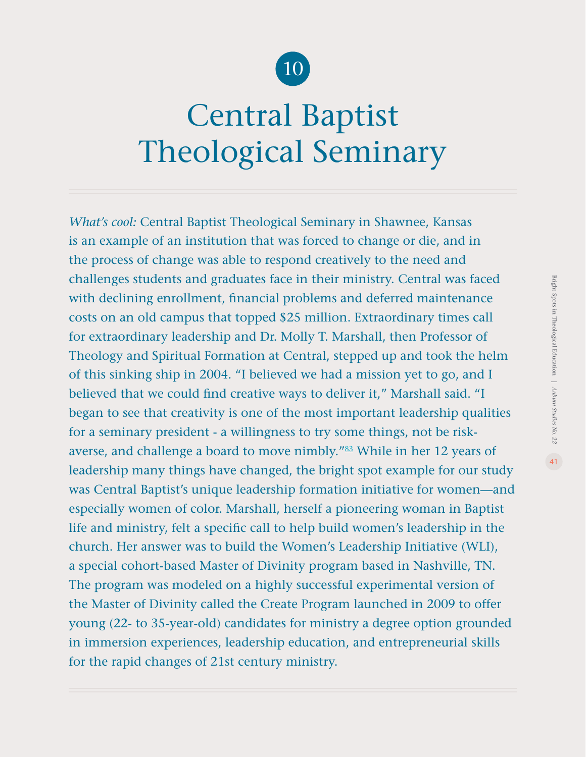10

# Central Baptist Theological Seminary

*What's cool:* Central Baptist Theological Seminary in Shawnee, Kansas is an example of an institution that was forced to change or die, and in the process of change was able to respond creatively to the need and challenges students and graduates face in their ministry. Central was faced with declining enrollment, financial problems and deferred maintenance costs on an old campus that topped $25 million. Extraordinary times call for extraordinary leadership and Dr. Molly T. Marshall, then Professor of Theology and Spiritual Formation at Central, stepped up and took the helm of this sinking ship in 2004. "I believed we had a mission yet to go, and I believed that we could find creative ways to deliver it," Marshall said. "I began to see that creativity is one of the most important leadership qualities for a seminary president - a willingness to try some things, not be risk-averse, and challenge a board to move nimbly."[83] While in her 12 years of leadership many things have changed, the bright spot example for our study was Central Baptist's unique leadership formation initiative for women—and especially women of color. Marshall, herself a pioneering woman in Baptist life and ministry, felt a specific call to help build women's leadership in the church. Her answer was to build the Women's Leadership Initiative (WLI), a special cohort-based Master of Divinity program based in Nashville, TN. The program was modeled on a highly successful experimental version of the Master of Divinity called the Create Program launched in 2009 to offer young (22- to 35-year-old) candidates for ministry a degree option grounded in immersion experiences, leadership education, and entrepreneurial skills for the rapid changes of 21st century ministry.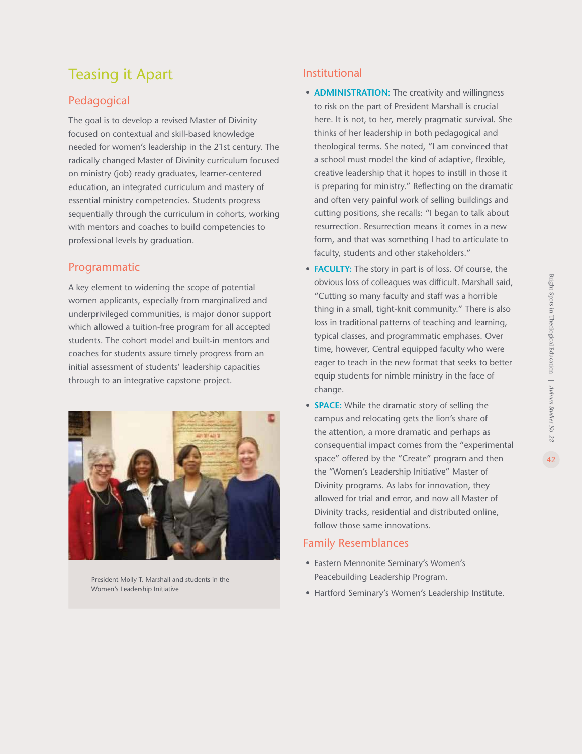## Teasing it Apart

### Pedagogical

The goal is to develop a revised Master of Divinity focused on contextual and skill-based knowledge needed for women's leadership in the 21st century. The radically changed Master of Divinity curriculum focused on ministry (job) ready graduates, learner-centered education, an integrated curriculum and mastery of essential ministry competencies. Students progress sequentially through the curriculum in cohorts, working with mentors and coaches to build competencies to professional levels by graduation.

### Programmatic

A key element to widening the scope of potential women applicants, especially from marginalized and underprivileged communities, is major donor support which allowed a tuition-free program for all accepted students. The cohort model and built-in mentors and coaches for students assure timely progress from an initial assessment of students' leadership capacities through to an integrative capstone project.

President Molly T. Marshall and students in the Women's Leadership Initiative

### Institutional

- **ADMINISTRATION:** The creativity and willingness to risk on the part of President Marshall is crucial here. It is not, to her, merely pragmatic survival. She thinks of her leadership in both pedagogical and theological terms. She noted, "I am convinced that a school must model the kind of adaptive, flexible, creative leadership that it hopes to instill in those it is preparing for ministry." Reflecting on the dramatic and often very painful work of selling buildings and cutting positions, she recalls: "I began to talk about resurrection. Resurrection means it comes in a new form, and that was something I had to articulate to faculty, students and other stakeholders."
- **FACULTY:** The story in part is of loss. Of course, the obvious loss of colleagues was difficult. Marshall said, "Cutting so many faculty and staff was a horrible thing in a small, tight-knit community." There is also loss in traditional patterns of teaching and learning, typical classes, and programmatic emphases. Over time, however, Central equipped faculty who were eager to teach in the new format that seeks to better equip students for nimble ministry in the face of change.
- **SPACE:** While the dramatic story of selling the campus and relocating gets the lion's share of the attention, a more dramatic and perhaps as consequential impact comes from the "experimental space" offered by the "Create" program and then the "Women's Leadership Initiative" Master of Divinity programs. As labs for innovation, they allowed for trial and error, and now all Master of Divinity tracks, residential and distributed online, follow those same innovations.

### Family Resemblances

- Eastern Mennonite Seminary's Women's Peacebuilding Leadership Program.
- Hartford Seminary's Women's Leadership Institute.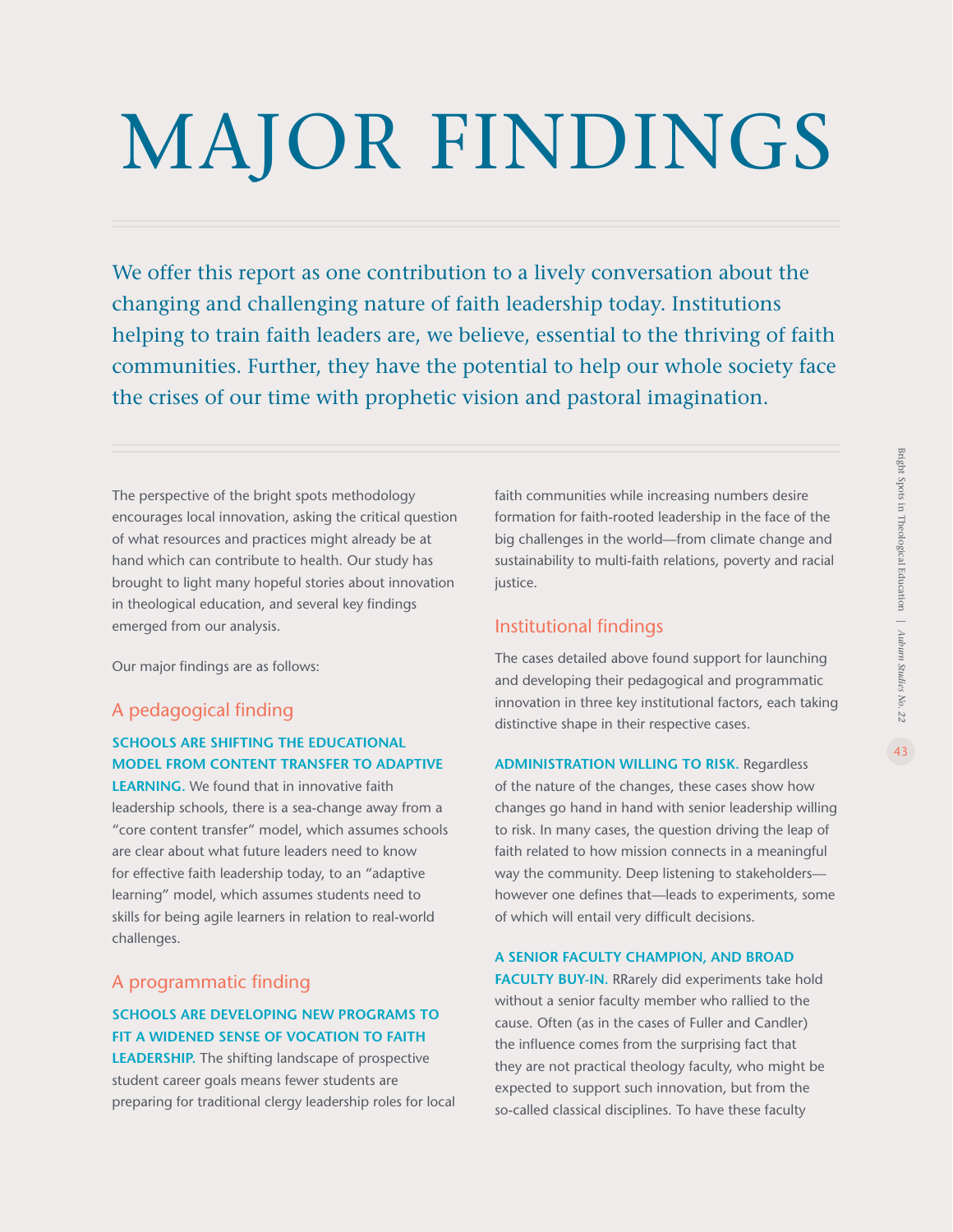# MAJOR FINDINGS

We offer this report as one contribution to a lively conversation about the changing and challenging nature of faith leadership today. Institutions helping to train faith leaders are, we believe, essential to the thriving of faith communities. Further, they have the potential to help our whole society face the crises of our time with prophetic vision and pastoral imagination.

The perspective of the bright spots methodology encourages local innovation, asking the critical question of what resources and practices might already be at hand which can contribute to health. Our study has brought to light many hopeful stories about innovation in theological education, and several key findings emerged from our analysis.

Our major findings are as follows:

## A pedagogical finding

**SCHOOLS ARE SHIFTING THE EDUCATIONAL MODEL FROM CONTENT TRANSFER TO ADAPTIVE LEARNING.** We found that in innovative faith leadership schools, there is a sea-change away from a "core content transfer" model, which assumes schools are clear about what future leaders need to know for effective faith leadership today, to an "adaptive learning" model, which assumes students need to skills for being agile learners in relation to real-world challenges.

## A programmatic finding

**SCHOOLS ARE DEVELOPING NEW PROGRAMS TO FIT A WIDENED SENSE OF VOCATION TO FAITH LEADERSHIP.** The shifting landscape of prospective student career goals means fewer students are preparing for traditional clergy leadership roles for local faith communities while increasing numbers desire formation for faith-rooted leadership in the face of the big challenges in the world—from climate change and sustainability to multi-faith relations, poverty and racial justice.

## Institutional findings

The cases detailed above found support for launching and developing their pedagogical and programmatic innovation in three key institutional factors, each taking distinctive shape in their respective cases.

**ADMINISTRATION WILLING TO RISK.** Regardless of the nature of the changes, these cases show how changes go hand in hand with senior leadership willing to risk. In many cases, the question driving the leap of faith related to how mission connects in a meaningful way the community. Deep listening to stakeholders—however one defines that—leads to experiments, some of which will entail very difficult decisions.

**A SENIOR FACULTY CHAMPION, AND BROAD FACULTY BUY-IN.** RRarely did experiments take hold without a senior faculty member who rallied to the cause. Often (as in the cases of Fuller and Candler) the influence comes from the surprising fact that they are not practical theology faculty, who might be expected to support such innovation, but from the so-called classical disciplines. To have these faculty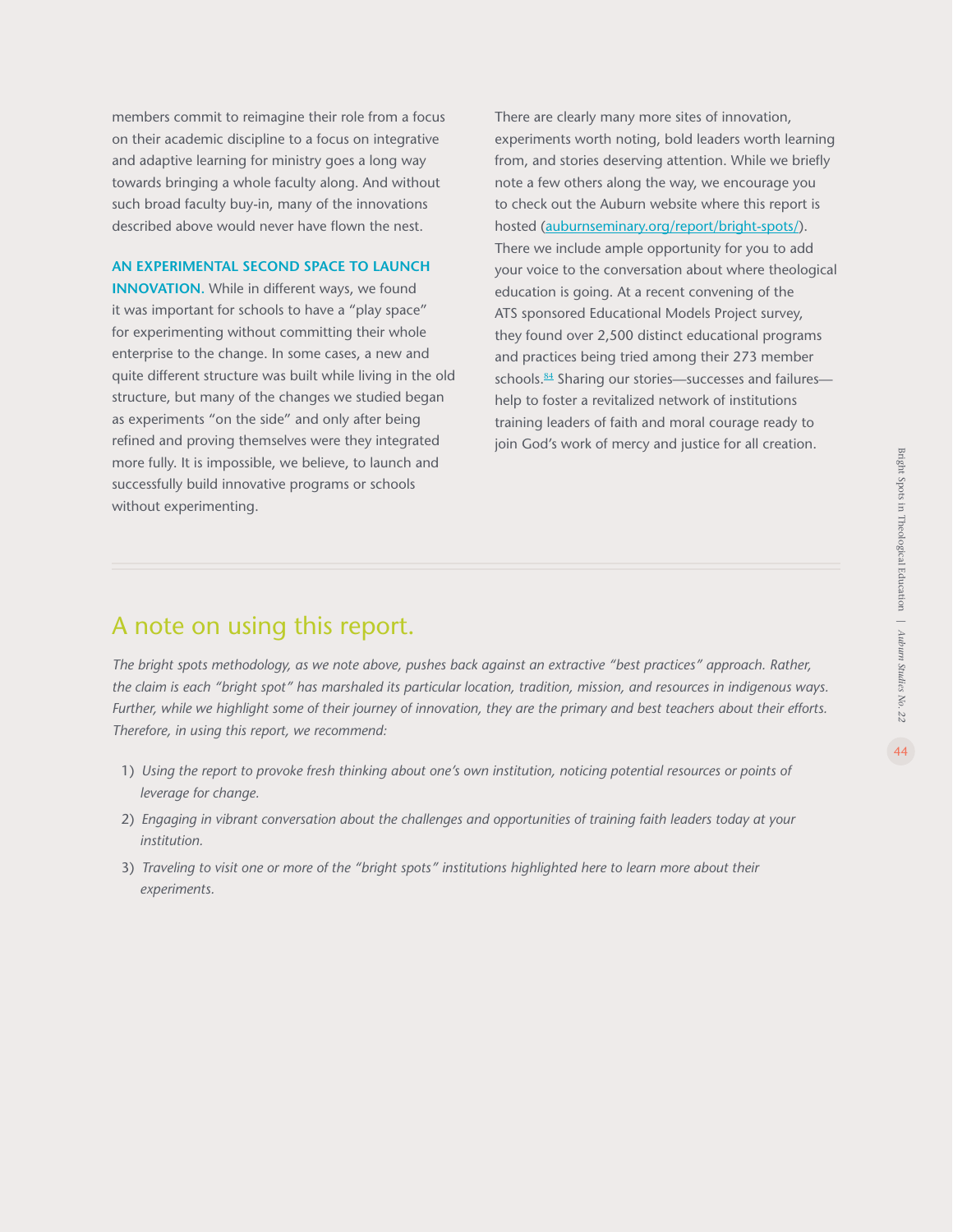members commit to reimagine their role from a focus on their academic discipline to a focus on integrative and adaptive learning for ministry goes a long way towards bringing a whole faculty along. And without such broad faculty buy-in, many of the innovations described above would never have flown the nest.

**AN EXPERIMENTAL SECOND SPACE TO LAUNCH INNOVATION.** While in different ways, we found it was important for schools to have a "play space" for experimenting without committing their whole enterprise to the change. In some cases, a new and quite different structure was built while living in the old structure, but many of the changes we studied began as experiments "on the side" and only after being refined and proving themselves were they integrated more fully. It is impossible, we believe, to launch and successfully build innovative programs or schools without experimenting.

There are clearly many more sites of innovation, experiments worth noting, bold leaders worth learning from, and stories deserving attention. While we briefly note a few others along the way, we encourage you to check out the Auburn website where this report is hosted (auburnseminary.org/report/bright-spots/). There we include ample opportunity for you to add your voice to the conversation about where theological education is going. At a recent convening of the ATS sponsored Educational Models Project survey, they found over 2,500 distinct educational programs and practices being tried among their 273 member schools.[84] Sharing our stories—successes and failures—help to foster a revitalized network of institutions training leaders of faith and moral courage ready to join God's work of mercy and justice for all creation.

## A note on using this report.

*The bright spots methodology, as we note above, pushes back against an extractive "best practices" approach. Rather, the claim is each "bright spot" has marshaled its particular location, tradition, mission, and resources in indigenous ways. Further, while we highlight some of their journey of innovation, they are the primary and best teachers about their efforts. Therefore, in using this report, we recommend:*

1) *Using the report to provoke fresh thinking about one's own institution, noticing potential resources or points of leverage for change.*
2) *Engaging in vibrant conversation about the challenges and opportunities of training faith leaders today at your institution.*
3) *Traveling to visit one or more of the "bright spots" institutions highlighted here to learn more about their experiments.*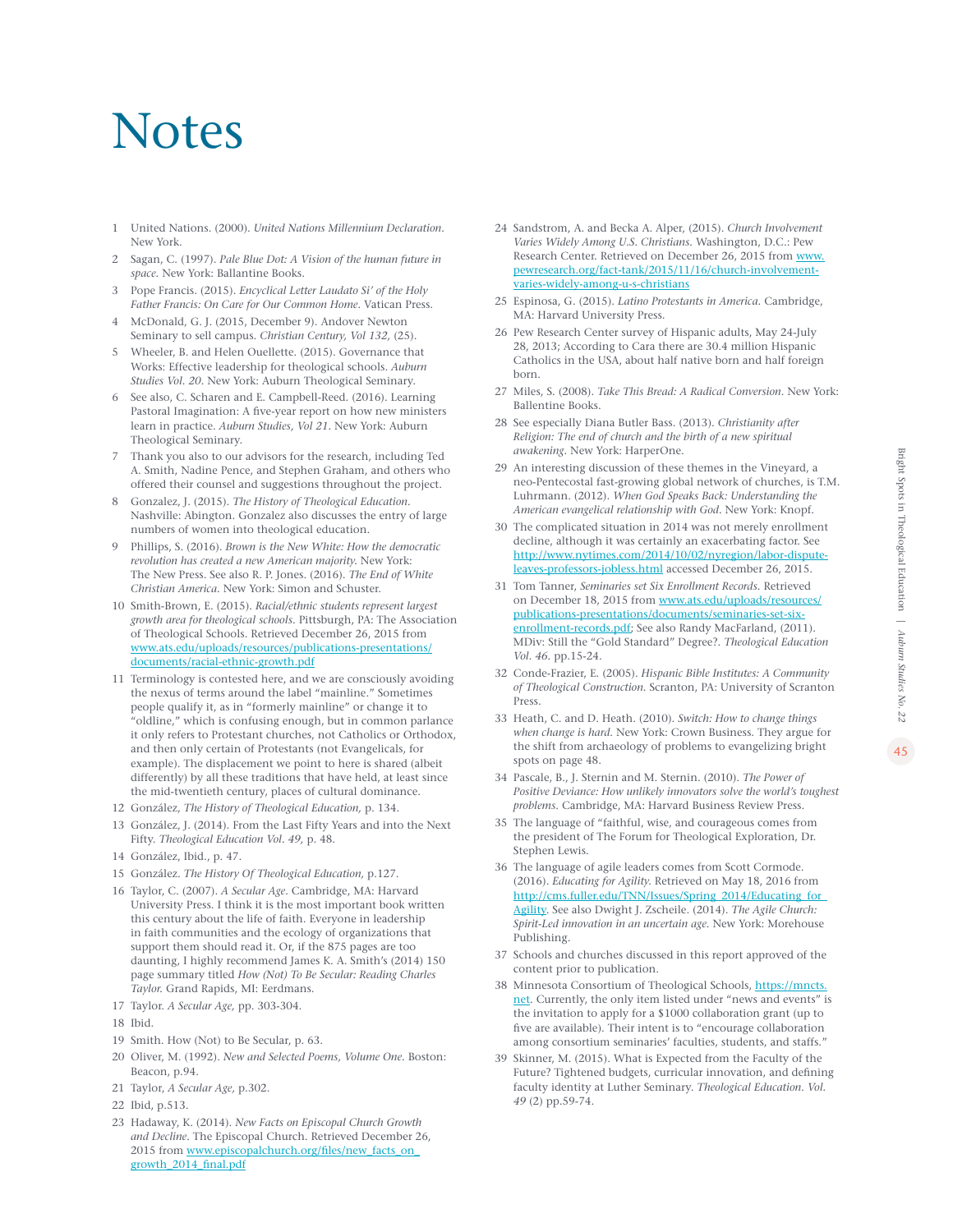# Notes

1. United Nations. (2000). *United Nations Millennium Declaration*. New York.
2. Sagan, C. (1997). *Pale Blue Dot: A Vision of the human future in space*. New York: Ballantine Books.
3. Pope Francis. (2015). *Encyclical Letter Laudato Si' of the Holy Father Francis: On Care for Our Common Home*. Vatican Press.
4. McDonald, G. J. (2015, December 9). Andover Newton Seminary to sell campus. *Christian Century, Vol 132,* (25).
5. Wheeler, B. and Helen Ouellette. (2015). Governance that Works: Effective leadership for theological schools. *Auburn Studies Vol. 20*. New York: Auburn Theological Seminary.
6. See also, C. Scharen and E. Campbell-Reed. (2016). Learning Pastoral Imagination: A five-year report on how new ministers learn in practice. *Auburn Studies, Vol 21*. New York: Auburn Theological Seminary.
7. Thank you also to our advisors for the research, including Ted A. Smith, Nadine Pence, and Stephen Graham, and others who offered their counsel and suggestions throughout the project.
8. Gonzalez, J. (2015). *The History of Theological Education*. Nashville: Abington. Gonzalez also discusses the entry of large numbers of women into theological education.
9. Phillips, S. (2016). *Brown is the New White: How the democratic revolution has created a new American majority*. New York: The New Press. See also R. P. Jones. (2016). *The End of White Christian America*. New York: Simon and Schuster.
10. Smith-Brown, E. (2015). *Racial/ethnic students represent largest growth area for theological schools*. Pittsburgh, PA: The Association of Theological Schools. Retrieved December 26, 2015 from www.ats.edu/uploads/resources/publications-presentations/documents/racial-ethnic-growth.pdf
11. Terminology is contested here, and we are consciously avoiding the nexus of terms around the label "mainline." Sometimes people qualify it, as in "formerly mainline" or change it to "oldline," which is confusing enough, but in common parlance it only refers to Protestant churches, not Catholics or Orthodox, and then only certain of Protestants (not Evangelicals, for example). The displacement we point to here is shared (albeit differently) by all these traditions that have held, at least since the mid-twentieth century, places of cultural dominance.
12. González, *The History of Theological Education,* p. 134.
13. González, J. (2014). From the Last Fifty Years and into the Next Fifty. *Theological Education Vol. 49,* p. 48.
14. González, Ibid., p. 47.
15. González. *The History Of Theological Education,* p.127.
16. Taylor, C. (2007). *A Secular Age*. Cambridge, MA: Harvard University Press. I think it is the most important book written this century about the life of faith. Everyone in leadership in faith communities and the ecology of organizations that support them should read it. Or, if the 875 pages are too daunting, I highly recommend James K. A. Smith's (2014) 150 page summary titled *How (Not) To Be Secular: Reading Charles Taylor.* Grand Rapids, MI: Eerdmans.
17. Taylor. *A Secular Age,* pp. 303-304.
18. Ibid.
19. Smith. How (Not) to Be Secular, p. 63.
20. Oliver, M. (1992). *New and Selected Poems, Volume One*. Boston: Beacon, p.94.
21. Taylor, *A Secular Age,* p.302.
22. Ibid, p.513.
23. Hadaway, K. (2014). *New Facts on Episcopal Church Growth and Decline*. The Episcopal Church. Retrieved December 26, 2015 from www.episcopalchurch.org/files/new_facts_on_growth_2014_final.pdf
24. Sandstrom, A. and Becka A. Alper, (2015). *Church Involvement Varies Widely Among U.S. Christians*. Washington, D.C.: Pew Research Center. Retrieved on December 26, 2015 from www.pewresearch.org/fact-tank/2015/11/16/church-involvement-varies-widely-among-u-s-christians
25. Espinosa, G. (2015). *Latino Protestants in America*. Cambridge, MA: Harvard University Press.
26. Pew Research Center survey of Hispanic adults, May 24-July 28, 2013; According to Cara there are 30.4 million Hispanic Catholics in the USA, about half native born and half foreign born.
27. Miles, S. (2008). *Take This Bread: A Radical Conversion*. New York: Ballentine Books.
28. See especially Diana Butler Bass. (2013). *Christianity after Religion: The end of church and the birth of a new spiritual awakening*. New York: HarperOne.
29. An interesting discussion of these themes in the Vineyard, a neo-Pentecostal fast-growing global network of churches, is T.M. Luhrmann. (2012). *When God Speaks Back: Understanding the American evangelical relationship with God*. New York: Knopf.
30. The complicated situation in 2014 was not merely enrollment decline, although it was certainly an exacerbating factor. See http://www.nytimes.com/2014/10/02/nyregion/labor-dispute-leaves-professors-jobless.html accessed December 26, 2015.
31. Tom Tanner, *Seminaries set Six Enrollment Records*. Retrieved on December 18, 2015 from www.ats.edu/uploads/resources/publications-presentations/documents/seminaries-set-six-enrollment-records.pdf; See also Randy MacFarland, (2011). MDiv: Still the "Gold Standard" Degree?. *Theological Education Vol. 46*. pp.15-24.
32. Conde-Frazier, E. (2005). *Hispanic Bible Institutes: A Community of Theological Construction*. Scranton, PA: University of Scranton Press.
33. Heath, C. and D. Heath. (2010). *Switch: How to change things when change is hard*. New York: Crown Business. They argue for the shift from archaeology of problems to evangelizing bright spots on page 48.
34. Pascale, B., J. Sternin and M. Sternin. (2010). *The Power of Positive Deviance: How unlikely innovators solve the world's toughest problems*. Cambridge, MA: Harvard Business Review Press.
35. The language of "faithful, wise, and courageous comes from the president of The Forum for Theological Exploration, Dr. Stephen Lewis.
36. The language of agile leaders comes from Scott Cormode. (2016). *Educating for Agility*. Retrieved on May 18, 2016 from http://cms.fuller.edu/TNN/Issues/Spring_2014/Educating_for_Agility. See also Dwight J. Zscheile. (2014). *The Agile Church: Spirit-Led innovation in an uncertain age*. New York: Morehouse Publishing.
37. Schools and churches discussed in this report approved of the content prior to publication.
38. Minnesota Consortium of Theological Schools, https://mncts.net. Currently, the only item listed under "news and events" is the invitation to apply for a $1000 collaboration grant (up to five are available). Their intent is to "encourage collaboration among consortium seminaries' faculties, students, and staffs."
39. Skinner, M. (2015). What is Expected from the Faculty of the Future? Tightened budgets, curricular innovation, and defining faculty identity at Luther Seminary. *Theological Education. Vol. 49* (2) pp.59-74.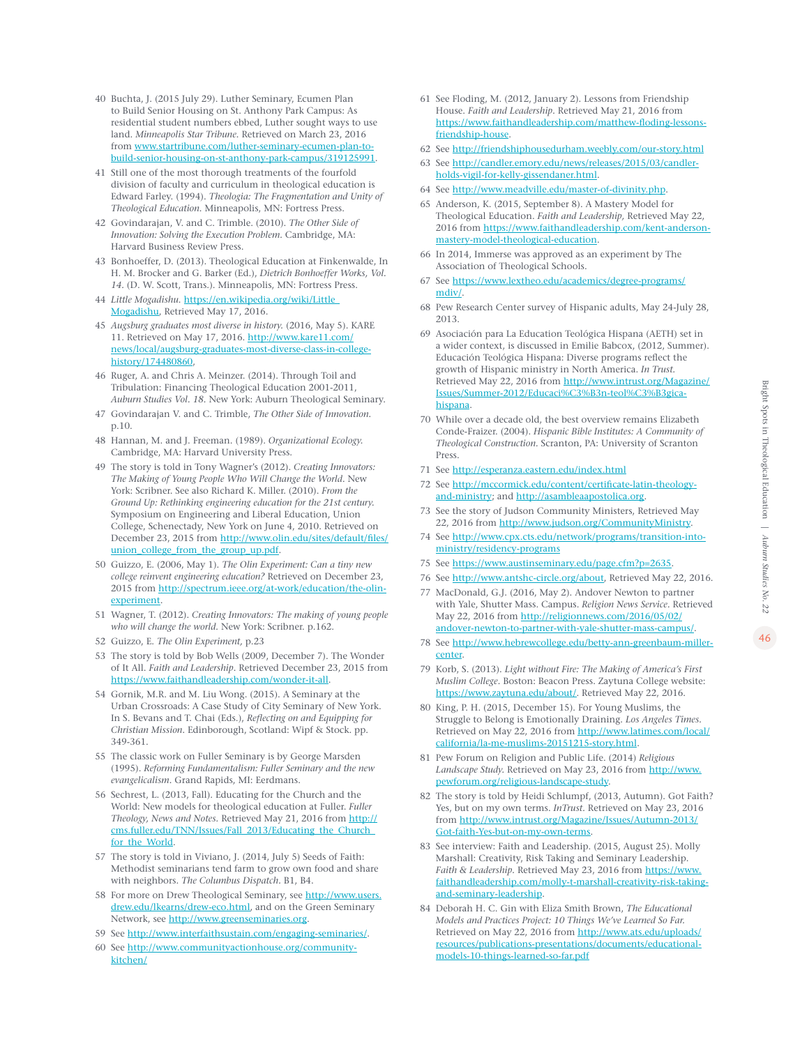40 Buchta, J. (2015 July 29). Luther Seminary, Ecumen Plan to Build Senior Housing on St. Anthony Park Campus: As residential student numbers ebbed, Luther sought ways to use land. *Minneapolis Star Tribune*. Retrieved on March 23, 2016 from www.startribune.com/luther-seminary-ecumen-plan-to-build-senior-housing-on-st-anthony-park-campus/319125991.

41 Still one of the most thorough treatments of the fourfold division of faculty and curriculum in theological education is Edward Farley. (1994). *Theologia: The Fragmentation and Unity of Theological Education*. Minneapolis, MN: Fortress Press.

42 Govindarajan, V. and C. Trimble. (2010). *The Other Side of Innovation: Solving the Execution Problem*. Cambridge, MA: Harvard Business Review Press.

43 Bonhoeffer, D. (2013). Theological Education at Finkenwalde, In H. M. Brocker and G. Barker (Ed.), *Dietrich Bonhoeffer Works, Vol. 14*. (D. W. Scott, Trans.). Minneapolis, MN: Fortress Press.

44 *Little Mogadishu*. https://en.wikipedia.org/wiki/Little_Mogadishu, Retrieved May 17, 2016.

45 *Augsburg graduates most diverse in history*. (2016, May 5). KARE 11. Retrieved on May 17, 2016. http://www.kare11.com/news/local/augsburg-graduates-most-diverse-class-in-college-history/174480860,

46 Ruger, A. and Chris A. Meinzer. (2014). Through Toil and Tribulation: Financing Theological Education 2001-2011, *Auburn Studies Vol. 18*. New York: Auburn Theological Seminary.

47 Govindarajan V. and C. Trimble, *The Other Side of Innovation*. p.10.

48 Hannan, M. and J. Freeman. (1989). *Organizational Ecology*. Cambridge, MA: Harvard University Press.

49 The story is told in Tony Wagner's (2012). *Creating Innovators: The Making of Young People Who Will Change the World*. New York: Scribner. See also Richard K. Miller. (2010). *From the Ground Up: Rethinking engineering education for the 21st century*. Symposium on Engineering and Liberal Education, Union College, Schenectady, New York on June 4, 2010. Retrieved on December 23, 2015 from http://www.olin.edu/sites/default/files/union_college_from_the_group_up.pdf.

50 Guizzo, E. (2006, May 1). *The Olin Experiment: Can a tiny new college reinvent engineering education?* Retrieved on December 23, 2015 from http://spectrum.ieee.org/at-work/education/the-olin-experiment.

51 Wagner, T. (2012). *Creating Innovators: The making of young people who will change the world*. New York: Scribner. p.162.

52 Guizzo, E. *The Olin Experiment*, p.23

53 The story is told by Bob Wells (2009, December 7). The Wonder of It All. *Faith and Leadership*. Retrieved December 23, 2015 from https://www.faithandleadership.com/wonder-it-all.

54 Gornik, M.R. and M. Liu Wong. (2015). A Seminary at the Urban Crossroads: A Case Study of City Seminary of New York. In S. Bevans and T. Chai (Eds.), *Reflecting on and Equipping for Christian Mission*. Edinborough, Scotland: Wipf & Stock. pp. 349-361.

55 The classic work on Fuller Seminary is by George Marsden (1995). *Reforming Fundamentalism: Fuller Seminary and the new evangelicalism*. Grand Rapids, MI: Eerdmans.

56 Sechrest, L. (2013, Fall). Educating for the Church and the World: New models for theological education at Fuller. *Fuller Theology, News and Notes*. Retrieved May 21, 2016 from http://cms.fuller.edu/TNN/Issues/Fall_2013/Educating_the_Church_for_the_World.

57 The story is told in Viviano, J. (2014, July 5) Seeds of Faith: Methodist seminarians tend farm to grow own food and share with neighbors. *The Columbus Dispatch*. B1, B4.

58 For more on Drew Theological Seminary, see http://www.users.drew.edu/lkearns/drew-eco.html, and on the Green Seminary Network, see http://www.greenseminaries.org.

59 See http://www.interfaithsustain.com/engaging-seminaries/.

60 See http://www.communityactionhouse.org/community-kitchen/

61 See Floding, M. (2012, January 2). Lessons from Friendship House. *Faith and Leadership*. Retrieved May 21, 2016 from https://www.faithandleadership.com/matthew-floding-lessons-friendship-house.

62 See http://friendshiphousedurham.weebly.com/our-story.html

63 See http://candler.emory.edu/news/releases/2015/03/candler-holds-vigil-for-kelly-gissendaner.html.

64 See http://www.meadville.edu/master-of-divinity.php.

65 Anderson, K. (2015, September 8). A Mastery Model for Theological Education. *Faith and Leadership*, Retrieved May 22, 2016 from https://www.faithandleadership.com/kent-anderson-mastery-model-theological-education.

66 In 2014, Immerse was approved as an experiment by The Association of Theological Schools.

67 See https://www.lextheo.edu/academics/degree-programs/mdiv/.

68 Pew Research Center survey of Hispanic adults, May 24-July 28, 2013.

69 Asociación para La Education Teológica Hispana (AETH) set in a wider context, is discussed in Emilie Babcox, (2012, Summer). Educación Teológica Hispana: Diverse programs reflect the growth of Hispanic ministry in North America. *In Trust*. Retrieved May 22, 2016 from http://www.intrust.org/Magazine/Issues/Summer-2012/Educaci%C3%B3n-teol%C3%B3gica-hispana.

70 While over a decade old, the best overview remains Elizabeth Conde-Fraizer. (2004). *Hispanic Bible Institutes: A Community of Theological Construction*. Scranton, PA: University of Scranton Press.

71 See http://esperanza.eastern.edu/index.html

72 See http://mccormick.edu/content/certificate-latin-theology-and-ministry; and http://asambleaapostolica.org.

73 See the story of Judson Community Ministers, Retrieved May 22, 2016 from http://www.judson.org/CommunityMinistry.

74 See http://www.cpx.cts.edu/network/programs/transition-into-ministry/residency-programs

75 See https://www.austinseminary.edu/page.cfm?p=2635.

76 See http://www.antshc-circle.org/about, Retrieved May 22, 2016.

77 MacDonald, G.J. (2016, May 2). Andover Newton to partner with Yale, Shutter Mass. Campus. *Religion News Service*. Retrieved May 22, 2016 from http://religionnews.com/2016/05/02/andover-newton-to-partner-with-yale-shutter-mass-campus/.

78 See http://www.hebrewcollege.edu/betty-ann-greenbaum-miller-center.

79 Korb, S. (2013). *Light without Fire: The Making of America's First Muslim College*. Boston: Beacon Press. Zaytuna College website: https://www.zaytuna.edu/about/. Retrieved May 22, 2016.

80 King, P. H. (2015, December 15). For Young Muslims, the Struggle to Belong is Emotionally Draining. *Los Angeles Times*. Retrieved on May 22, 2016 from http://www.latimes.com/local/california/la-me-muslims-20151215-story.html.

81 Pew Forum on Religion and Public Life. (2014) *Religious Landscape Study*. Retrieved on May 23, 2016 from http://www.pewforum.org/religious-landscape-study.

82 The story is told by Heidi Schlumpf, (2013, Autumn). Got Faith? Yes, but on my own terms. *InTrust*. Retrieved on May 23, 2016 from http://www.intrust.org/Magazine/Issues/Autumn-2013/Got-faith-Yes-but-on-my-own-terms.

83 See interview: Faith and Leadership. (2015, August 25). Molly Marshall: Creativity, Risk Taking and Seminary Leadership. *Faith & Leadership*. Retrieved May 23, 2016 from https://www.faithandleadership.com/molly-t-marshall-creativity-risk-taking-and-seminary-leadership.

84 Deborah H. C. Gin with Eliza Smith Brown, *The Educational Models and Practices Project: 10 Things We've Learned So Far*. Retrieved on May 22, 2016 from http://www.ats.edu/uploads/resources/publications-presentations/documents/educational-models-10-things-learned-so-far.pdf